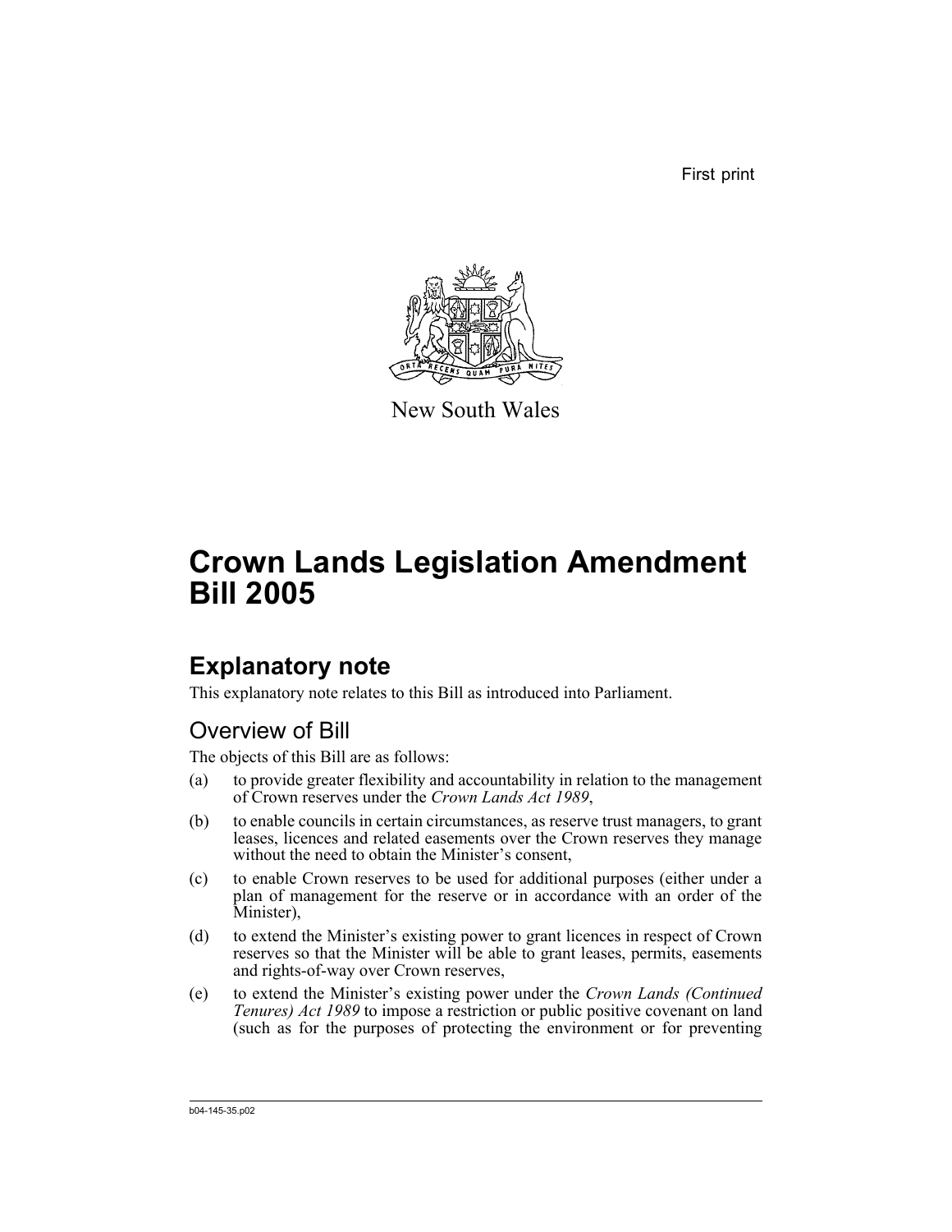First print

New South Wales

# Crown Lands Legislation Amendment Bill 2005

## Explanatory note

This explanatory note relates to this Bill as introduced into Parliament.

### Overview of Bill

The objects of this Bill are as follows:

(a) to provide greater flexibility and accountability in relation to the management of Crown reserves under the *Crown Lands Act 1989*,

(b) to enable councils in certain circumstances, as reserve trust managers, to grant leases, licences and related easements over the Crown reserves they manage without the need to obtain the Minister's consent,

(c) to enable Crown reserves to be used for additional purposes (either under a plan of management for the reserve or in accordance with an order of the Minister),

(d) to extend the Minister's existing power to grant licences in respect of Crown reserves so that the Minister will be able to grant leases, permits, easements and rights-of-way over Crown reserves,

(e) to extend the Minister's existing power under the *Crown Lands (Continued Tenures) Act 1989* to impose a restriction or public positive covenant on land (such as for the purposes of protecting the environment or for preventing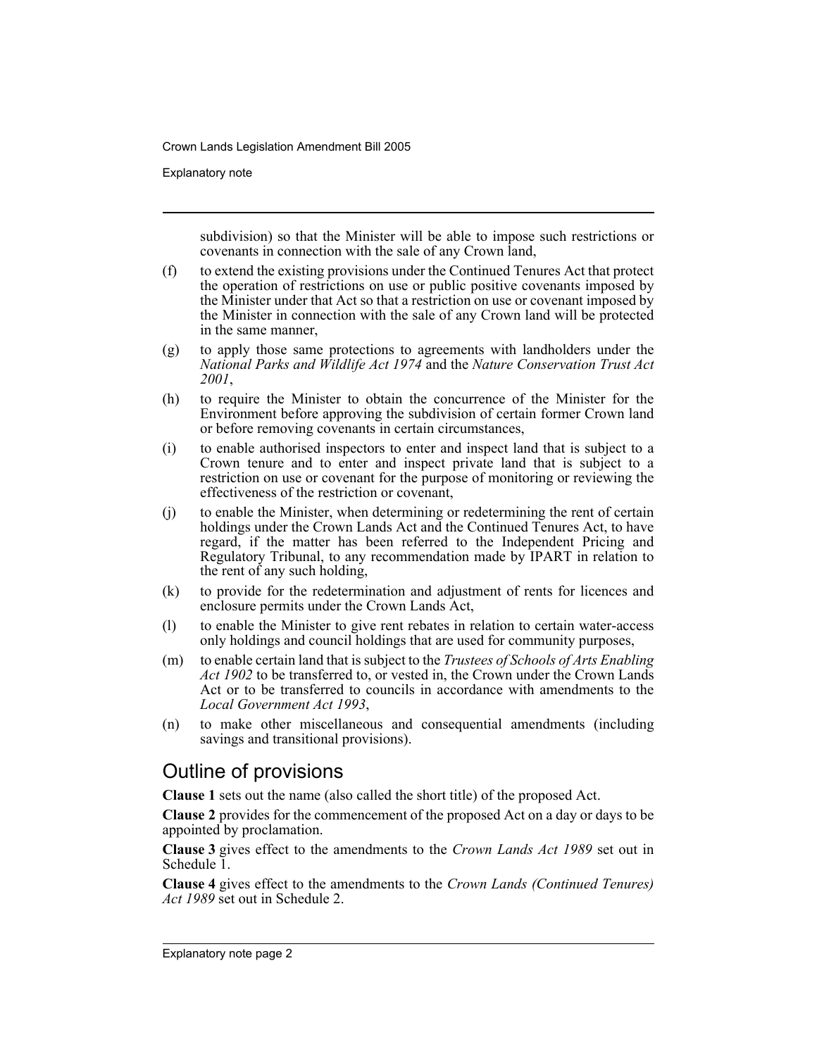subdivision) so that the Minister will be able to impose such restrictions or covenants in connection with the sale of any Crown land,

(f) to extend the existing provisions under the Continued Tenures Act that protect the operation of restrictions on use or public positive covenants imposed by the Minister under that Act so that a restriction on use or covenant imposed by the Minister in connection with the sale of any Crown land will be protected in the same manner,

(g) to apply those same protections to agreements with landholders under the *National Parks and Wildlife Act 1974* and the *Nature Conservation Trust Act 2001*,

(h) to require the Minister to obtain the concurrence of the Minister for the Environment before approving the subdivision of certain former Crown land or before removing covenants in certain circumstances,

(i) to enable authorised inspectors to enter and inspect land that is subject to a Crown tenure and to enter and inspect private land that is subject to a restriction on use or covenant for the purpose of monitoring or reviewing the effectiveness of the restriction or covenant,

(j) to enable the Minister, when determining or redetermining the rent of certain holdings under the Crown Lands Act and the Continued Tenures Act, to have regard, if the matter has been referred to the Independent Pricing and Regulatory Tribunal, to any recommendation made by IPART in relation to the rent of any such holding,

(k) to provide for the redetermination and adjustment of rents for licences and enclosure permits under the Crown Lands Act,

(l) to enable the Minister to give rent rebates in relation to certain water-access only holdings and council holdings that are used for community purposes,

(m) to enable certain land that is subject to the *Trustees of Schools of Arts Enabling Act 1902* to be transferred to, or vested in, the Crown under the Crown Lands Act or to be transferred to councils in accordance with amendments to the *Local Government Act 1993*,

(n) to make other miscellaneous and consequential amendments (including savings and transitional provisions).

## Outline of provisions

**Clause 1** sets out the name (also called the short title) of the proposed Act.

**Clause 2** provides for the commencement of the proposed Act on a day or days to be appointed by proclamation.

**Clause 3** gives effect to the amendments to the *Crown Lands Act 1989* set out in Schedule 1.

**Clause 4** gives effect to the amendments to the *Crown Lands (Continued Tenures) Act 1989* set out in Schedule 2.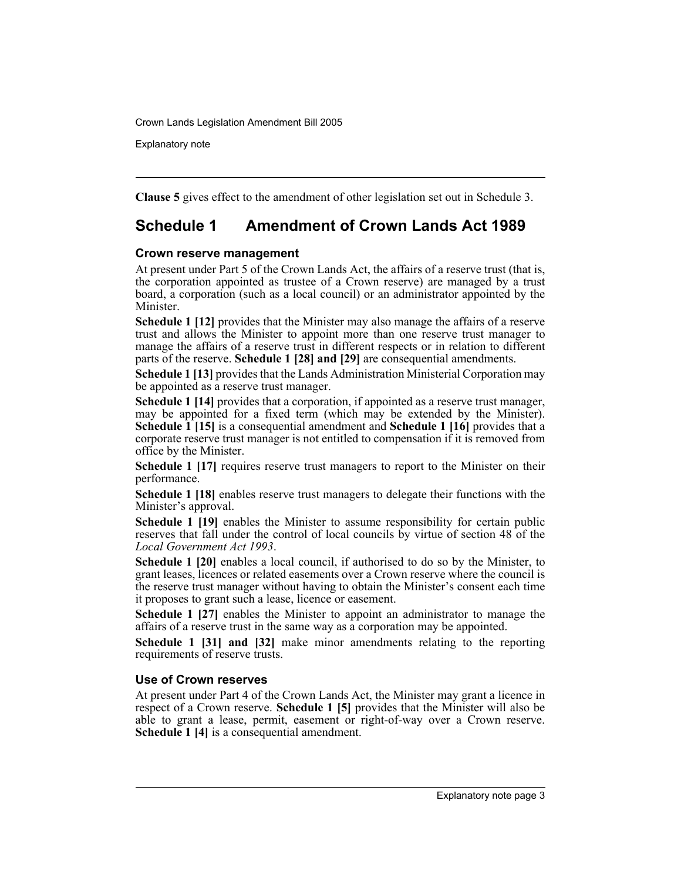**Clause 5** gives effect to the amendment of other legislation set out in Schedule 3.

## Schedule 1 Amendment of Crown Lands Act 1989

### Crown reserve management

At present under Part 5 of the Crown Lands Act, the affairs of a reserve trust (that is, the corporation appointed as trustee of a Crown reserve) are managed by a trust board, a corporation (such as a local council) or an administrator appointed by the Minister.

**Schedule 1 [12]** provides that the Minister may also manage the affairs of a reserve trust and allows the Minister to appoint more than one reserve trust manager to manage the affairs of a reserve trust in different respects or in relation to different parts of the reserve. **Schedule 1 [28] and [29]** are consequential amendments.

**Schedule 1 [13]** provides that the Lands Administration Ministerial Corporation may be appointed as a reserve trust manager.

**Schedule 1 [14]** provides that a corporation, if appointed as a reserve trust manager, may be appointed for a fixed term (which may be extended by the Minister). **Schedule 1 [15]** is a consequential amendment and **Schedule 1 [16]** provides that a corporate reserve trust manager is not entitled to compensation if it is removed from office by the Minister.

**Schedule 1 [17]** requires reserve trust managers to report to the Minister on their performance.

**Schedule 1 [18]** enables reserve trust managers to delegate their functions with the Minister's approval.

**Schedule 1 [19]** enables the Minister to assume responsibility for certain public reserves that fall under the control of local councils by virtue of section 48 of the *Local Government Act 1993*.

**Schedule 1 [20]** enables a local council, if authorised to do so by the Minister, to grant leases, licences or related easements over a Crown reserve where the council is the reserve trust manager without having to obtain the Minister's consent each time it proposes to grant such a lease, licence or easement.

**Schedule 1 [27]** enables the Minister to appoint an administrator to manage the affairs of a reserve trust in the same way as a corporation may be appointed.

**Schedule 1 [31] and [32]** make minor amendments relating to the reporting requirements of reserve trusts.

### Use of Crown reserves

At present under Part 4 of the Crown Lands Act, the Minister may grant a licence in respect of a Crown reserve. **Schedule 1 [5]** provides that the Minister will also be able to grant a lease, permit, easement or right-of-way over a Crown reserve. **Schedule 1 [4]** is a consequential amendment.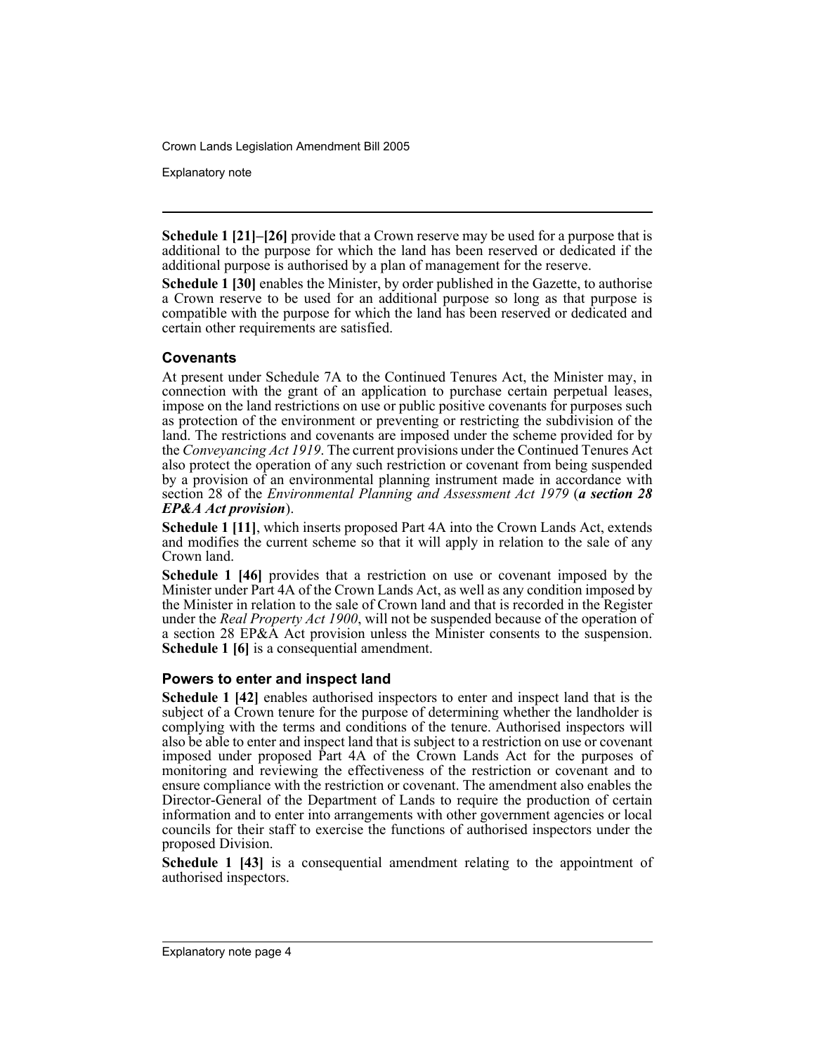**Schedule 1 [21]–[26]** provide that a Crown reserve may be used for a purpose that is additional to the purpose for which the land has been reserved or dedicated if the additional purpose is authorised by a plan of management for the reserve.

**Schedule 1 [30]** enables the Minister, by order published in the Gazette, to authorise a Crown reserve to be used for an additional purpose so long as that purpose is compatible with the purpose for which the land has been reserved or dedicated and certain other requirements are satisfied.

### Covenants

At present under Schedule 7A to the Continued Tenures Act, the Minister may, in connection with the grant of an application to purchase certain perpetual leases, impose on the land restrictions on use or public positive covenants for purposes such as protection of the environment or preventing or restricting the subdivision of the land. The restrictions and covenants are imposed under the scheme provided for by the *Conveyancing Act 1919*. The current provisions under the Continued Tenures Act also protect the operation of any such restriction or covenant from being suspended by a provision of an environmental planning instrument made in accordance with section 28 of the *Environmental Planning and Assessment Act 1979* (***a section 28 EP&A Act provision***).

**Schedule 1 [11]**, which inserts proposed Part 4A into the Crown Lands Act, extends and modifies the current scheme so that it will apply in relation to the sale of any Crown land.

**Schedule 1 [46]** provides that a restriction on use or covenant imposed by the Minister under Part 4A of the Crown Lands Act, as well as any condition imposed by the Minister in relation to the sale of Crown land and that is recorded in the Register under the *Real Property Act 1900*, will not be suspended because of the operation of a section 28 EP&A Act provision unless the Minister consents to the suspension. **Schedule 1 [6]** is a consequential amendment.

### Powers to enter and inspect land

**Schedule 1 [42]** enables authorised inspectors to enter and inspect land that is the subject of a Crown tenure for the purpose of determining whether the landholder is complying with the terms and conditions of the tenure. Authorised inspectors will also be able to enter and inspect land that is subject to a restriction on use or covenant imposed under proposed Part 4A of the Crown Lands Act for the purposes of monitoring and reviewing the effectiveness of the restriction or covenant and to ensure compliance with the restriction or covenant. The amendment also enables the Director-General of the Department of Lands to require the production of certain information and to enter into arrangements with other government agencies or local councils for their staff to exercise the functions of authorised inspectors under the proposed Division.

**Schedule 1 [43]** is a consequential amendment relating to the appointment of authorised inspectors.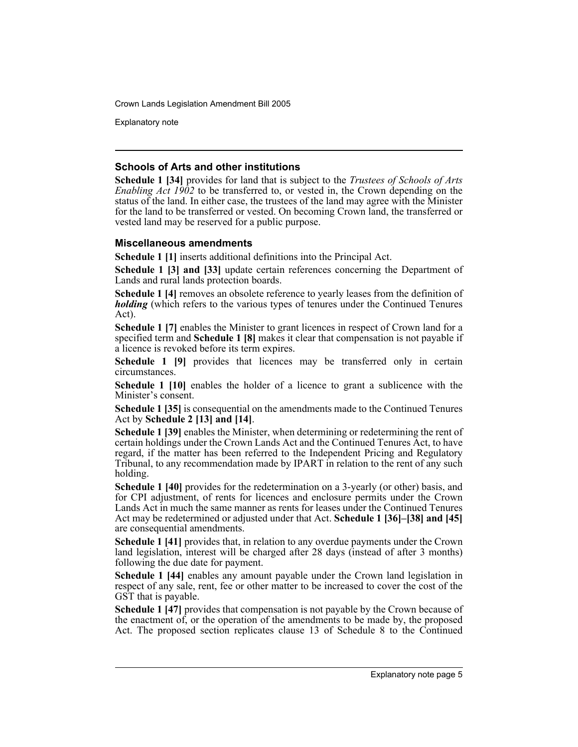### Schools of Arts and other institutions

**Schedule 1 [34]** provides for land that is subject to the *Trustees of Schools of Arts Enabling Act 1902* to be transferred to, or vested in, the Crown depending on the status of the land. In either case, the trustees of the land may agree with the Minister for the land to be transferred or vested. On becoming Crown land, the transferred or vested land may be reserved for a public purpose.

### Miscellaneous amendments

**Schedule 1 [1]** inserts additional definitions into the Principal Act.

**Schedule 1 [3] and [33]** update certain references concerning the Department of Lands and rural lands protection boards.

**Schedule 1 [4]** removes an obsolete reference to yearly leases from the definition of ***holding*** (which refers to the various types of tenures under the Continued Tenures Act).

**Schedule 1 [7]** enables the Minister to grant licences in respect of Crown land for a specified term and **Schedule 1 [8]** makes it clear that compensation is not payable if a licence is revoked before its term expires.

**Schedule 1 [9]** provides that licences may be transferred only in certain circumstances.

**Schedule 1 [10]** enables the holder of a licence to grant a sublicence with the Minister's consent.

**Schedule 1 [35]** is consequential on the amendments made to the Continued Tenures Act by **Schedule 2 [13] and [14]**.

**Schedule 1 [39]** enables the Minister, when determining or redetermining the rent of certain holdings under the Crown Lands Act and the Continued Tenures Act, to have regard, if the matter has been referred to the Independent Pricing and Regulatory Tribunal, to any recommendation made by IPART in relation to the rent of any such holding.

**Schedule 1 [40]** provides for the redetermination on a 3-yearly (or other) basis, and for CPI adjustment, of rents for licences and enclosure permits under the Crown Lands Act in much the same manner as rents for leases under the Continued Tenures Act may be redetermined or adjusted under that Act. **Schedule 1 [36]–[38] and [45]** are consequential amendments.

**Schedule 1 [41]** provides that, in relation to any overdue payments under the Crown land legislation, interest will be charged after 28 days (instead of after 3 months) following the due date for payment.

**Schedule 1 [44]** enables any amount payable under the Crown land legislation in respect of any sale, rent, fee or other matter to be increased to cover the cost of the GST that is payable.

**Schedule 1 [47]** provides that compensation is not payable by the Crown because of the enactment of, or the operation of the amendments to be made by, the proposed Act. The proposed section replicates clause 13 of Schedule 8 to the Continued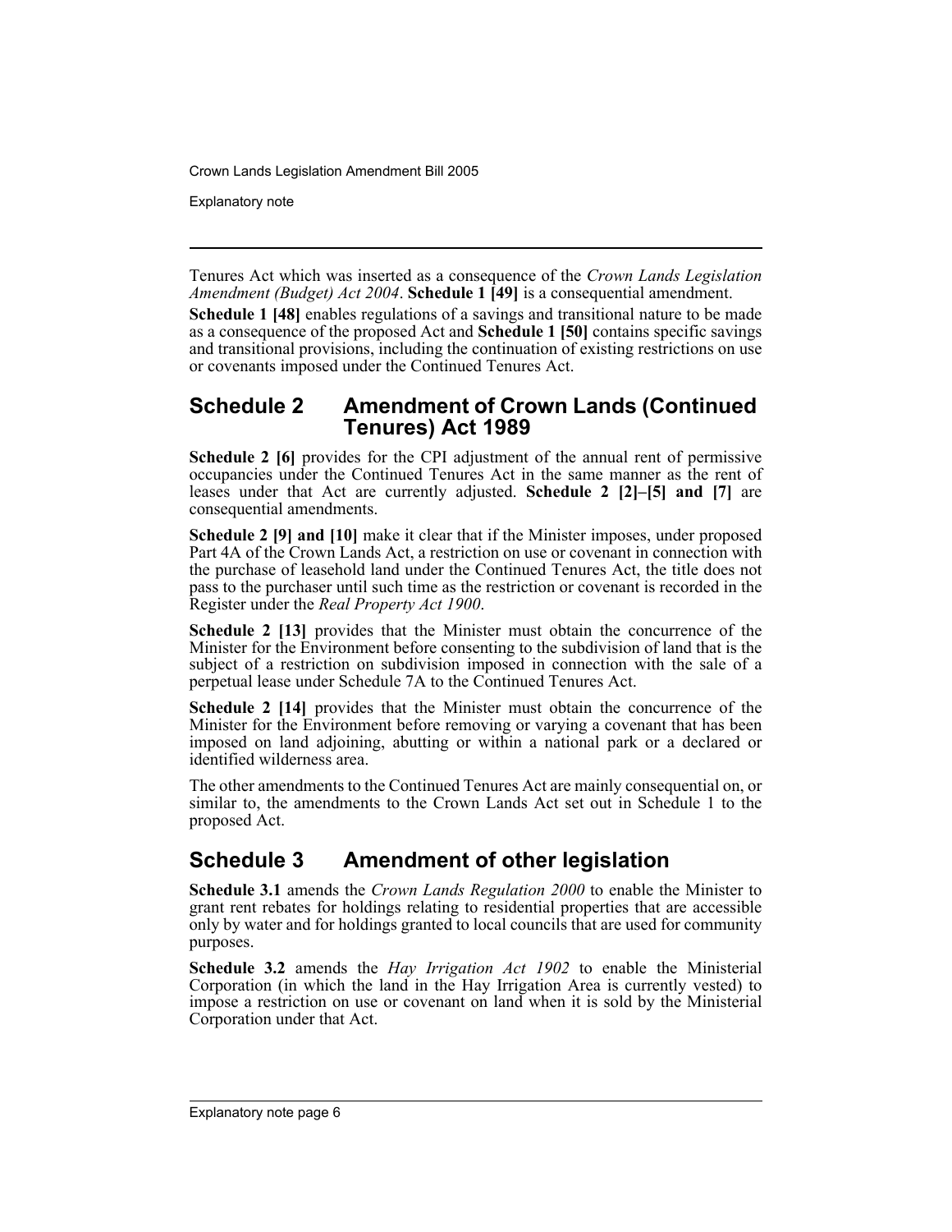Tenures Act which was inserted as a consequence of the *Crown Lands Legislation Amendment (Budget) Act 2004*. **Schedule 1 [49]** is a consequential amendment.

**Schedule 1 [48]** enables regulations of a savings and transitional nature to be made as a consequence of the proposed Act and **Schedule 1 [50]** contains specific savings and transitional provisions, including the continuation of existing restrictions on use or covenants imposed under the Continued Tenures Act.

## Schedule 2 Amendment of Crown Lands (Continued Tenures) Act 1989

**Schedule 2 [6]** provides for the CPI adjustment of the annual rent of permissive occupancies under the Continued Tenures Act in the same manner as the rent of leases under that Act are currently adjusted. **Schedule 2 [2]–[5] and [7]** are consequential amendments.

**Schedule 2 [9] and [10]** make it clear that if the Minister imposes, under proposed Part 4A of the Crown Lands Act, a restriction on use or covenant in connection with the purchase of leasehold land under the Continued Tenures Act, the title does not pass to the purchaser until such time as the restriction or covenant is recorded in the Register under the *Real Property Act 1900*.

**Schedule 2 [13]** provides that the Minister must obtain the concurrence of the Minister for the Environment before consenting to the subdivision of land that is the subject of a restriction on subdivision imposed in connection with the sale of a perpetual lease under Schedule 7A to the Continued Tenures Act.

**Schedule 2 [14]** provides that the Minister must obtain the concurrence of the Minister for the Environment before removing or varying a covenant that has been imposed on land adjoining, abutting or within a national park or a declared or identified wilderness area.

The other amendments to the Continued Tenures Act are mainly consequential on, or similar to, the amendments to the Crown Lands Act set out in Schedule 1 to the proposed Act.

## Schedule 3 Amendment of other legislation

**Schedule 3.1** amends the *Crown Lands Regulation 2000* to enable the Minister to grant rent rebates for holdings relating to residential properties that are accessible only by water and for holdings granted to local councils that are used for community purposes.

**Schedule 3.2** amends the *Hay Irrigation Act 1902* to enable the Ministerial Corporation (in which the land in the Hay Irrigation Area is currently vested) to impose a restriction on use or covenant on land when it is sold by the Ministerial Corporation under that Act.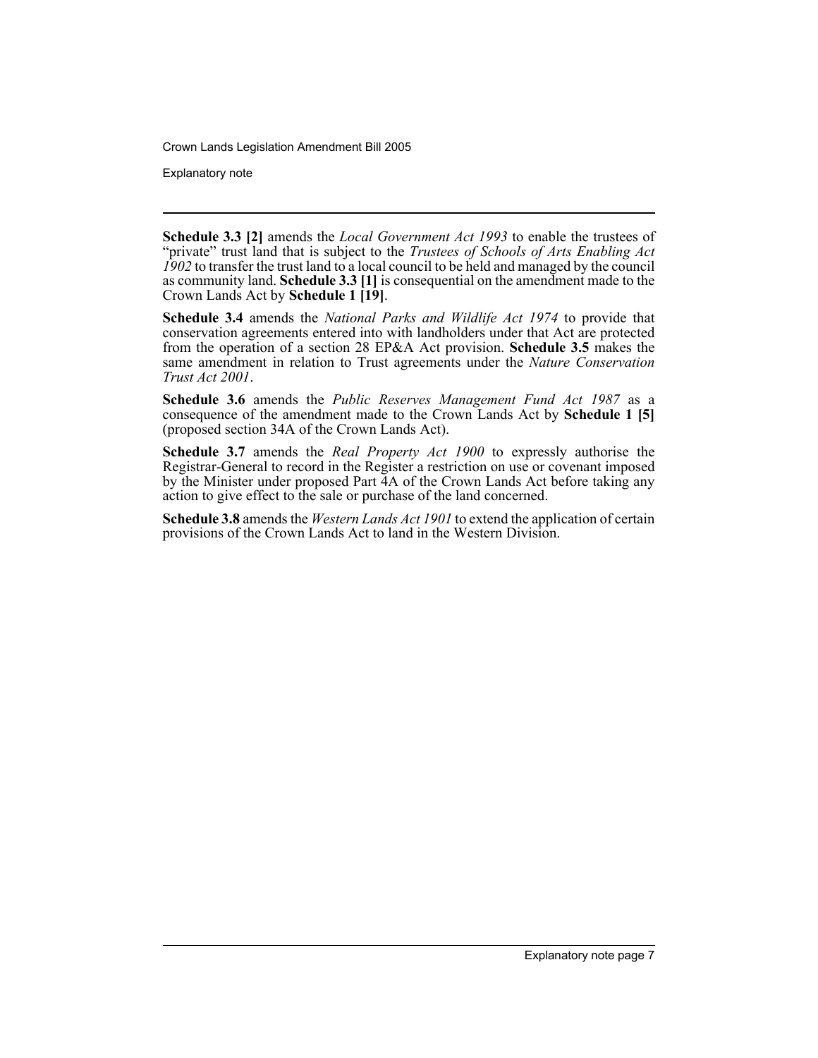**Schedule 3.3 [2]** amends the *Local Government Act 1993* to enable the trustees of "private" trust land that is subject to the *Trustees of Schools of Arts Enabling Act 1902* to transfer the trust land to a local council to be held and managed by the council as community land. **Schedule 3.3 [1]** is consequential on the amendment made to the Crown Lands Act by **Schedule 1 [19]**.

**Schedule 3.4** amends the *National Parks and Wildlife Act 1974* to provide that conservation agreements entered into with landholders under that Act are protected from the operation of a section 28 EP&A Act provision. **Schedule 3.5** makes the same amendment in relation to Trust agreements under the *Nature Conservation Trust Act 2001*.

**Schedule 3.6** amends the *Public Reserves Management Fund Act 1987* as a consequence of the amendment made to the Crown Lands Act by **Schedule 1 [5]** (proposed section 34A of the Crown Lands Act).

**Schedule 3.7** amends the *Real Property Act 1900* to expressly authorise the Registrar-General to record in the Register a restriction on use or covenant imposed by the Minister under proposed Part 4A of the Crown Lands Act before taking any action to give effect to the sale or purchase of the land concerned.

**Schedule 3.8** amends the *Western Lands Act 1901* to extend the application of certain provisions of the Crown Lands Act to land in the Western Division.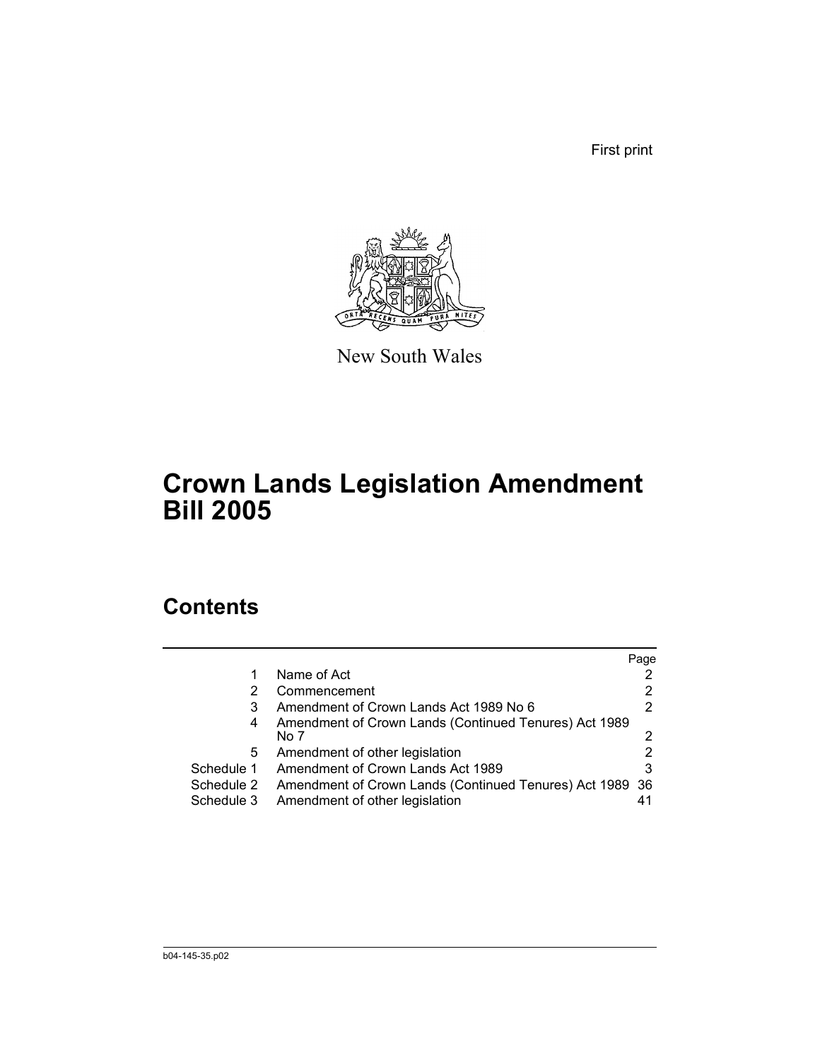First print

New South Wales

# Crown Lands Legislation Amendment Bill 2005

## Contents

| | | Page |
|---|---|---|
| 1 | Name of Act | 2 |
| 2 | Commencement | 2 |
| 3 | Amendment of Crown Lands Act 1989 No 6 | 2 |
| 4 | Amendment of Crown Lands (Continued Tenures) Act 1989 No 7 | 2 |
| 5 | Amendment of other legislation | 2 |
| Schedule 1 | Amendment of Crown Lands Act 1989 | 3 |
| Schedule 2 | Amendment of Crown Lands (Continued Tenures) Act 1989 | 36 |
| Schedule 3 | Amendment of other legislation | 41 |

b04-145-35.p02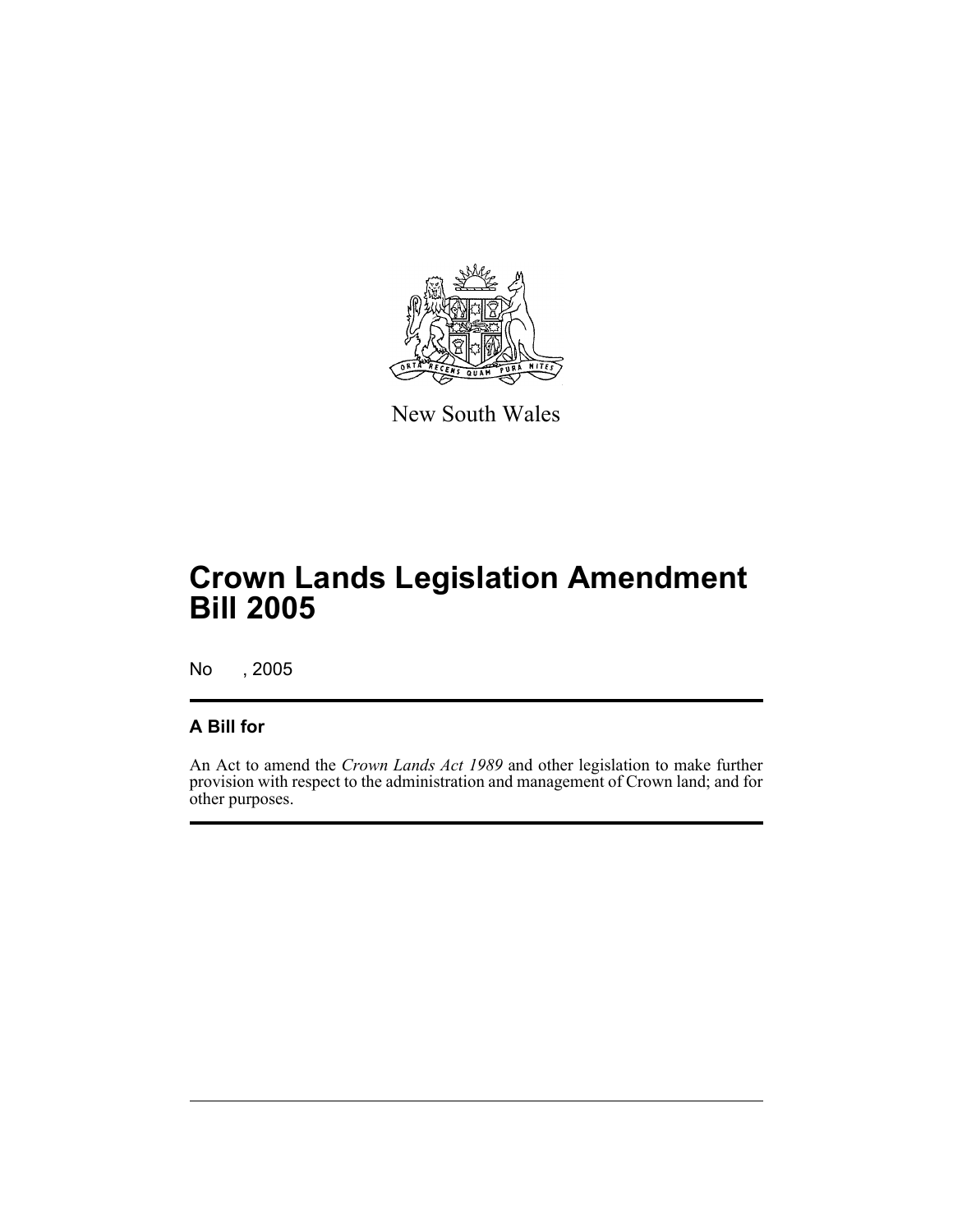New South Wales

# Crown Lands Legislation Amendment Bill 2005

No , 2005

## A Bill for

An Act to amend the *Crown Lands Act 1989* and other legislation to make further provision with respect to the administration and management of Crown land; and for other purposes.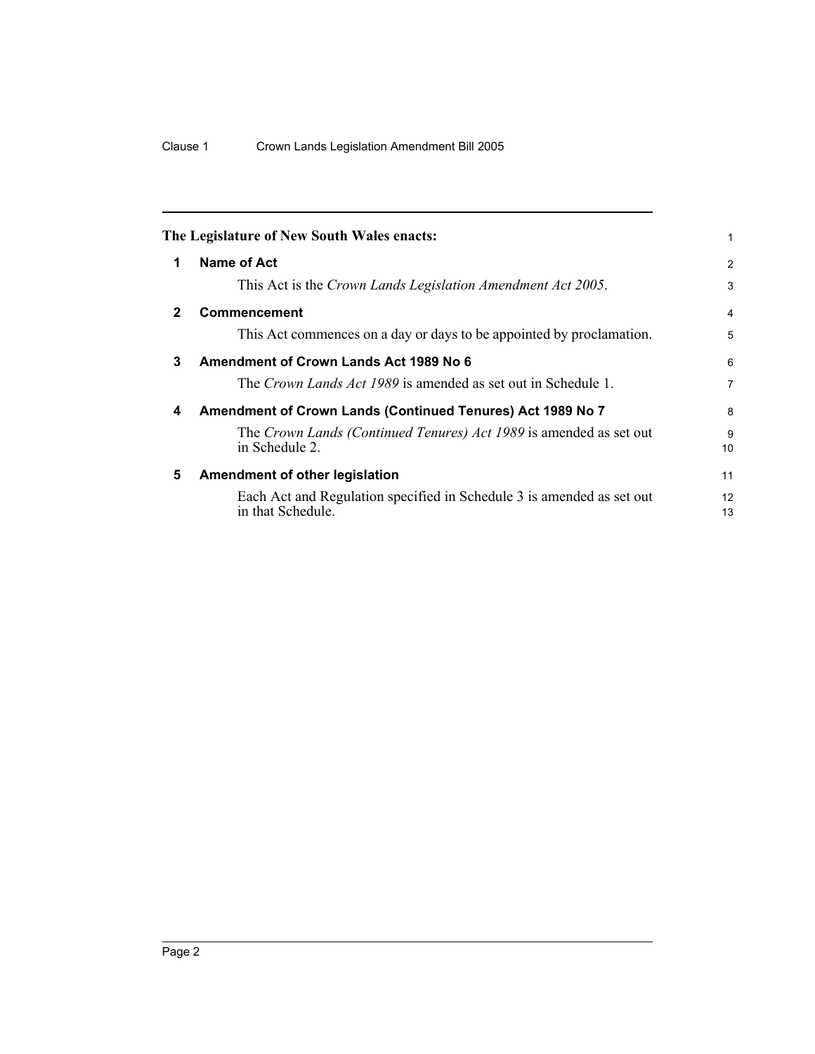**The Legislature of New South Wales enacts:**

## 1 Name of Act

This Act is the *Crown Lands Legislation Amendment Act 2005*.

## 2 Commencement

This Act commences on a day or days to be appointed by proclamation.

## 3 Amendment of Crown Lands Act 1989 No 6

The *Crown Lands Act 1989* is amended as set out in Schedule 1.

## 4 Amendment of Crown Lands (Continued Tenures) Act 1989 No 7

The *Crown Lands (Continued Tenures) Act 1989* is amended as set out in Schedule 2.

## 5 Amendment of other legislation

Each Act and Regulation specified in Schedule 3 is amended as set out in that Schedule.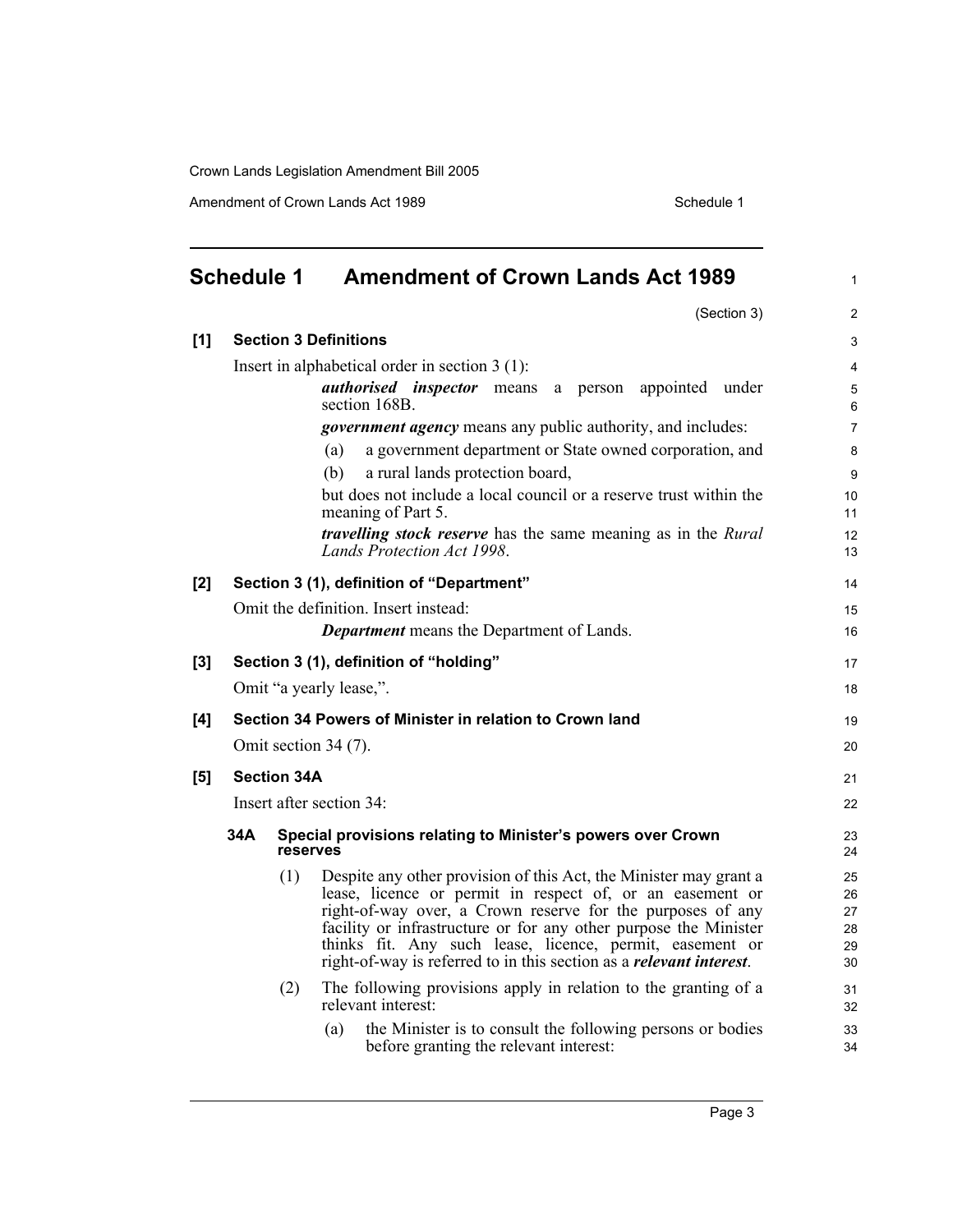# Schedule 1 Amendment of Crown Lands Act 1989

(Section 3)

**[1] Section 3 Definitions**

Insert in alphabetical order in section 3 (1):

> ***authorised inspector*** means a person appointed under section 168B.
>
> ***government agency*** means any public authority, and includes:
>
> (a) a government department or State owned corporation, and
>
> (b) a rural lands protection board,
>
> but does not include a local council or a reserve trust within the meaning of Part 5.
>
> ***travelling stock reserve*** has the same meaning as in the *Rural Lands Protection Act 1998*.

**[2] Section 3 (1), definition of "Department"**

Omit the definition. Insert instead:

> ***Department*** means the Department of Lands.

**[3] Section 3 (1), definition of "holding"**

Omit "a yearly lease,".

**[4] Section 34 Powers of Minister in relation to Crown land**

Omit section 34 (7).

**[5] Section 34A**

Insert after section 34:

**34A Special provisions relating to Minister's powers over Crown reserves**

(1) Despite any other provision of this Act, the Minister may grant a lease, licence or permit in respect of, or an easement or right-of-way over, a Crown reserve for the purposes of any facility or infrastructure or for any other purpose the Minister thinks fit. Any such lease, licence, permit, easement or right-of-way is referred to in this section as a ***relevant interest***.

(2) The following provisions apply in relation to the granting of a relevant interest:

(a) the Minister is to consult the following persons or bodies before granting the relevant interest: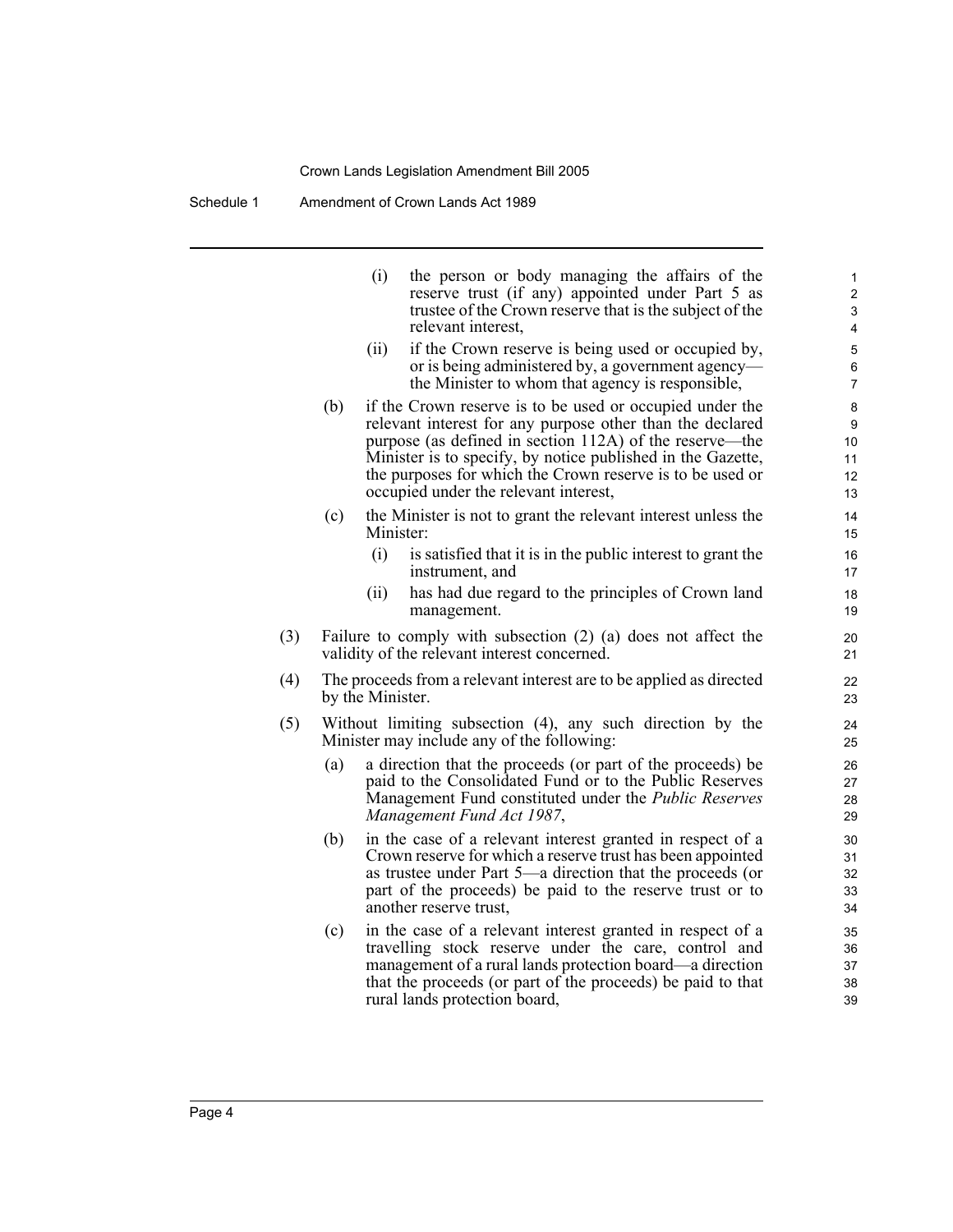(i) the person or body managing the affairs of the reserve trust (if any) appointed under Part 5 as trustee of the Crown reserve that is the subject of the relevant interest,

(ii) if the Crown reserve is being used or occupied by, or is being administered by, a government agency—the Minister to whom that agency is responsible,

(b) if the Crown reserve is to be used or occupied under the relevant interest for any purpose other than the declared purpose (as defined in section 112A) of the reserve—the Minister is to specify, by notice published in the Gazette, the purposes for which the Crown reserve is to be used or occupied under the relevant interest,

(c) the Minister is not to grant the relevant interest unless the Minister:

(i) is satisfied that it is in the public interest to grant the instrument, and

(ii) has had due regard to the principles of Crown land management.

(3) Failure to comply with subsection (2) (a) does not affect the validity of the relevant interest concerned.

(4) The proceeds from a relevant interest are to be applied as directed by the Minister.

(5) Without limiting subsection (4), any such direction by the Minister may include any of the following:

(a) a direction that the proceeds (or part of the proceeds) be paid to the Consolidated Fund or to the Public Reserves Management Fund constituted under the *Public Reserves Management Fund Act 1987*,

(b) in the case of a relevant interest granted in respect of a Crown reserve for which a reserve trust has been appointed as trustee under Part 5—a direction that the proceeds (or part of the proceeds) be paid to the reserve trust or to another reserve trust,

(c) in the case of a relevant interest granted in respect of a travelling stock reserve under the care, control and management of a rural lands protection board—a direction that the proceeds (or part of the proceeds) be paid to that rural lands protection board,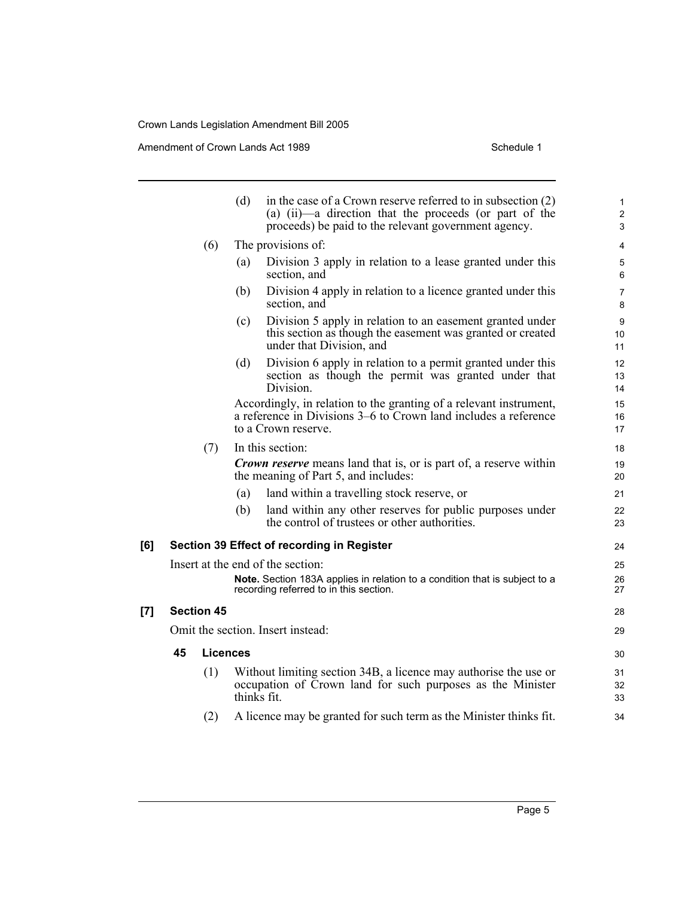(d) in the case of a Crown reserve referred to in subsection (2) (a) (ii)—a direction that the proceeds (or part of the proceeds) be paid to the relevant government agency.

(6) The provisions of:

(a) Division 3 apply in relation to a lease granted under this section, and

(b) Division 4 apply in relation to a licence granted under this section, and

(c) Division 5 apply in relation to an easement granted under this section as though the easement was granted or created under that Division, and

(d) Division 6 apply in relation to a permit granted under this section as though the permit was granted under that Division.

Accordingly, in relation to the granting of a relevant instrument, a reference in Divisions 3–6 to Crown land includes a reference to a Crown reserve.

(7) In this section:

***Crown reserve*** means land that is, or is part of, a reserve within the meaning of Part 5, and includes:

(a) land within a travelling stock reserve, or

(b) land within any other reserves for public purposes under the control of trustees or other authorities.

**[6] Section 39 Effect of recording in Register**

Insert at the end of the section:

**Note.** Section 183A applies in relation to a condition that is subject to a recording referred to in this section.

**[7] Section 45**

Omit the section. Insert instead:

**45 Licences**

(1) Without limiting section 34B, a licence may authorise the use or occupation of Crown land for such purposes as the Minister thinks fit.

(2) A licence may be granted for such term as the Minister thinks fit.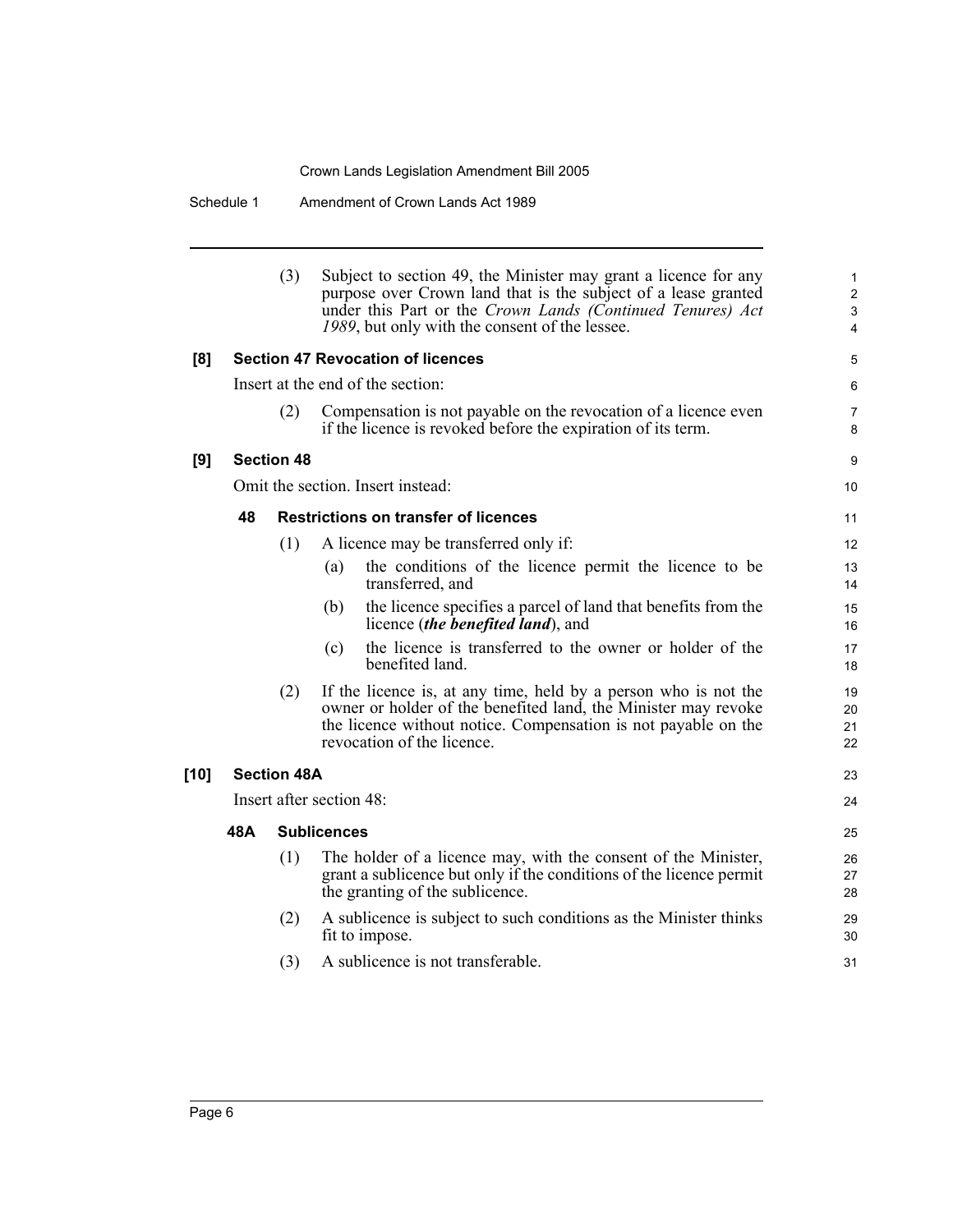(3) Subject to section 49, the Minister may grant a licence for any purpose over Crown land that is the subject of a lease granted under this Part or the *Crown Lands (Continued Tenures) Act 1989*, but only with the consent of the lessee.

**[8] Section 47 Revocation of licences**

Insert at the end of the section:

(2) Compensation is not payable on the revocation of a licence even if the licence is revoked before the expiration of its term.

**[9] Section 48**

Omit the section. Insert instead:

**48 Restrictions on transfer of licences**

(1) A licence may be transferred only if:

(a) the conditions of the licence permit the licence to be transferred, and

(b) the licence specifies a parcel of land that benefits from the licence (***the benefited land***), and

(c) the licence is transferred to the owner or holder of the benefited land.

(2) If the licence is, at any time, held by a person who is not the owner or holder of the benefited land, the Minister may revoke the licence without notice. Compensation is not payable on the revocation of the licence.

**[10] Section 48A**

Insert after section 48:

**48A Sublicences**

(1) The holder of a licence may, with the consent of the Minister, grant a sublicence but only if the conditions of the licence permit the granting of the sublicence.

(2) A sublicence is subject to such conditions as the Minister thinks fit to impose.

(3) A sublicence is not transferable.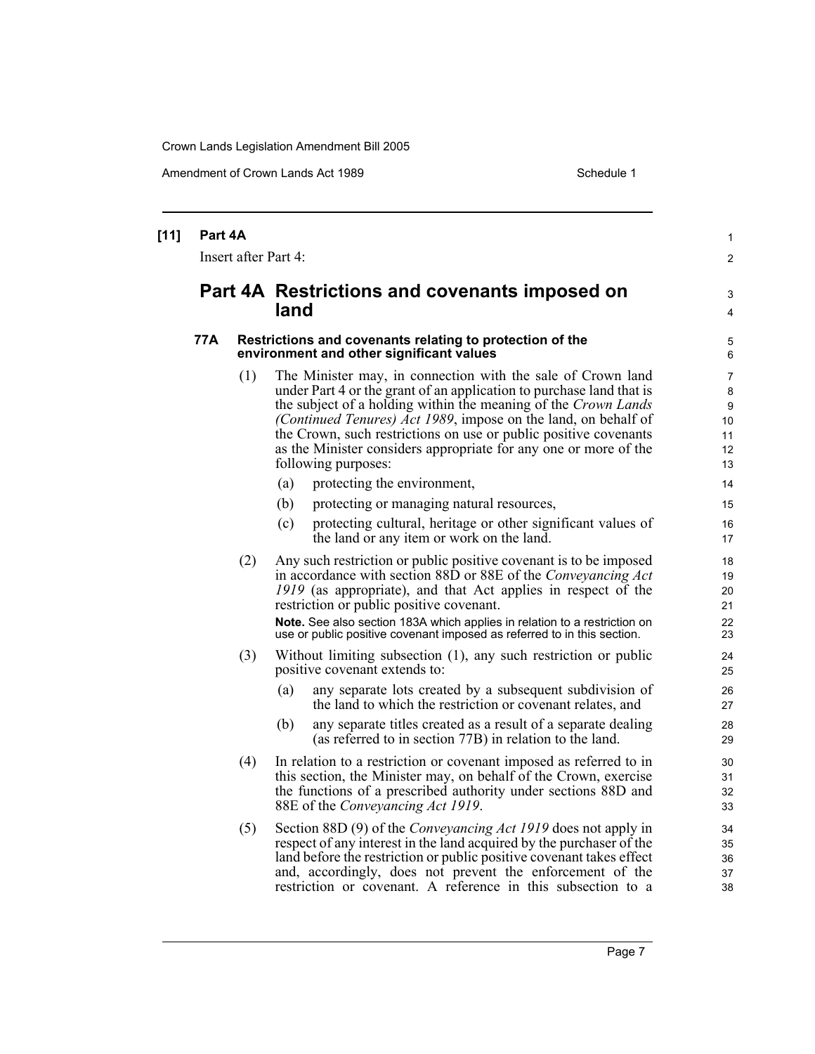**[11] Part 4A**

Insert after Part 4:

## Part 4A Restrictions and covenants imposed on land

### 77A Restrictions and covenants relating to protection of the environment and other significant values

(1) The Minister may, in connection with the sale of Crown land under Part 4 or the grant of an application to purchase land that is the subject of a holding within the meaning of the *Crown Lands (Continued Tenures) Act 1989*, impose on the land, on behalf of the Crown, such restrictions on use or public positive covenants as the Minister considers appropriate for any one or more of the following purposes:

- (a) protecting the environment,
- (b) protecting or managing natural resources,
- (c) protecting cultural, heritage or other significant values of the land or any item or work on the land.

(2) Any such restriction or public positive covenant is to be imposed in accordance with section 88D or 88E of the *Conveyancing Act 1919* (as appropriate), and that Act applies in respect of the restriction or public positive covenant.

**Note.** See also section 183A which applies in relation to a restriction on use or public positive covenant imposed as referred to in this section.

(3) Without limiting subsection (1), any such restriction or public positive covenant extends to:

- (a) any separate lots created by a subsequent subdivision of the land to which the restriction or covenant relates, and
- (b) any separate titles created as a result of a separate dealing (as referred to in section 77B) in relation to the land.

(4) In relation to a restriction or covenant imposed as referred to in this section, the Minister may, on behalf of the Crown, exercise the functions of a prescribed authority under sections 88D and 88E of the *Conveyancing Act 1919*.

(5) Section 88D (9) of the *Conveyancing Act 1919* does not apply in respect of any interest in the land acquired by the purchaser of the land before the restriction or public positive covenant takes effect and, accordingly, does not prevent the enforcement of the restriction or covenant. A reference in this subsection to a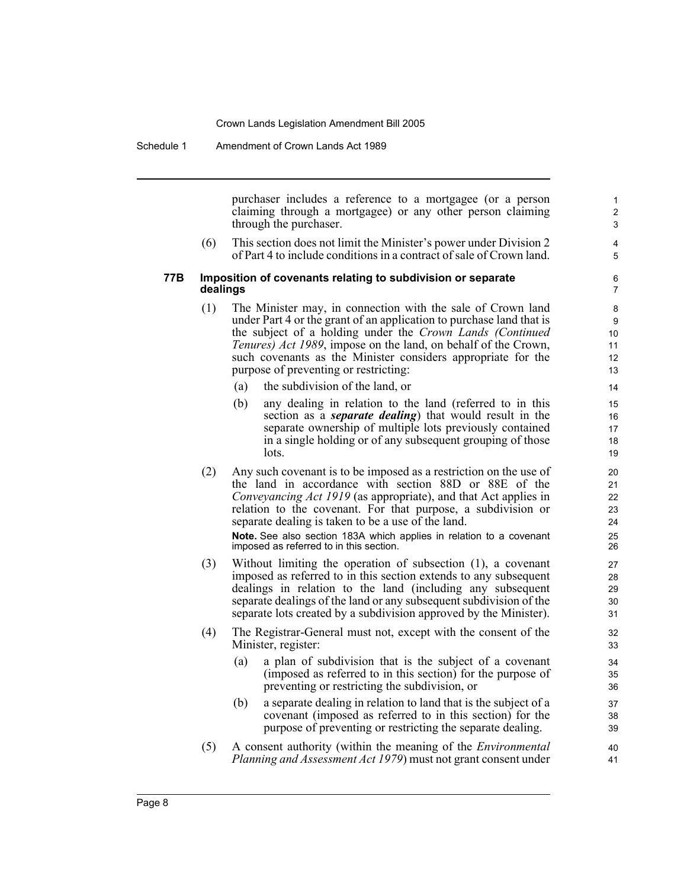purchaser includes a reference to a mortgagee (or a person claiming through a mortgagee) or any other person claiming through the purchaser.

(6) This section does not limit the Minister's power under Division 2 of Part 4 to include conditions in a contract of sale of Crown land.

### 77B Imposition of covenants relating to subdivision or separate dealings

(1) The Minister may, in connection with the sale of Crown land under Part 4 or the grant of an application to purchase land that is the subject of a holding under the *Crown Lands (Continued Tenures) Act 1989*, impose on the land, on behalf of the Crown, such covenants as the Minister considers appropriate for the purpose of preventing or restricting:

(a) the subdivision of the land, or

(b) any dealing in relation to the land (referred to in this section as a ***separate dealing***) that would result in the separate ownership of multiple lots previously contained in a single holding or of any subsequent grouping of those lots.

(2) Any such covenant is to be imposed as a restriction on the use of the land in accordance with section 88D or 88E of the *Conveyancing Act 1919* (as appropriate), and that Act applies in relation to the covenant. For that purpose, a subdivision or separate dealing is taken to be a use of the land.

**Note.** See also section 183A which applies in relation to a covenant imposed as referred to in this section.

(3) Without limiting the operation of subsection (1), a covenant imposed as referred to in this section extends to any subsequent dealings in relation to the land (including any subsequent separate dealings of the land or any subsequent subdivision of the separate lots created by a subdivision approved by the Minister).

(4) The Registrar-General must not, except with the consent of the Minister, register:

(a) a plan of subdivision that is the subject of a covenant (imposed as referred to in this section) for the purpose of preventing or restricting the subdivision, or

(b) a separate dealing in relation to land that is the subject of a covenant (imposed as referred to in this section) for the purpose of preventing or restricting the separate dealing.

(5) A consent authority (within the meaning of the *Environmental Planning and Assessment Act 1979*) must not grant consent under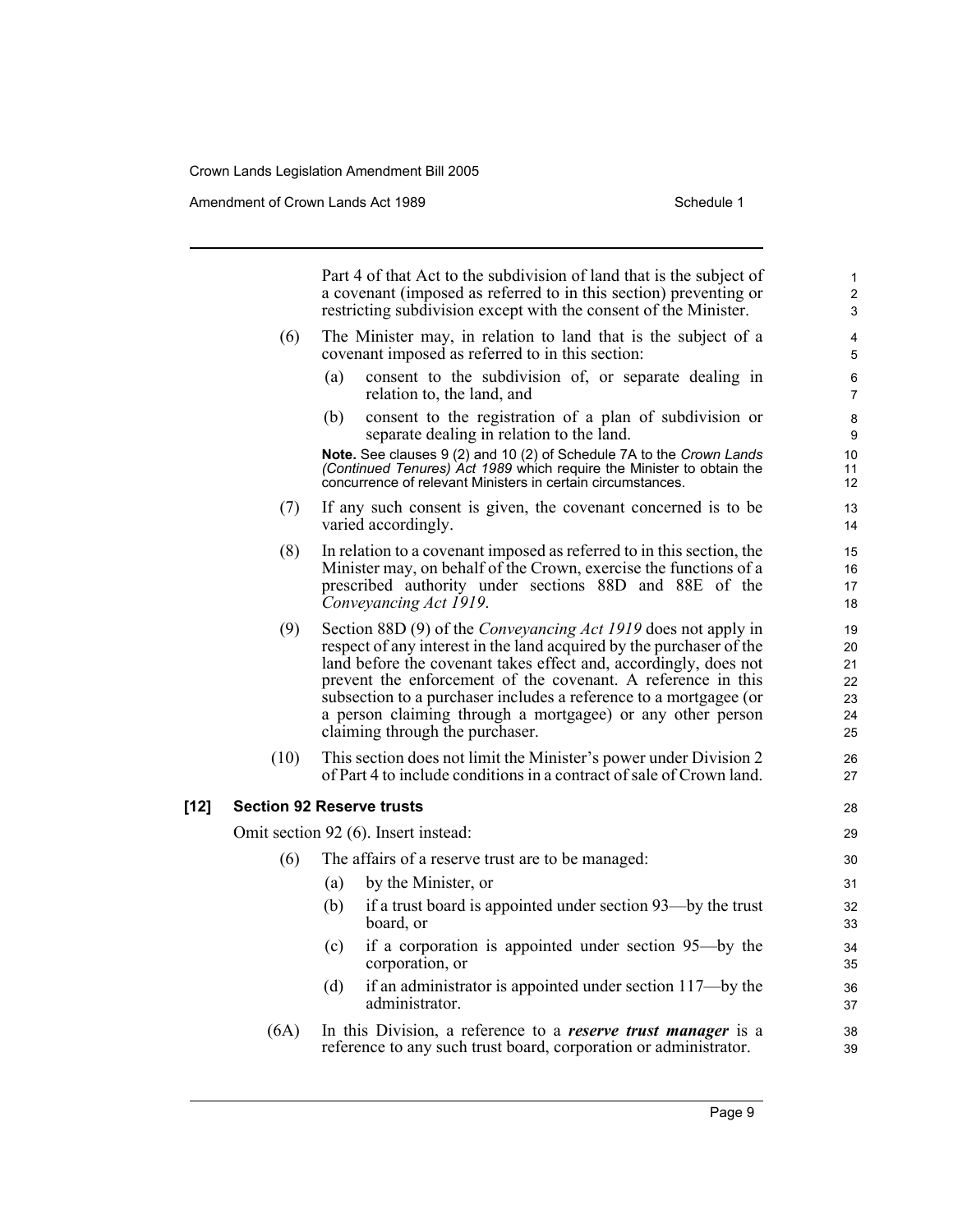Part 4 of that Act to the subdivision of land that is the subject of a covenant (imposed as referred to in this section) preventing or restricting subdivision except with the consent of the Minister.

(6) The Minister may, in relation to land that is the subject of a covenant imposed as referred to in this section:

(a) consent to the subdivision of, or separate dealing in relation to, the land, and

(b) consent to the registration of a plan of subdivision or separate dealing in relation to the land.

**Note.** See clauses 9 (2) and 10 (2) of Schedule 7A to the *Crown Lands (Continued Tenures) Act 1989* which require the Minister to obtain the concurrence of relevant Ministers in certain circumstances.

(7) If any such consent is given, the covenant concerned is to be varied accordingly.

(8) In relation to a covenant imposed as referred to in this section, the Minister may, on behalf of the Crown, exercise the functions of a prescribed authority under sections 88D and 88E of the *Conveyancing Act 1919*.

(9) Section 88D (9) of the *Conveyancing Act 1919* does not apply in respect of any interest in the land acquired by the purchaser of the land before the covenant takes effect and, accordingly, does not prevent the enforcement of the covenant. A reference in this subsection to a purchaser includes a reference to a mortgagee (or a person claiming through a mortgagee) or any other person claiming through the purchaser.

(10) This section does not limit the Minister's power under Division 2 of Part 4 to include conditions in a contract of sale of Crown land.

### [12] Section 92 Reserve trusts

Omit section 92 (6). Insert instead:

(6) The affairs of a reserve trust are to be managed:

(a) by the Minister, or

(b) if a trust board is appointed under section 93—by the trust board, or

(c) if a corporation is appointed under section 95—by the corporation, or

(d) if an administrator is appointed under section 117—by the administrator.

(6A) In this Division, a reference to a ***reserve trust manager*** is a reference to any such trust board, corporation or administrator.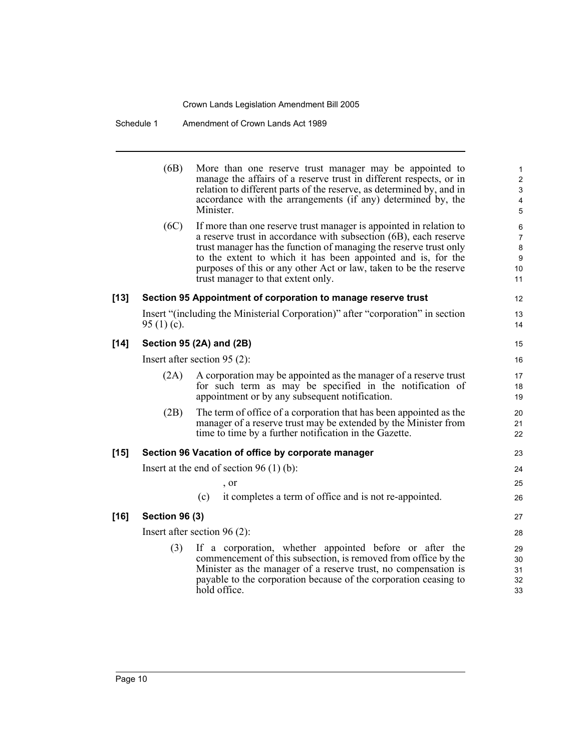(6B) More than one reserve trust manager may be appointed to manage the affairs of a reserve trust in different respects, or in relation to different parts of the reserve, as determined by, and in accordance with the arrangements (if any) determined by, the Minister.

(6C) If more than one reserve trust manager is appointed in relation to a reserve trust in accordance with subsection (6B), each reserve trust manager has the function of managing the reserve trust only to the extent to which it has been appointed and is, for the purposes of this or any other Act or law, taken to be the reserve trust manager to that extent only.

**[13] Section 95 Appointment of corporation to manage reserve trust**

Insert "(including the Ministerial Corporation)" after "corporation" in section 95 (1) (c).

**[14] Section 95 (2A) and (2B)**

Insert after section 95 (2):

(2A) A corporation may be appointed as the manager of a reserve trust for such term as may be specified in the notification of appointment or by any subsequent notification.

(2B) The term of office of a corporation that has been appointed as the manager of a reserve trust may be extended by the Minister from time to time by a further notification in the Gazette.

**[15] Section 96 Vacation of office by corporate manager**

Insert at the end of section 96 (1) (b):

, or

(c) it completes a term of office and is not re-appointed.

**[16] Section 96 (3)**

Insert after section 96 (2):

(3) If a corporation, whether appointed before or after the commencement of this subsection, is removed from office by the Minister as the manager of a reserve trust, no compensation is payable to the corporation because of the corporation ceasing to hold office.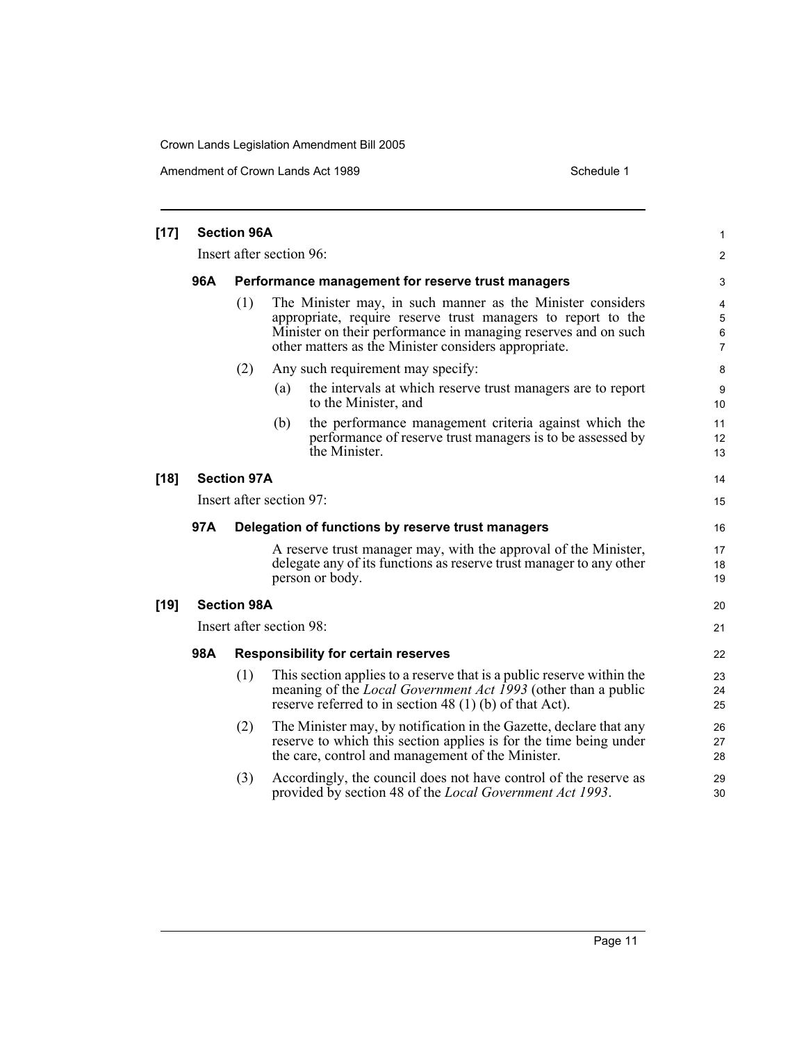**[17] Section 96A**

Insert after section 96:

**96A Performance management for reserve trust managers**

(1) The Minister may, in such manner as the Minister considers appropriate, require reserve trust managers to report to the Minister on their performance in managing reserves and on such other matters as the Minister considers appropriate.

(2) Any such requirement may specify:

(a) the intervals at which reserve trust managers are to report to the Minister, and

(b) the performance management criteria against which the performance of reserve trust managers is to be assessed by the Minister.

**[18] Section 97A**

Insert after section 97:

**97A Delegation of functions by reserve trust managers**

A reserve trust manager may, with the approval of the Minister, delegate any of its functions as reserve trust manager to any other person or body.

**[19] Section 98A**

Insert after section 98:

**98A Responsibility for certain reserves**

(1) This section applies to a reserve that is a public reserve within the meaning of the *Local Government Act 1993* (other than a public reserve referred to in section 48 (1) (b) of that Act).

(2) The Minister may, by notification in the Gazette, declare that any reserve to which this section applies is for the time being under the care, control and management of the Minister.

(3) Accordingly, the council does not have control of the reserve as provided by section 48 of the *Local Government Act 1993*.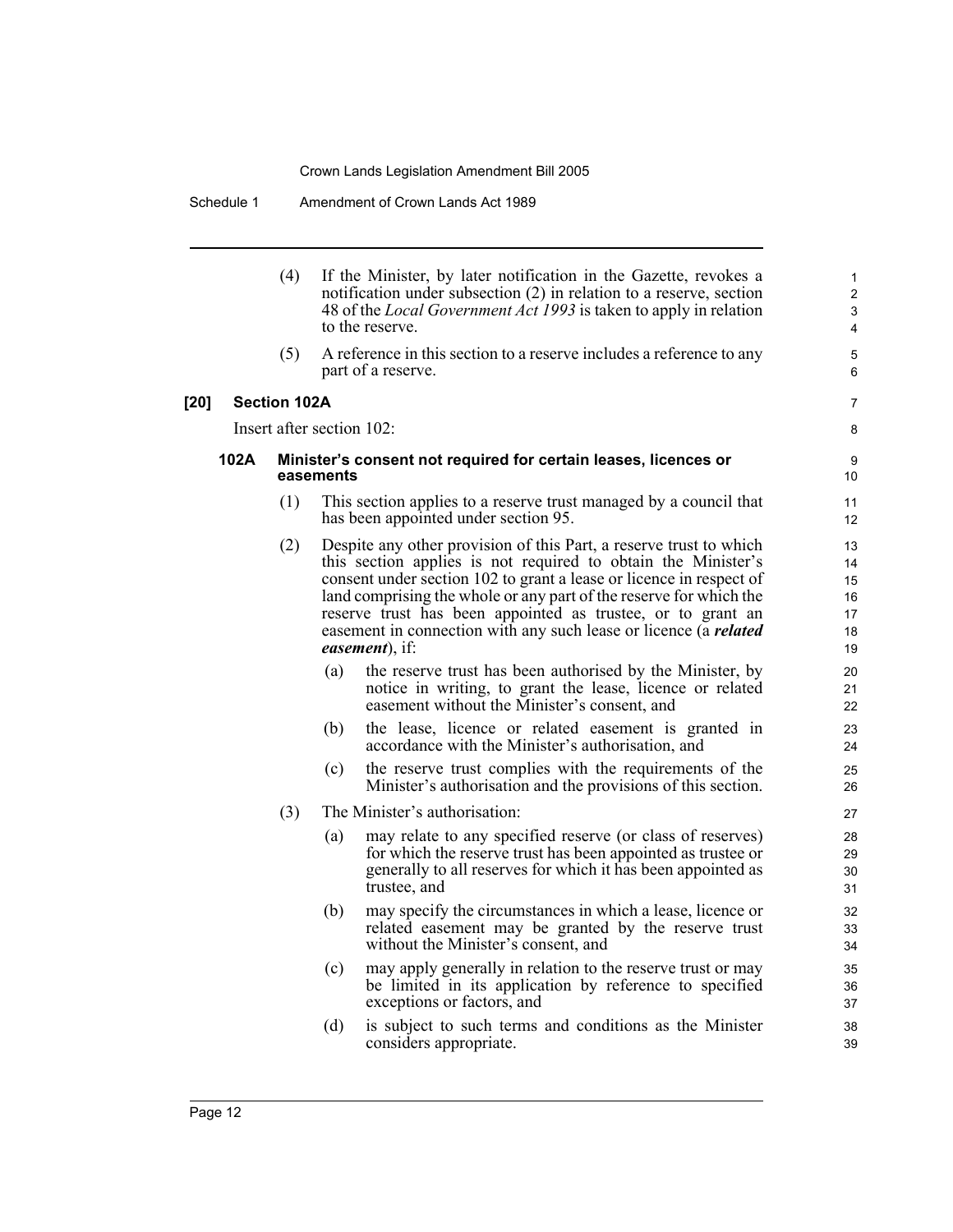(4) If the Minister, by later notification in the Gazette, revokes a notification under subsection (2) in relation to a reserve, section 48 of the *Local Government Act 1993* is taken to apply in relation to the reserve.

(5) A reference in this section to a reserve includes a reference to any part of a reserve.

**[20] Section 102A**

Insert after section 102:

**102A Minister's consent not required for certain leases, licences or easements**

(1) This section applies to a reserve trust managed by a council that has been appointed under section 95.

(2) Despite any other provision of this Part, a reserve trust to which this section applies is not required to obtain the Minister's consent under section 102 to grant a lease or licence in respect of land comprising the whole or any part of the reserve for which the reserve trust has been appointed as trustee, or to grant an easement in connection with any such lease or licence (a ***related easement***), if:

(a) the reserve trust has been authorised by the Minister, by notice in writing, to grant the lease, licence or related easement without the Minister's consent, and

(b) the lease, licence or related easement is granted in accordance with the Minister's authorisation, and

(c) the reserve trust complies with the requirements of the Minister's authorisation and the provisions of this section.

(3) The Minister's authorisation:

(a) may relate to any specified reserve (or class of reserves) for which the reserve trust has been appointed as trustee or generally to all reserves for which it has been appointed as trustee, and

(b) may specify the circumstances in which a lease, licence or related easement may be granted by the reserve trust without the Minister's consent, and

(c) may apply generally in relation to the reserve trust or may be limited in its application by reference to specified exceptions or factors, and

(d) is subject to such terms and conditions as the Minister considers appropriate.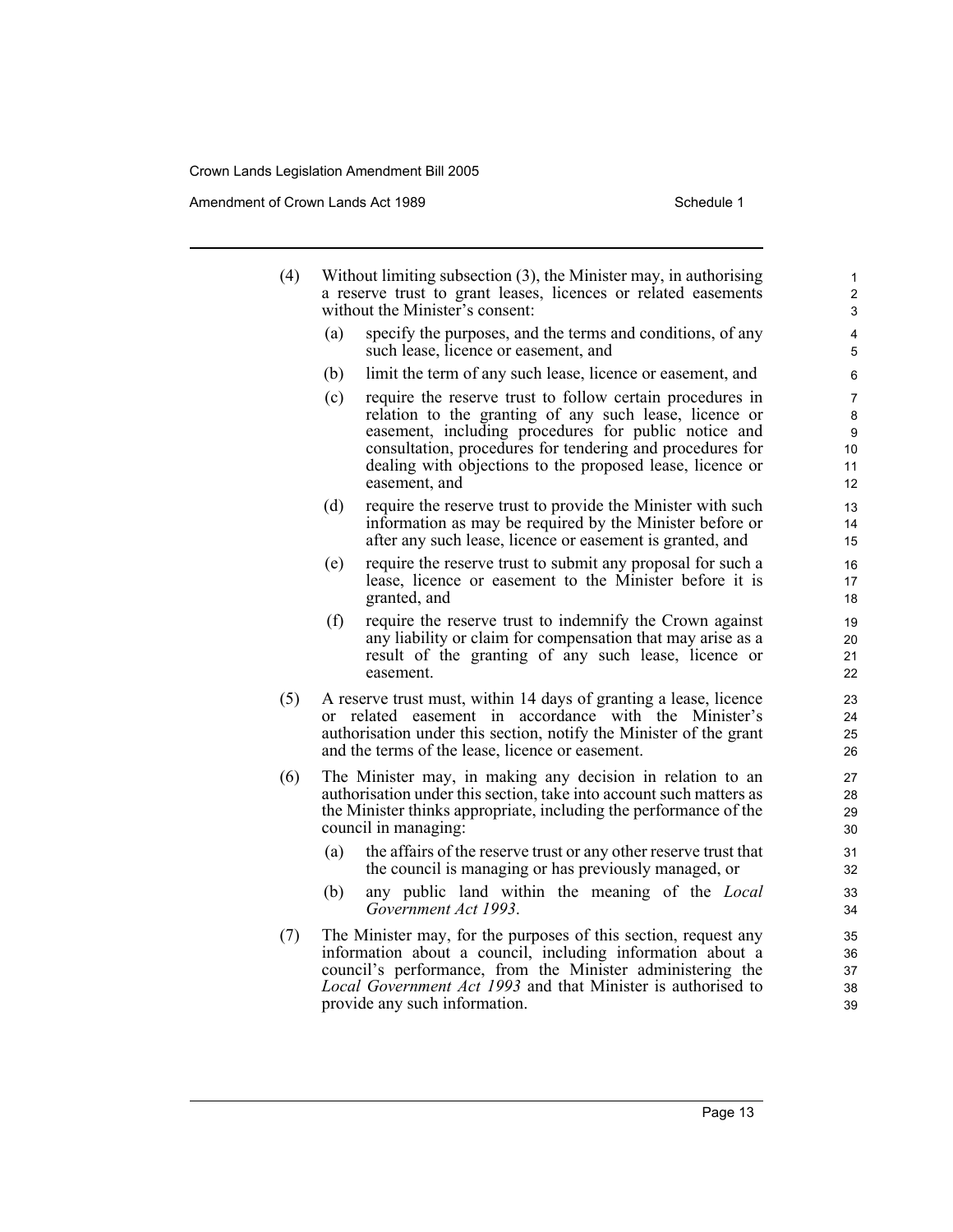(4) Without limiting subsection (3), the Minister may, in authorising a reserve trust to grant leases, licences or related easements without the Minister's consent:

(a) specify the purposes, and the terms and conditions, of any such lease, licence or easement, and

(b) limit the term of any such lease, licence or easement, and

(c) require the reserve trust to follow certain procedures in relation to the granting of any such lease, licence or easement, including procedures for public notice and consultation, procedures for tendering and procedures for dealing with objections to the proposed lease, licence or easement, and

(d) require the reserve trust to provide the Minister with such information as may be required by the Minister before or after any such lease, licence or easement is granted, and

(e) require the reserve trust to submit any proposal for such a lease, licence or easement to the Minister before it is granted, and

(f) require the reserve trust to indemnify the Crown against any liability or claim for compensation that may arise as a result of the granting of any such lease, licence or easement.

(5) A reserve trust must, within 14 days of granting a lease, licence or related easement in accordance with the Minister's authorisation under this section, notify the Minister of the grant and the terms of the lease, licence or easement.

(6) The Minister may, in making any decision in relation to an authorisation under this section, take into account such matters as the Minister thinks appropriate, including the performance of the council in managing:

(a) the affairs of the reserve trust or any other reserve trust that the council is managing or has previously managed, or

(b) any public land within the meaning of the *Local Government Act 1993*.

(7) The Minister may, for the purposes of this section, request any information about a council, including information about a council's performance, from the Minister administering the *Local Government Act 1993* and that Minister is authorised to provide any such information.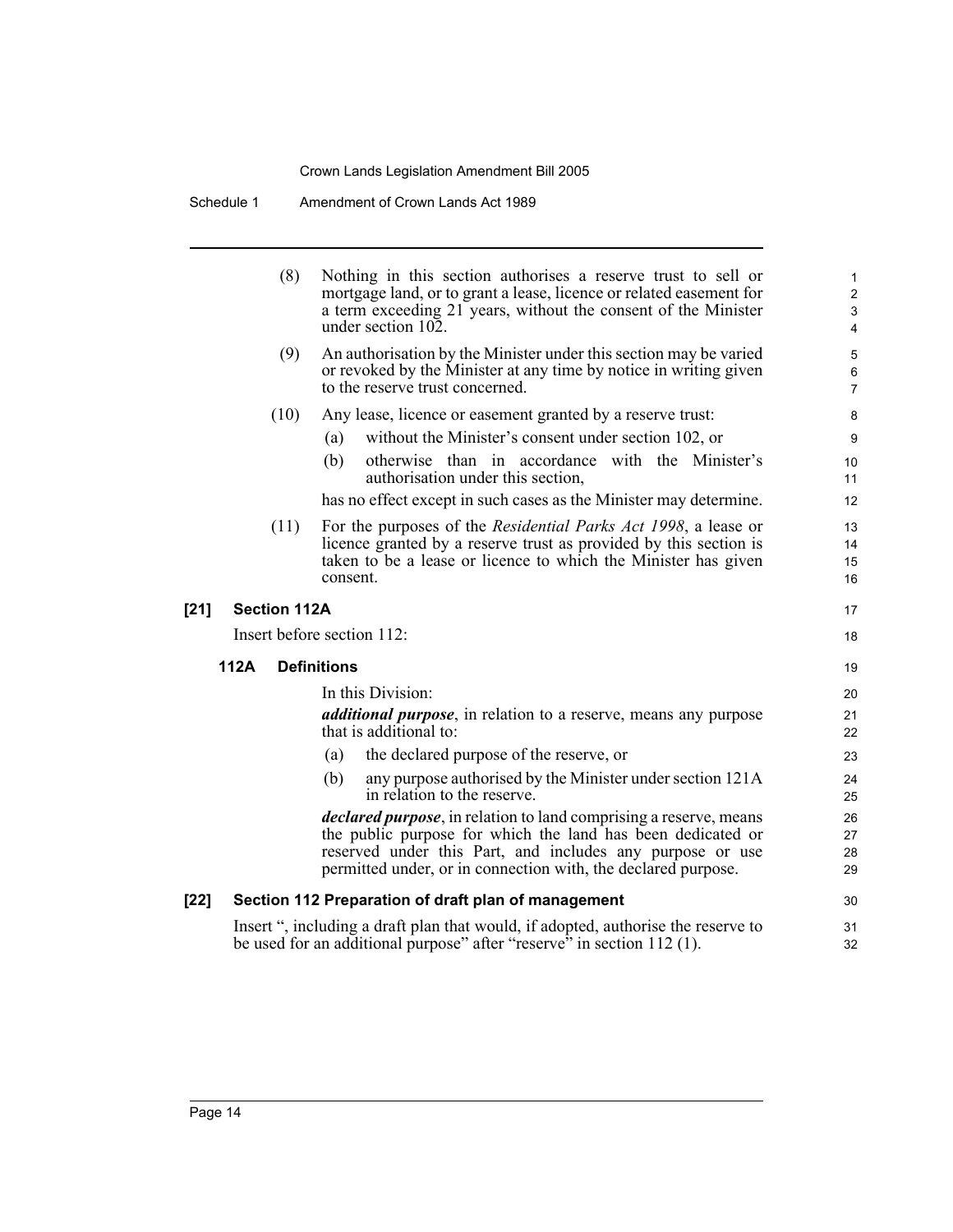(8) Nothing in this section authorises a reserve trust to sell or mortgage land, or to grant a lease, licence or related easement for a term exceeding 21 years, without the consent of the Minister under section 102.

(9) An authorisation by the Minister under this section may be varied or revoked by the Minister at any time by notice in writing given to the reserve trust concerned.

(10) Any lease, licence or easement granted by a reserve trust:

(a) without the Minister's consent under section 102, or

(b) otherwise than in accordance with the Minister's authorisation under this section,

has no effect except in such cases as the Minister may determine.

(11) For the purposes of the *Residential Parks Act 1998*, a lease or licence granted by a reserve trust as provided by this section is taken to be a lease or licence to which the Minister has given consent.

### [21] Section 112A

Insert before section 112:

#### 112A Definitions

In this Division:

***additional purpose***, in relation to a reserve, means any purpose that is additional to:

(a) the declared purpose of the reserve, or

(b) any purpose authorised by the Minister under section 121A in relation to the reserve.

***declared purpose***, in relation to land comprising a reserve, means the public purpose for which the land has been dedicated or reserved under this Part, and includes any purpose or use permitted under, or in connection with, the declared purpose.

### [22] Section 112 Preparation of draft plan of management

Insert ", including a draft plan that would, if adopted, authorise the reserve to be used for an additional purpose" after "reserve" in section 112 (1).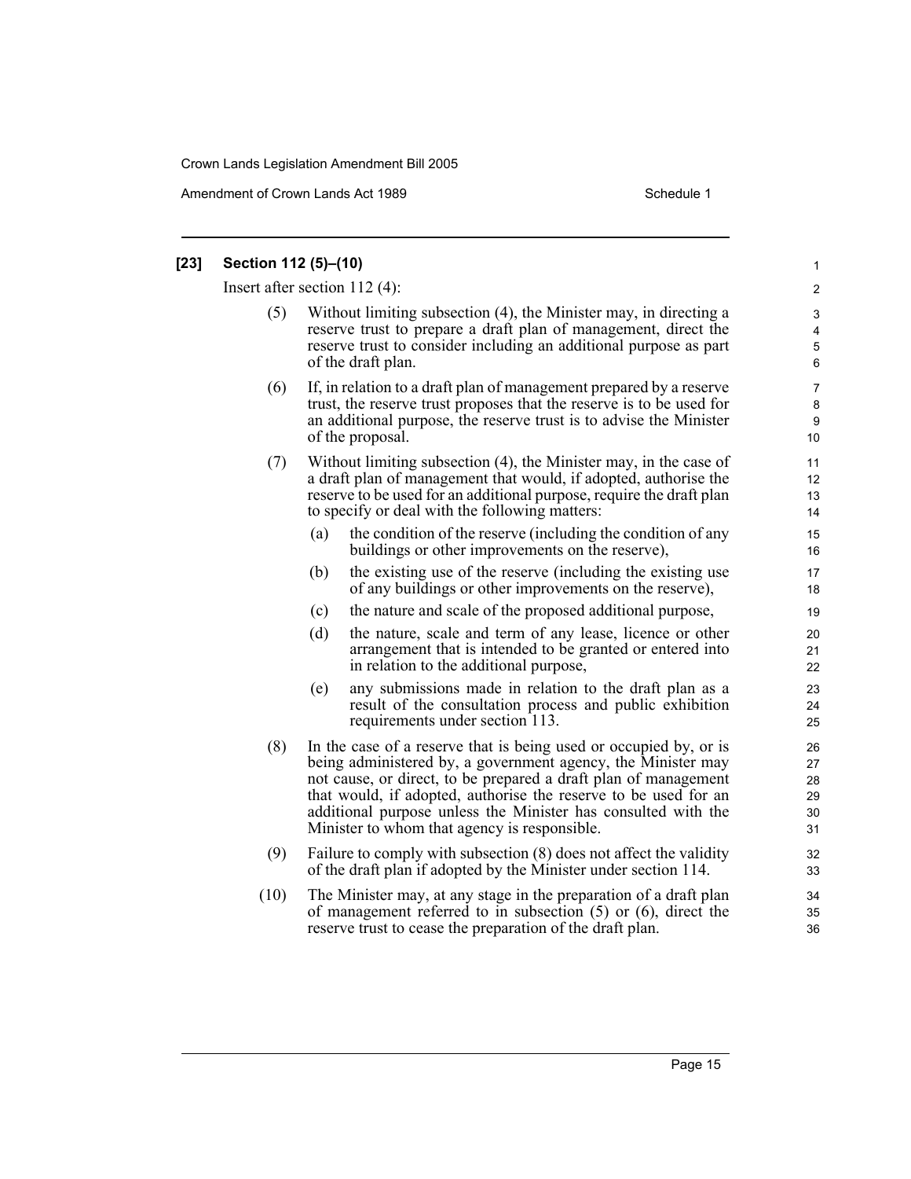**[23] Section 112 (5)–(10)**

Insert after section 112 (4):

(5) Without limiting subsection (4), the Minister may, in directing a reserve trust to prepare a draft plan of management, direct the reserve trust to consider including an additional purpose as part of the draft plan.

(6) If, in relation to a draft plan of management prepared by a reserve trust, the reserve trust proposes that the reserve is to be used for an additional purpose, the reserve trust is to advise the Minister of the proposal.

(7) Without limiting subsection (4), the Minister may, in the case of a draft plan of management that would, if adopted, authorise the reserve to be used for an additional purpose, require the draft plan to specify or deal with the following matters:

- (a) the condition of the reserve (including the condition of any buildings or other improvements on the reserve),
- (b) the existing use of the reserve (including the existing use of any buildings or other improvements on the reserve),
- (c) the nature and scale of the proposed additional purpose,
- (d) the nature, scale and term of any lease, licence or other arrangement that is intended to be granted or entered into in relation to the additional purpose,
- (e) any submissions made in relation to the draft plan as a result of the consultation process and public exhibition requirements under section 113.

(8) In the case of a reserve that is being used or occupied by, or is being administered by, a government agency, the Minister may not cause, or direct, to be prepared a draft plan of management that would, if adopted, authorise the reserve to be used for an additional purpose unless the Minister has consulted with the Minister to whom that agency is responsible.

(9) Failure to comply with subsection (8) does not affect the validity of the draft plan if adopted by the Minister under section 114.

(10) The Minister may, at any stage in the preparation of a draft plan of management referred to in subsection (5) or (6), direct the reserve trust to cease the preparation of the draft plan.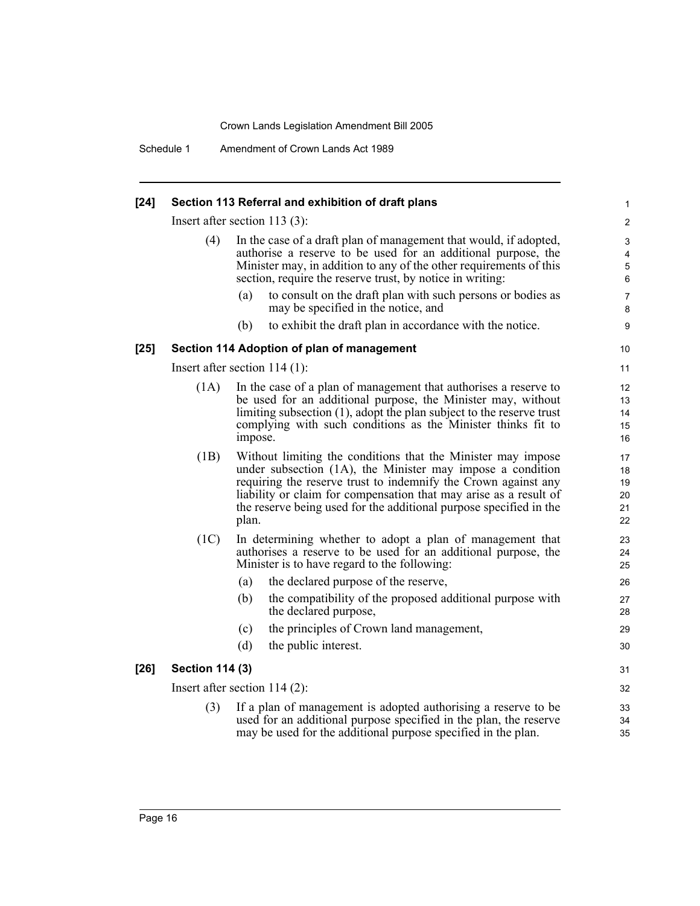**[24] Section 113 Referral and exhibition of draft plans**

Insert after section 113 (3):

(4) In the case of a draft plan of management that would, if adopted, authorise a reserve to be used for an additional purpose, the Minister may, in addition to any of the other requirements of this section, require the reserve trust, by notice in writing:

(a) to consult on the draft plan with such persons or bodies as may be specified in the notice, and

(b) to exhibit the draft plan in accordance with the notice.

**[25] Section 114 Adoption of plan of management**

Insert after section 114 (1):

(1A) In the case of a plan of management that authorises a reserve to be used for an additional purpose, the Minister may, without limiting subsection (1), adopt the plan subject to the reserve trust complying with such conditions as the Minister thinks fit to impose.

(1B) Without limiting the conditions that the Minister may impose under subsection (1A), the Minister may impose a condition requiring the reserve trust to indemnify the Crown against any liability or claim for compensation that may arise as a result of the reserve being used for the additional purpose specified in the plan.

(1C) In determining whether to adopt a plan of management that authorises a reserve to be used for an additional purpose, the Minister is to have regard to the following:

(a) the declared purpose of the reserve,

(b) the compatibility of the proposed additional purpose with the declared purpose,

(c) the principles of Crown land management,

(d) the public interest.

**[26] Section 114 (3)**

Insert after section 114 (2):

(3) If a plan of management is adopted authorising a reserve to be used for an additional purpose specified in the plan, the reserve may be used for the additional purpose specified in the plan.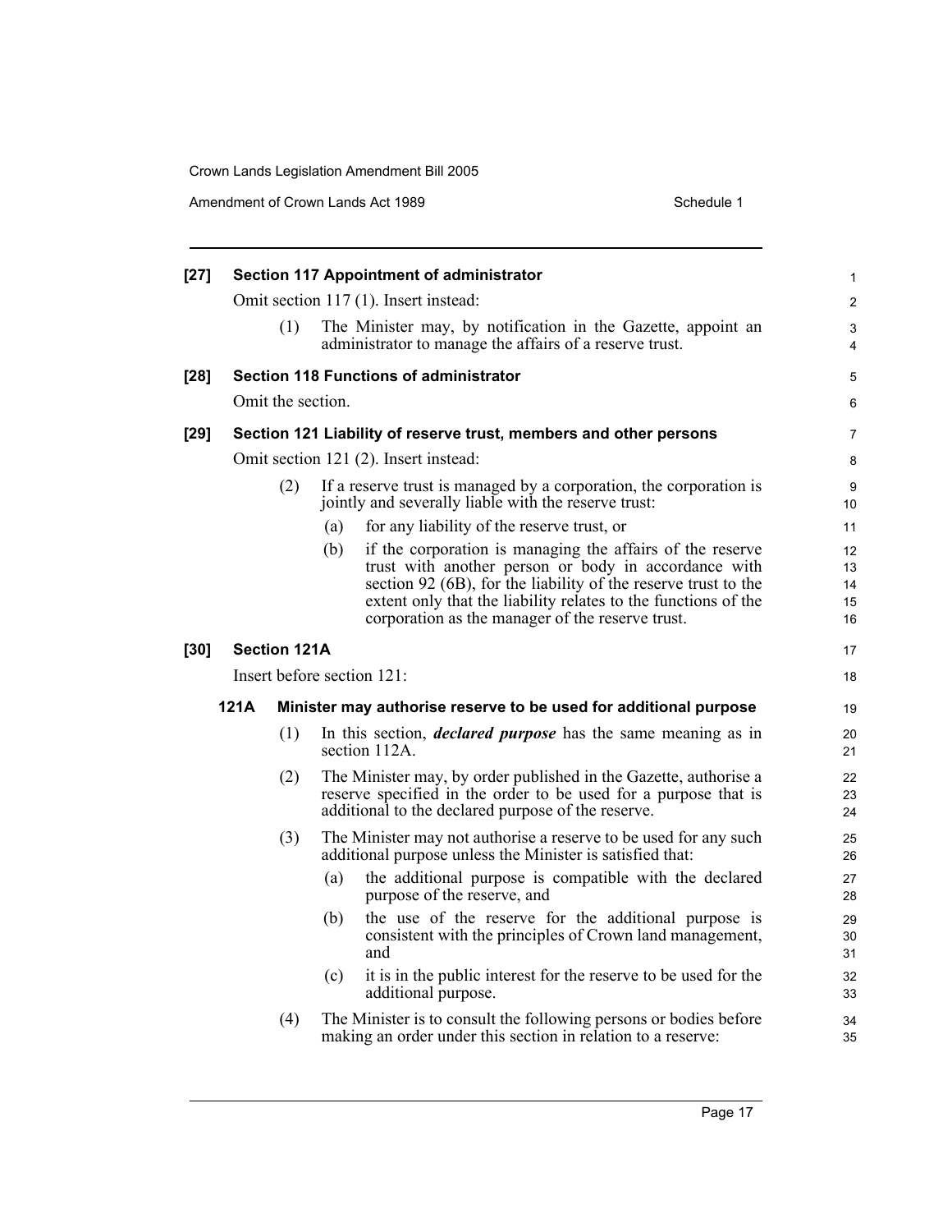**[27] Section 117 Appointment of administrator**

Omit section 117 (1). Insert instead:

(1) The Minister may, by notification in the Gazette, appoint an administrator to manage the affairs of a reserve trust.

**[28] Section 118 Functions of administrator**

Omit the section.

**[29] Section 121 Liability of reserve trust, members and other persons**

Omit section 121 (2). Insert instead:

(2) If a reserve trust is managed by a corporation, the corporation is jointly and severally liable with the reserve trust:

(a) for any liability of the reserve trust, or

(b) if the corporation is managing the affairs of the reserve trust with another person or body in accordance with section 92 (6B), for the liability of the reserve trust to the extent only that the liability relates to the functions of the corporation as the manager of the reserve trust.

**[30] Section 121A**

Insert before section 121:

**121A Minister may authorise reserve to be used for additional purpose**

(1) In this section, ***declared purpose*** has the same meaning as in section 112A.

(2) The Minister may, by order published in the Gazette, authorise a reserve specified in the order to be used for a purpose that is additional to the declared purpose of the reserve.

(3) The Minister may not authorise a reserve to be used for any such additional purpose unless the Minister is satisfied that:

(a) the additional purpose is compatible with the declared purpose of the reserve, and

(b) the use of the reserve for the additional purpose is consistent with the principles of Crown land management, and

(c) it is in the public interest for the reserve to be used for the additional purpose.

(4) The Minister is to consult the following persons or bodies before making an order under this section in relation to a reserve: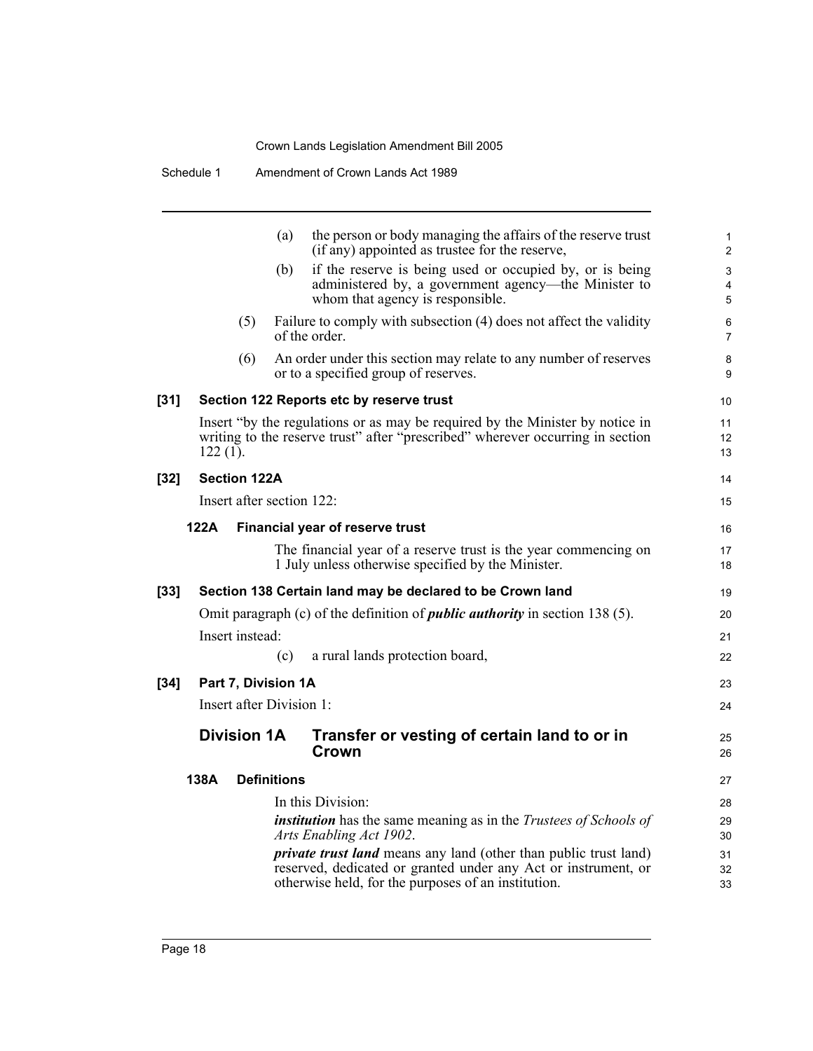(a) the person or body managing the affairs of the reserve trust (if any) appointed as trustee for the reserve,

(b) if the reserve is being used or occupied by, or is being administered by, a government agency—the Minister to whom that agency is responsible.

(5) Failure to comply with subsection (4) does not affect the validity of the order.

(6) An order under this section may relate to any number of reserves or to a specified group of reserves.

**[31] Section 122 Reports etc by reserve trust**

Insert "by the regulations or as may be required by the Minister by notice in writing to the reserve trust" after "prescribed" wherever occurring in section 122 (1).

**[32] Section 122A**

Insert after section 122:

**122A Financial year of reserve trust**

The financial year of a reserve trust is the year commencing on 1 July unless otherwise specified by the Minister.

**[33] Section 138 Certain land may be declared to be Crown land**

Omit paragraph (c) of the definition of ***public authority*** in section 138 (5).

Insert instead:

(c) a rural lands protection board,

**[34] Part 7, Division 1A**

Insert after Division 1:

## Division 1A Transfer or vesting of certain land to or in Crown

**138A Definitions**

In this Division:

***institution*** has the same meaning as in the *Trustees of Schools of Arts Enabling Act 1902*.

***private trust land*** means any land (other than public trust land) reserved, dedicated or granted under any Act or instrument, or otherwise held, for the purposes of an institution.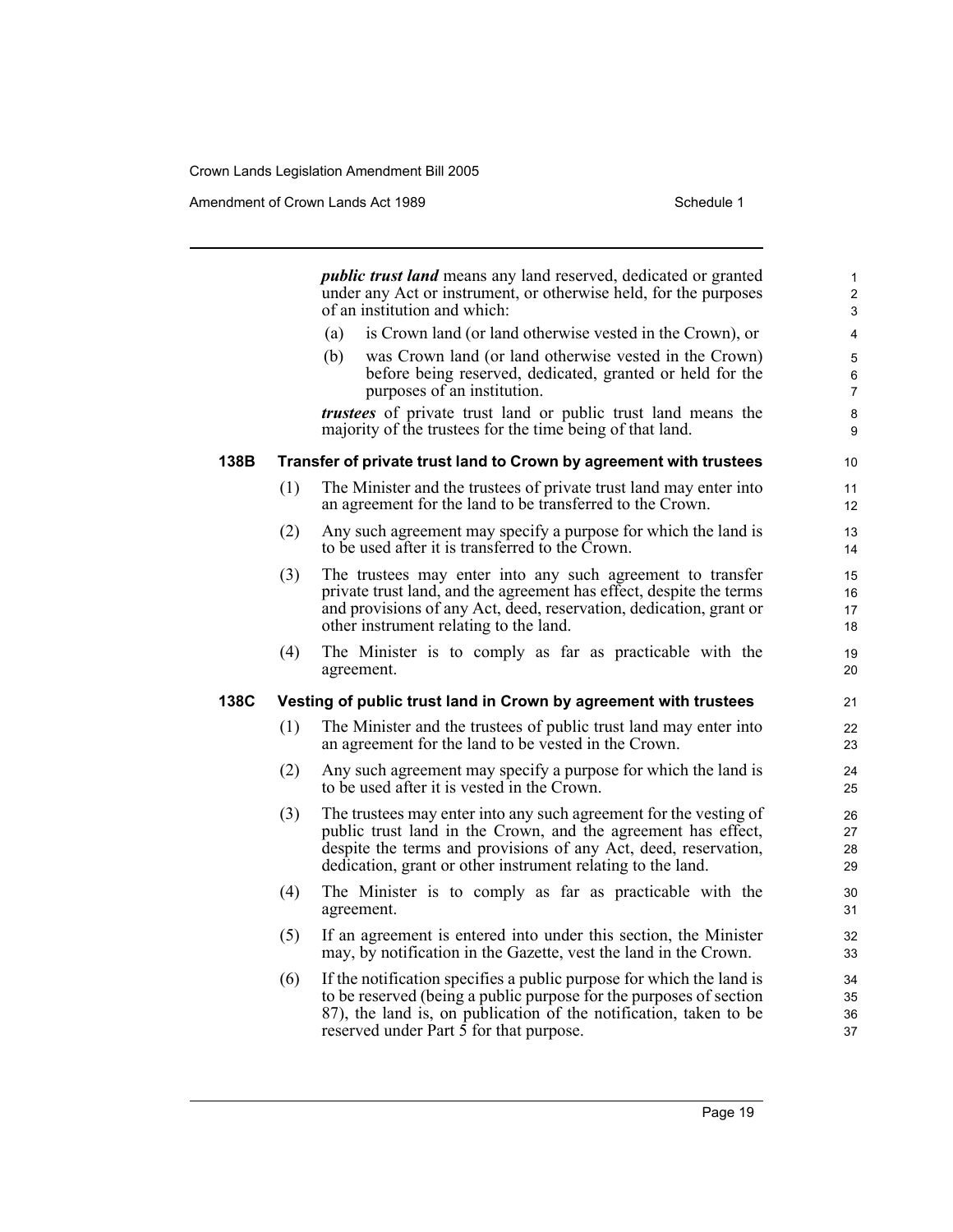***public trust land*** means any land reserved, dedicated or granted under any Act or instrument, or otherwise held, for the purposes of an institution and which:

(a) is Crown land (or land otherwise vested in the Crown), or

(b) was Crown land (or land otherwise vested in the Crown) before being reserved, dedicated, granted or held for the purposes of an institution.

***trustees*** of private trust land or public trust land means the majority of the trustees for the time being of that land.

### 138B Transfer of private trust land to Crown by agreement with trustees

(1) The Minister and the trustees of private trust land may enter into an agreement for the land to be transferred to the Crown.

(2) Any such agreement may specify a purpose for which the land is to be used after it is transferred to the Crown.

(3) The trustees may enter into any such agreement to transfer private trust land, and the agreement has effect, despite the terms and provisions of any Act, deed, reservation, dedication, grant or other instrument relating to the land.

(4) The Minister is to comply as far as practicable with the agreement.

### 138C Vesting of public trust land in Crown by agreement with trustees

(1) The Minister and the trustees of public trust land may enter into an agreement for the land to be vested in the Crown.

(2) Any such agreement may specify a purpose for which the land is to be used after it is vested in the Crown.

(3) The trustees may enter into any such agreement for the vesting of public trust land in the Crown, and the agreement has effect, despite the terms and provisions of any Act, deed, reservation, dedication, grant or other instrument relating to the land.

(4) The Minister is to comply as far as practicable with the agreement.

(5) If an agreement is entered into under this section, the Minister may, by notification in the Gazette, vest the land in the Crown.

(6) If the notification specifies a public purpose for which the land is to be reserved (being a public purpose for the purposes of section 87), the land is, on publication of the notification, taken to be reserved under Part 5 for that purpose.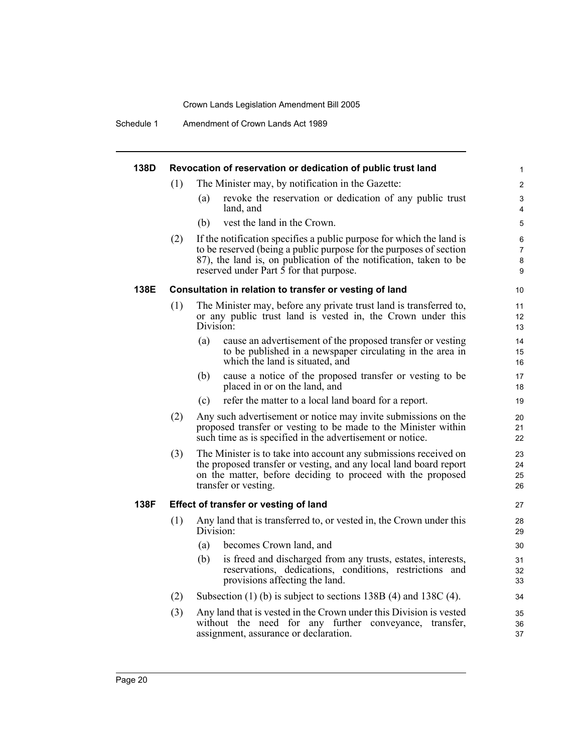### 138D Revocation of reservation or dedication of public trust land

(1) The Minister may, by notification in the Gazette:

(a) revoke the reservation or dedication of any public trust land, and

(b) vest the land in the Crown.

(2) If the notification specifies a public purpose for which the land is to be reserved (being a public purpose for the purposes of section 87), the land is, on publication of the notification, taken to be reserved under Part 5 for that purpose.

### 138E Consultation in relation to transfer or vesting of land

(1) The Minister may, before any private trust land is transferred to, or any public trust land is vested in, the Crown under this Division:

(a) cause an advertisement of the proposed transfer or vesting to be published in a newspaper circulating in the area in which the land is situated, and

(b) cause a notice of the proposed transfer or vesting to be placed in or on the land, and

(c) refer the matter to a local land board for a report.

(2) Any such advertisement or notice may invite submissions on the proposed transfer or vesting to be made to the Minister within such time as is specified in the advertisement or notice.

(3) The Minister is to take into account any submissions received on the proposed transfer or vesting, and any local land board report on the matter, before deciding to proceed with the proposed transfer or vesting.

### 138F Effect of transfer or vesting of land

(1) Any land that is transferred to, or vested in, the Crown under this Division:

(a) becomes Crown land, and

(b) is freed and discharged from any trusts, estates, interests, reservations, dedications, conditions, restrictions and provisions affecting the land.

(2) Subsection (1) (b) is subject to sections 138B (4) and 138C (4).

(3) Any land that is vested in the Crown under this Division is vested without the need for any further conveyance, transfer, assignment, assurance or declaration.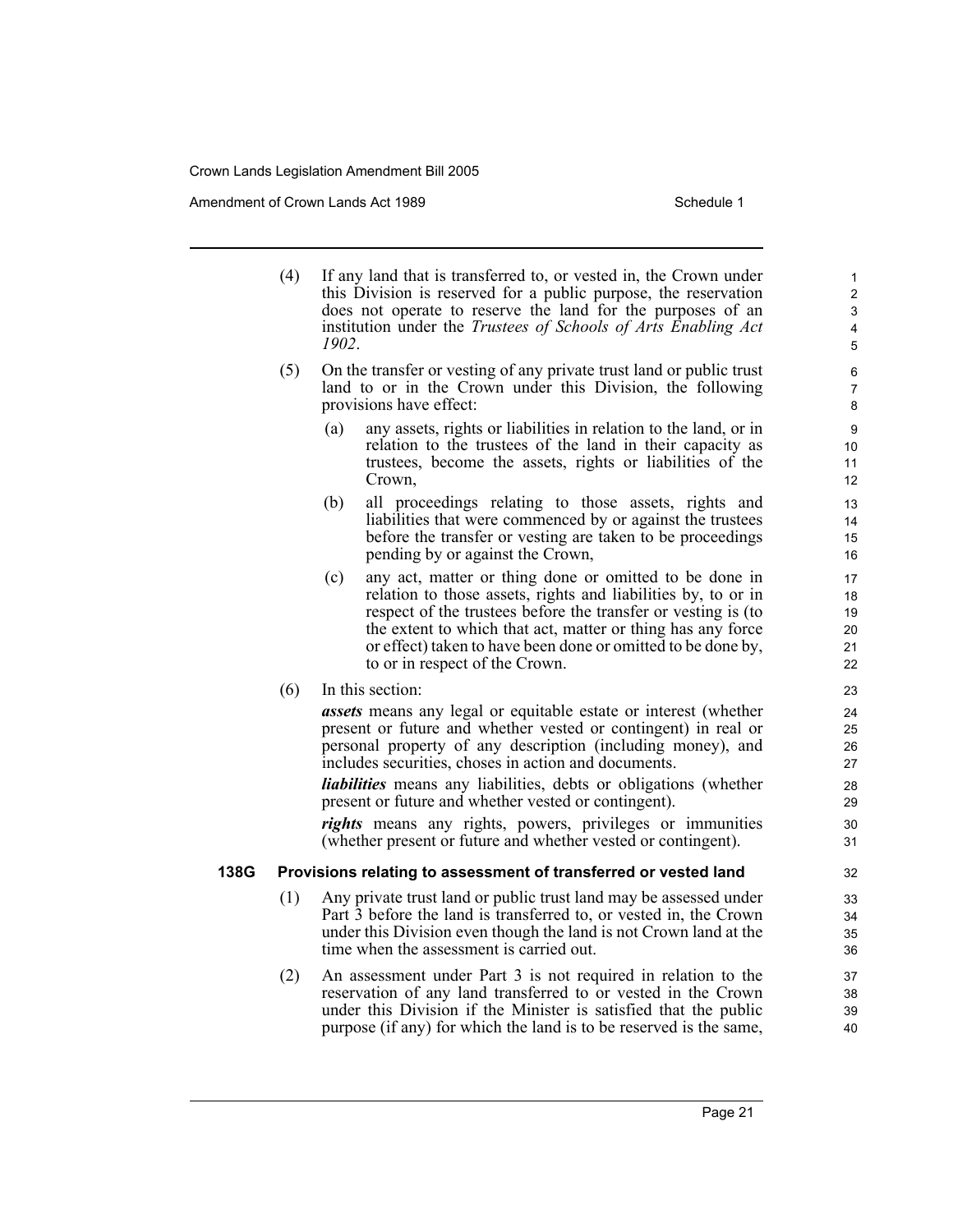(4) If any land that is transferred to, or vested in, the Crown under this Division is reserved for a public purpose, the reservation does not operate to reserve the land for the purposes of an institution under the *Trustees of Schools of Arts Enabling Act 1902*.

(5) On the transfer or vesting of any private trust land or public trust land to or in the Crown under this Division, the following provisions have effect:

(a) any assets, rights or liabilities in relation to the land, or in relation to the trustees of the land in their capacity as trustees, become the assets, rights or liabilities of the Crown,

(b) all proceedings relating to those assets, rights and liabilities that were commenced by or against the trustees before the transfer or vesting are taken to be proceedings pending by or against the Crown,

(c) any act, matter or thing done or omitted to be done in relation to those assets, rights and liabilities by, to or in respect of the trustees before the transfer or vesting is (to the extent to which that act, matter or thing has any force or effect) taken to have been done or omitted to be done by, to or in respect of the Crown.

(6) In this section:

***assets*** means any legal or equitable estate or interest (whether present or future and whether vested or contingent) in real or personal property of any description (including money), and includes securities, choses in action and documents.

***liabilities*** means any liabilities, debts or obligations (whether present or future and whether vested or contingent).

***rights*** means any rights, powers, privileges or immunities (whether present or future and whether vested or contingent).

### 138G Provisions relating to assessment of transferred or vested land

(1) Any private trust land or public trust land may be assessed under Part 3 before the land is transferred to, or vested in, the Crown under this Division even though the land is not Crown land at the time when the assessment is carried out.

(2) An assessment under Part 3 is not required in relation to the reservation of any land transferred to or vested in the Crown under this Division if the Minister is satisfied that the public purpose (if any) for which the land is to be reserved is the same,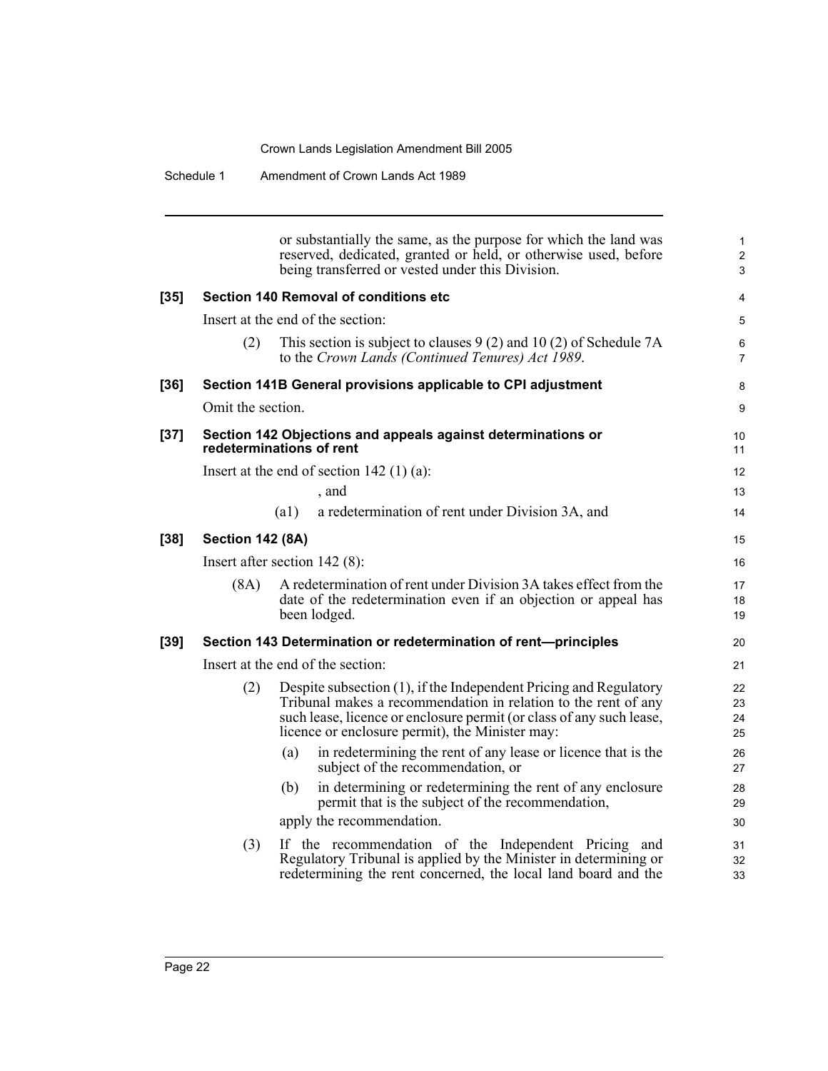or substantially the same, as the purpose for which the land was reserved, dedicated, granted or held, or otherwise used, before being transferred or vested under this Division.

**[35] Section 140 Removal of conditions etc**

Insert at the end of the section:

(2) This section is subject to clauses 9 (2) and 10 (2) of Schedule 7A to the *Crown Lands (Continued Tenures) Act 1989*.

**[36] Section 141B General provisions applicable to CPI adjustment**

Omit the section.

**[37] Section 142 Objections and appeals against determinations or redeterminations of rent**

Insert at the end of section 142 (1) (a):

, and

(a1) a redetermination of rent under Division 3A, and

**[38] Section 142 (8A)**

Insert after section 142 (8):

(8A) A redetermination of rent under Division 3A takes effect from the date of the redetermination even if an objection or appeal has been lodged.

**[39] Section 143 Determination or redetermination of rent—principles**

Insert at the end of the section:

(2) Despite subsection (1), if the Independent Pricing and Regulatory Tribunal makes a recommendation in relation to the rent of any such lease, licence or enclosure permit (or class of any such lease, licence or enclosure permit), the Minister may:

(a) in redetermining the rent of any lease or licence that is the subject of the recommendation, or

(b) in determining or redetermining the rent of any enclosure permit that is the subject of the recommendation,

apply the recommendation.

(3) If the recommendation of the Independent Pricing and Regulatory Tribunal is applied by the Minister in determining or redetermining the rent concerned, the local land board and the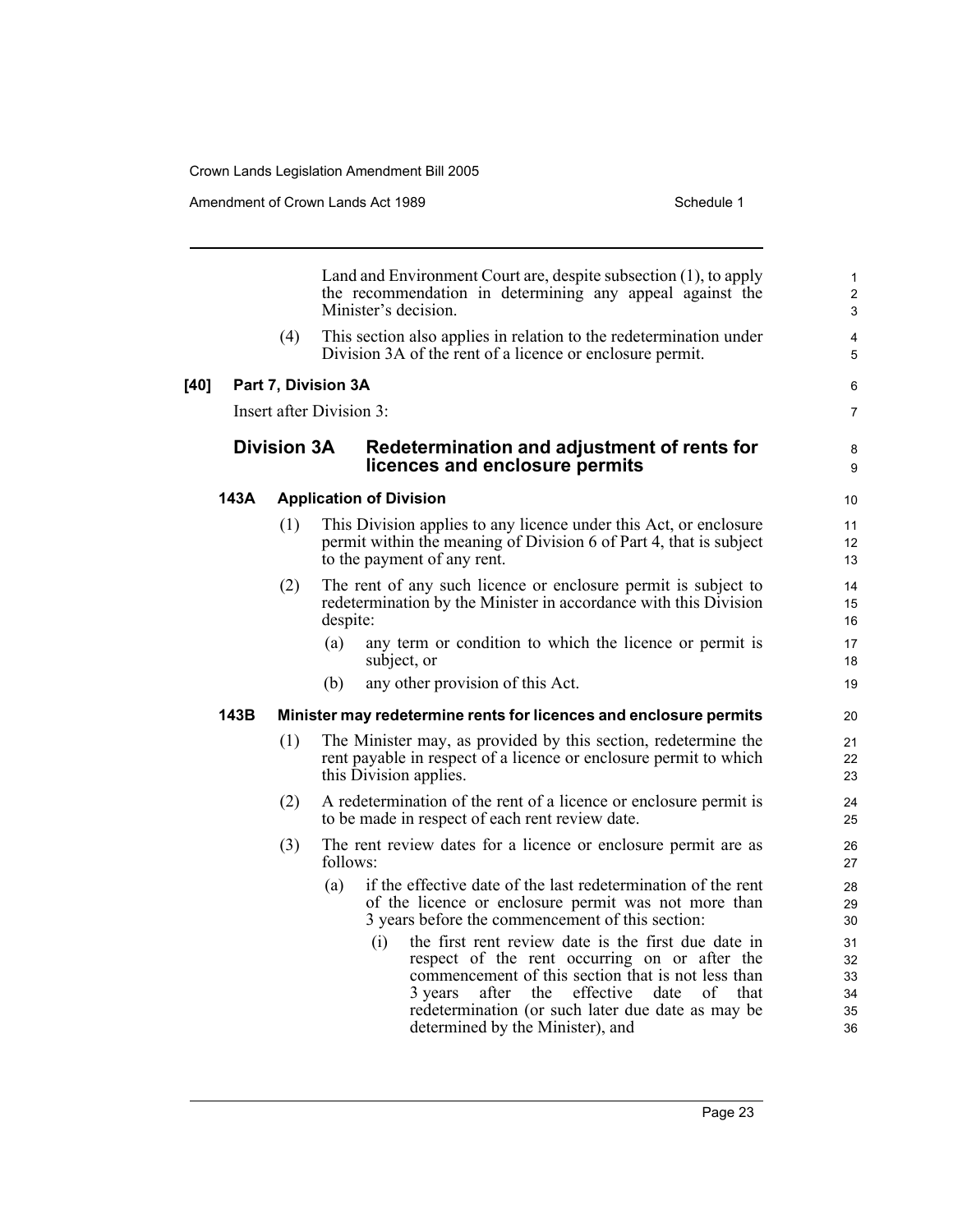Land and Environment Court are, despite subsection (1), to apply the recommendation in determining any appeal against the Minister's decision.

(4) This section also applies in relation to the redetermination under Division 3A of the rent of a licence or enclosure permit.

**[40] Part 7, Division 3A**

Insert after Division 3:

## Division 3A Redetermination and adjustment of rents for licences and enclosure permits

### 143A Application of Division

(1) This Division applies to any licence under this Act, or enclosure permit within the meaning of Division 6 of Part 4, that is subject to the payment of any rent.

(2) The rent of any such licence or enclosure permit is subject to redetermination by the Minister in accordance with this Division despite:

(a) any term or condition to which the licence or permit is subject, or

(b) any other provision of this Act.

### 143B Minister may redetermine rents for licences and enclosure permits

(1) The Minister may, as provided by this section, redetermine the rent payable in respect of a licence or enclosure permit to which this Division applies.

(2) A redetermination of the rent of a licence or enclosure permit is to be made in respect of each rent review date.

(3) The rent review dates for a licence or enclosure permit are as follows:

(a) if the effective date of the last redetermination of the rent of the licence or enclosure permit was not more than 3 years before the commencement of this section:

(i) the first rent review date is the first due date in respect of the rent occurring on or after the commencement of this section that is not less than 3 years after the effective date of that redetermination (or such later due date as may be determined by the Minister), and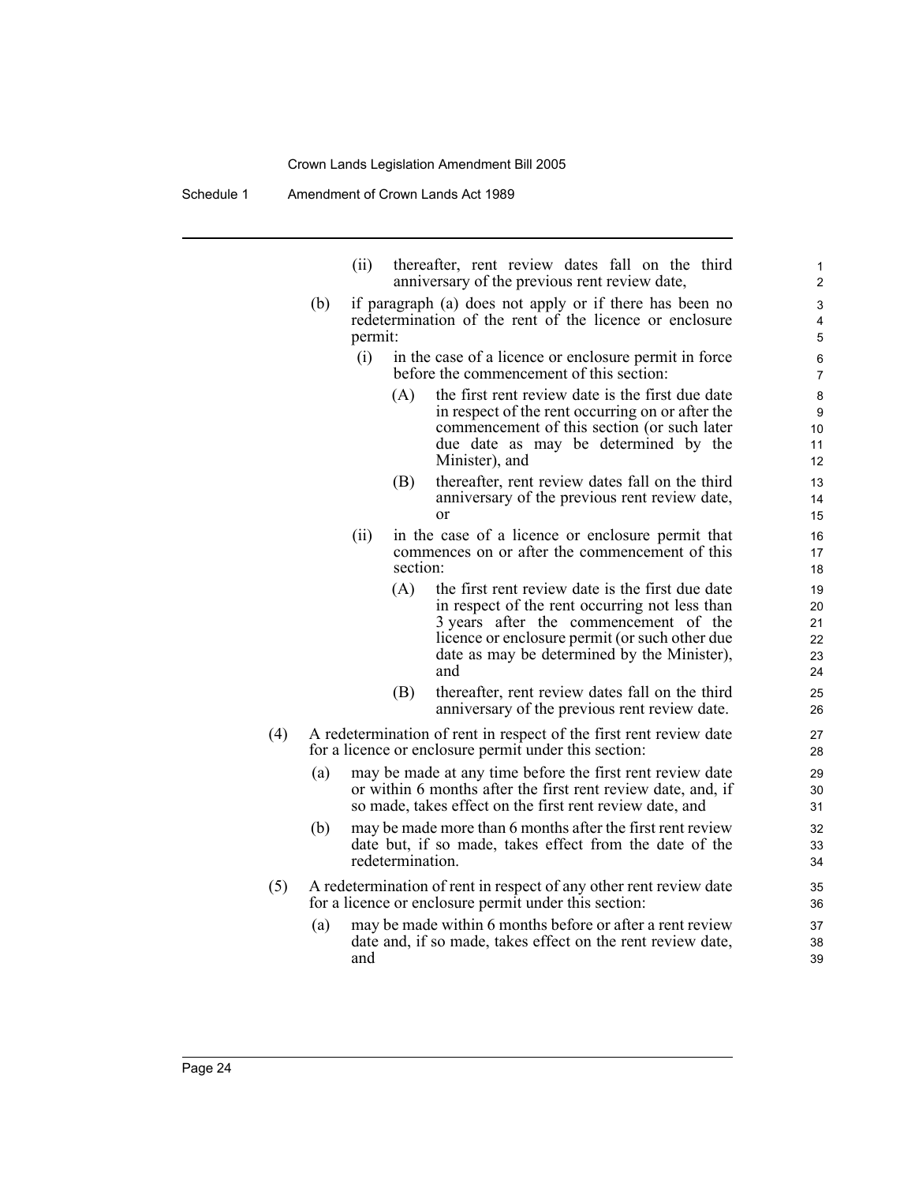(ii) thereafter, rent review dates fall on the third anniversary of the previous rent review date,

(b) if paragraph (a) does not apply or if there has been no redetermination of the rent of the licence or enclosure permit:

(i) in the case of a licence or enclosure permit in force before the commencement of this section:

(A) the first rent review date is the first due date in respect of the rent occurring on or after the commencement of this section (or such later due date as may be determined by the Minister), and

(B) thereafter, rent review dates fall on the third anniversary of the previous rent review date, or

(ii) in the case of a licence or enclosure permit that commences on or after the commencement of this section:

(A) the first rent review date is the first due date in respect of the rent occurring not less than 3 years after the commencement of the licence or enclosure permit (or such other due date as may be determined by the Minister), and

(B) thereafter, rent review dates fall on the third anniversary of the previous rent review date.

(4) A redetermination of rent in respect of the first rent review date for a licence or enclosure permit under this section:

(a) may be made at any time before the first rent review date or within 6 months after the first rent review date, and, if so made, takes effect on the first rent review date, and

(b) may be made more than 6 months after the first rent review date but, if so made, takes effect from the date of the redetermination.

(5) A redetermination of rent in respect of any other rent review date for a licence or enclosure permit under this section:

(a) may be made within 6 months before or after a rent review date and, if so made, takes effect on the rent review date, and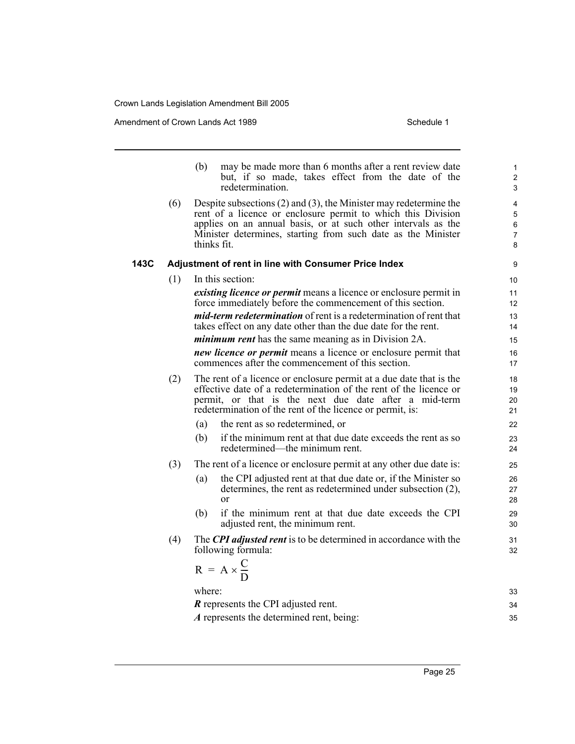(b) may be made more than 6 months after a rent review date but, if so made, takes effect from the date of the redetermination.

(6) Despite subsections (2) and (3), the Minister may redetermine the rent of a licence or enclosure permit to which this Division applies on an annual basis, or at such other intervals as the Minister determines, starting from such date as the Minister thinks fit.

### 143C Adjustment of rent in line with Consumer Price Index

(1) In this section:

***existing licence or permit*** means a licence or enclosure permit in force immediately before the commencement of this section.

***mid-term redetermination*** of rent is a redetermination of rent that takes effect on any date other than the due date for the rent.

***minimum rent*** has the same meaning as in Division 2A.

***new licence or permit*** means a licence or enclosure permit that commences after the commencement of this section.

(2) The rent of a licence or enclosure permit at a due date that is the effective date of a redetermination of the rent of the licence or permit, or that is the next due date after a mid-term redetermination of the rent of the licence or permit, is:

(a) the rent as so redetermined, or

(b) if the minimum rent at that due date exceeds the rent as so redetermined—the minimum rent.

(3) The rent of a licence or enclosure permit at any other due date is:

(a) the CPI adjusted rent at that due date or, if the Minister so determines, the rent as redetermined under subsection (2), or

(b) if the minimum rent at that due date exceeds the CPI adjusted rent, the minimum rent.

(4) The ***CPI adjusted rent*** is to be determined in accordance with the following formula:

$$R = A \times \frac{C}{D}$$

where:

***R*** represents the CPI adjusted rent.

***A*** represents the determined rent, being: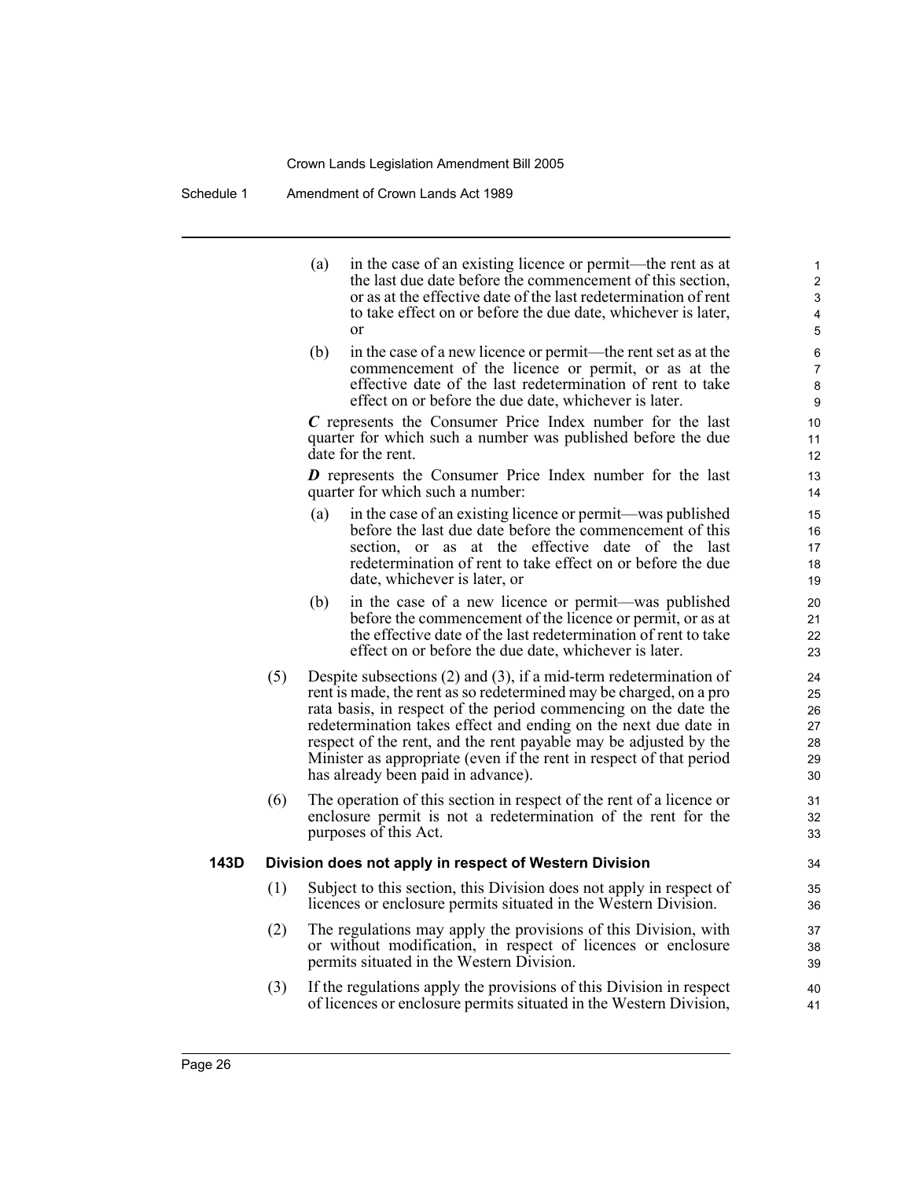(a) in the case of an existing licence or permit—the rent as at the last due date before the commencement of this section, or as at the effective date of the last redetermination of rent to take effect on or before the due date, whichever is later, or

(b) in the case of a new licence or permit—the rent set as at the commencement of the licence or permit, or as at the effective date of the last redetermination of rent to take effect on or before the due date, whichever is later.

***C*** represents the Consumer Price Index number for the last quarter for which such a number was published before the due date for the rent.

***D*** represents the Consumer Price Index number for the last quarter for which such a number:

(a) in the case of an existing licence or permit—was published before the last due date before the commencement of this section, or as at the effective date of the last redetermination of rent to take effect on or before the due date, whichever is later, or

(b) in the case of a new licence or permit—was published before the commencement of the licence or permit, or as at the effective date of the last redetermination of rent to take effect on or before the due date, whichever is later.

(5) Despite subsections (2) and (3), if a mid-term redetermination of rent is made, the rent as so redetermined may be charged, on a pro rata basis, in respect of the period commencing on the date the redetermination takes effect and ending on the next due date in respect of the rent, and the rent payable may be adjusted by the Minister as appropriate (even if the rent in respect of that period has already been paid in advance).

(6) The operation of this section in respect of the rent of a licence or enclosure permit is not a redetermination of the rent for the purposes of this Act.

**143D Division does not apply in respect of Western Division**

(1) Subject to this section, this Division does not apply in respect of licences or enclosure permits situated in the Western Division.

(2) The regulations may apply the provisions of this Division, with or without modification, in respect of licences or enclosure permits situated in the Western Division.

(3) If the regulations apply the provisions of this Division in respect of licences or enclosure permits situated in the Western Division,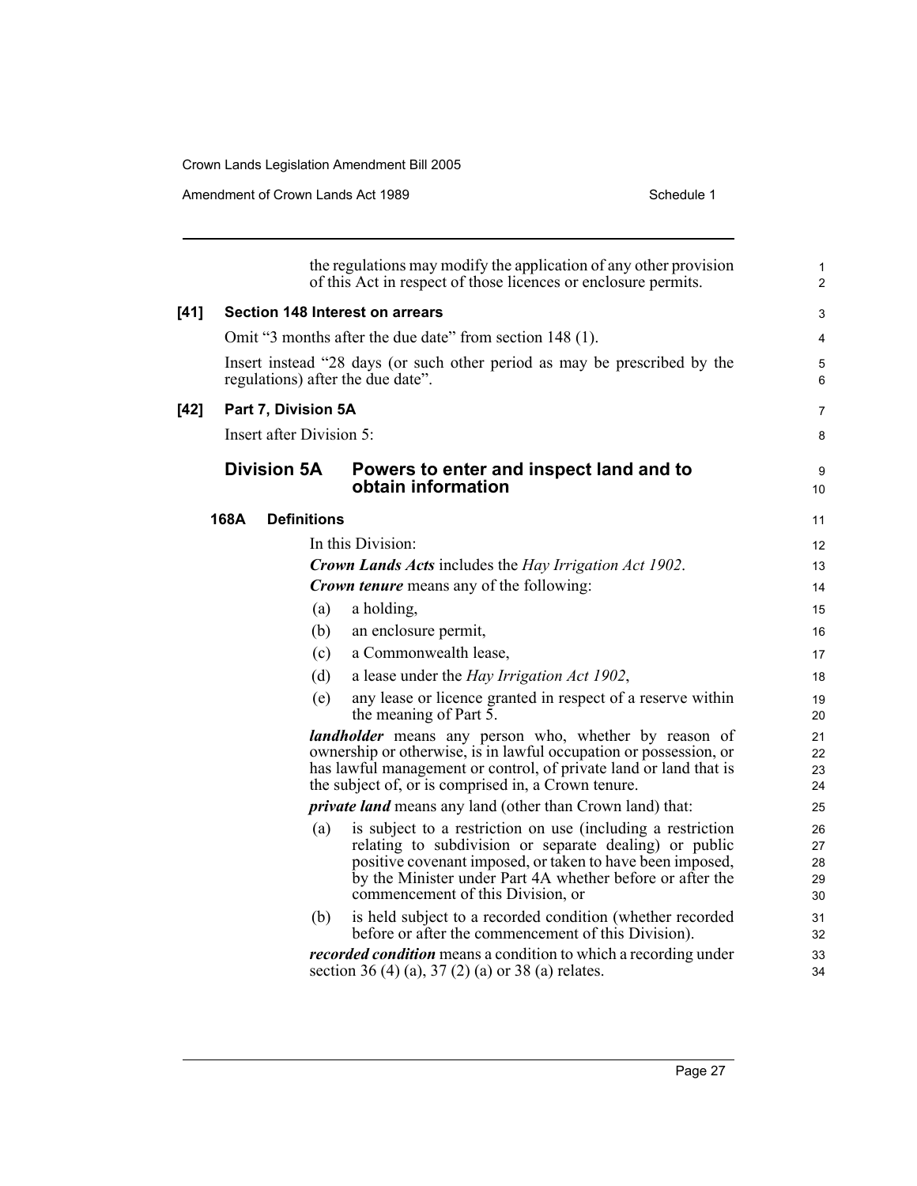the regulations may modify the application of any other provision of this Act in respect of those licences or enclosure permits.

**[41] Section 148 Interest on arrears**

Omit "3 months after the due date" from section 148 (1).

Insert instead "28 days (or such other period as may be prescribed by the regulations) after the due date".

**[42] Part 7, Division 5A**

Insert after Division 5:

## Division 5A Powers to enter and inspect land and to obtain information

**168A Definitions**

In this Division:

***Crown Lands Acts*** includes the *Hay Irrigation Act 1902*.

***Crown tenure*** means any of the following:

(a) a holding,

(b) an enclosure permit,

(c) a Commonwealth lease,

(d) a lease under the *Hay Irrigation Act 1902*,

(e) any lease or licence granted in respect of a reserve within the meaning of Part 5.

***landholder*** means any person who, whether by reason of ownership or otherwise, is in lawful occupation or possession, or has lawful management or control, of private land or land that is the subject of, or is comprised in, a Crown tenure.

***private land*** means any land (other than Crown land) that:

(a) is subject to a restriction on use (including a restriction relating to subdivision or separate dealing) or public positive covenant imposed, or taken to have been imposed, by the Minister under Part 4A whether before or after the commencement of this Division, or

(b) is held subject to a recorded condition (whether recorded before or after the commencement of this Division).

***recorded condition*** means a condition to which a recording under section 36 (4) (a), 37 (2) (a) or 38 (a) relates.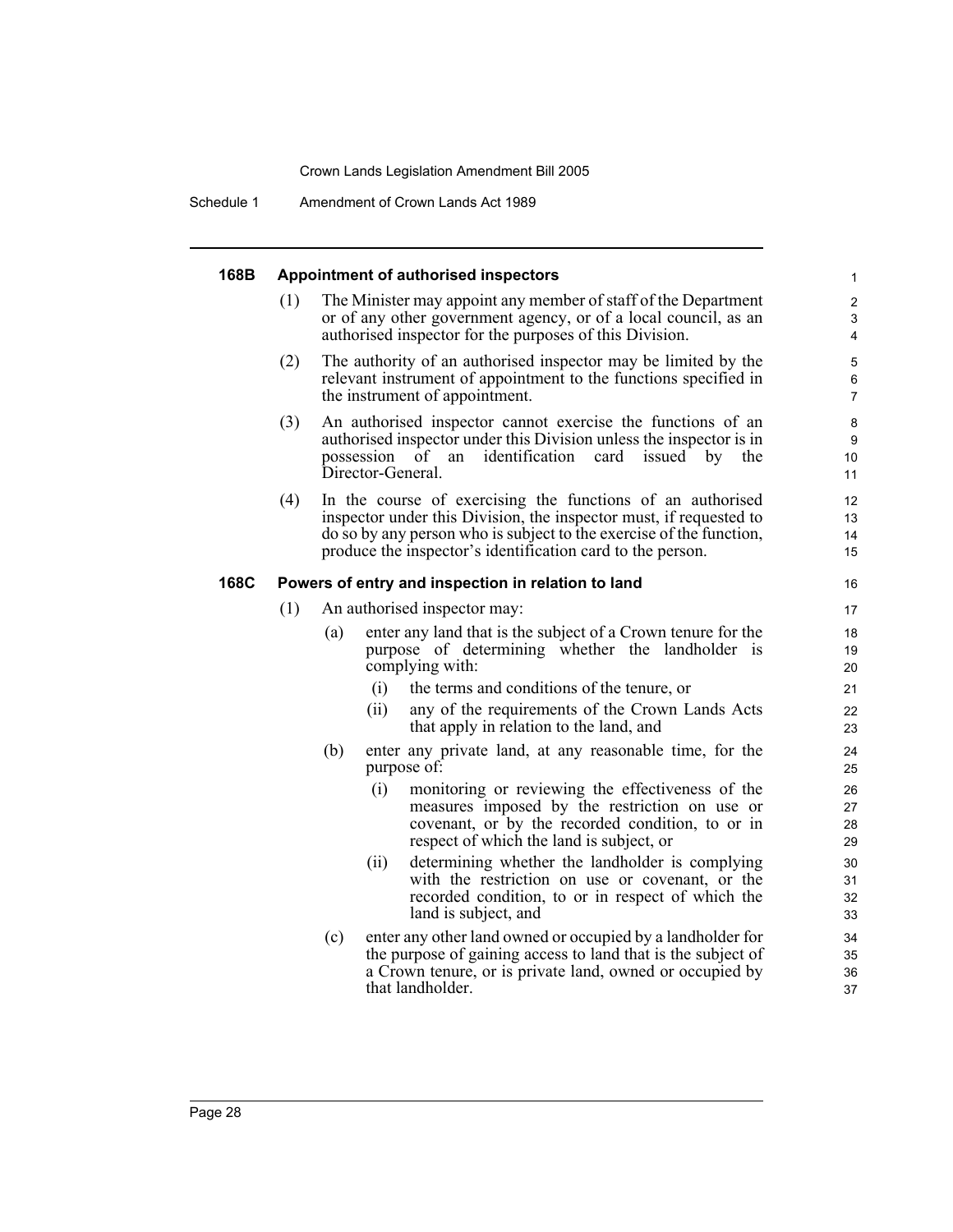### 168B Appointment of authorised inspectors

(1) The Minister may appoint any member of staff of the Department or of any other government agency, or of a local council, as an authorised inspector for the purposes of this Division.

(2) The authority of an authorised inspector may be limited by the relevant instrument of appointment to the functions specified in the instrument of appointment.

(3) An authorised inspector cannot exercise the functions of an authorised inspector under this Division unless the inspector is in possession of an identification card issued by the Director-General.

(4) In the course of exercising the functions of an authorised inspector under this Division, the inspector must, if requested to do so by any person who is subject to the exercise of the function, produce the inspector's identification card to the person.

### 168C Powers of entry and inspection in relation to land

(1) An authorised inspector may:

- (a) enter any land that is the subject of a Crown tenure for the purpose of determining whether the landholder is complying with:
  - (i) the terms and conditions of the tenure, or
  - (ii) any of the requirements of the Crown Lands Acts that apply in relation to the land, and
- (b) enter any private land, at any reasonable time, for the purpose of:
  - (i) monitoring or reviewing the effectiveness of the measures imposed by the restriction on use or covenant, or by the recorded condition, to or in respect of which the land is subject, or
  - (ii) determining whether the landholder is complying with the restriction on use or covenant, or the recorded condition, to or in respect of which the land is subject, and
- (c) enter any other land owned or occupied by a landholder for the purpose of gaining access to land that is the subject of a Crown tenure, or is private land, owned or occupied by that landholder.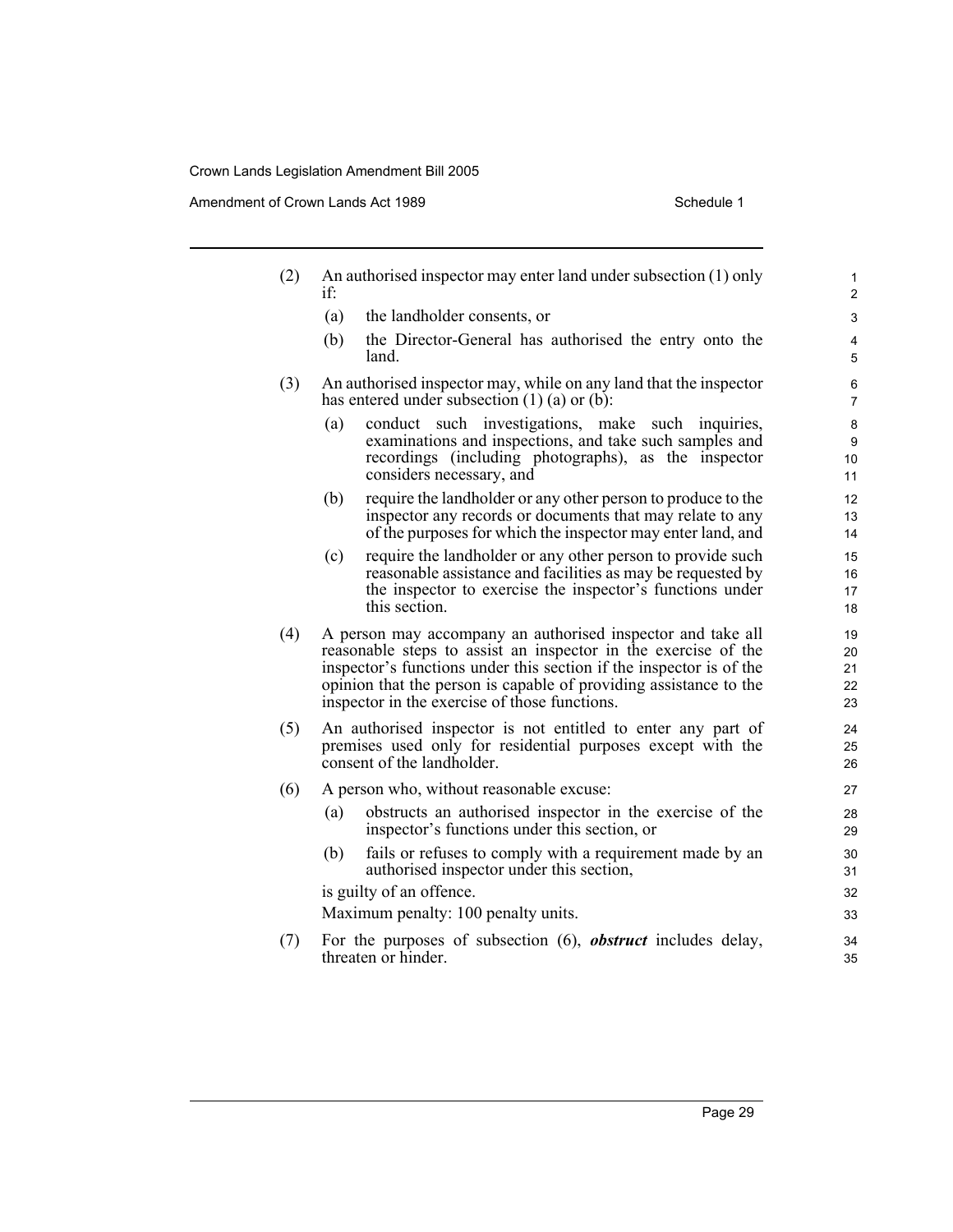(2) An authorised inspector may enter land under subsection (1) only if:

   (a) the landholder consents, or

   (b) the Director-General has authorised the entry onto the land.

(3) An authorised inspector may, while on any land that the inspector has entered under subsection (1) (a) or (b):

   (a) conduct such investigations, make such inquiries, examinations and inspections, and take such samples and recordings (including photographs), as the inspector considers necessary, and

   (b) require the landholder or any other person to produce to the inspector any records or documents that may relate to any of the purposes for which the inspector may enter land, and

   (c) require the landholder or any other person to provide such reasonable assistance and facilities as may be requested by the inspector to exercise the inspector's functions under this section.

(4) A person may accompany an authorised inspector and take all reasonable steps to assist an inspector in the exercise of the inspector's functions under this section if the inspector is of the opinion that the person is capable of providing assistance to the inspector in the exercise of those functions.

(5) An authorised inspector is not entitled to enter any part of premises used only for residential purposes except with the consent of the landholder.

(6) A person who, without reasonable excuse:

   (a) obstructs an authorised inspector in the exercise of the inspector's functions under this section, or

   (b) fails or refuses to comply with a requirement made by an authorised inspector under this section,

   is guilty of an offence.

   Maximum penalty: 100 penalty units.

(7) For the purposes of subsection (6), ***obstruct*** includes delay, threaten or hinder.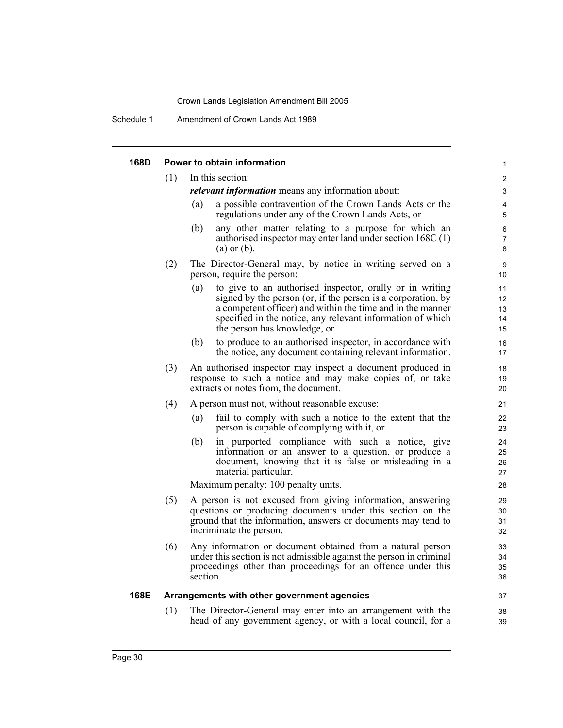### 168D Power to obtain information

(1) In this section:

***relevant information*** means any information about:

(a) a possible contravention of the Crown Lands Acts or the regulations under any of the Crown Lands Acts, or

(b) any other matter relating to a purpose for which an authorised inspector may enter land under section 168C (1) (a) or (b).

(2) The Director-General may, by notice in writing served on a person, require the person:

(a) to give to an authorised inspector, orally or in writing signed by the person (or, if the person is a corporation, by a competent officer) and within the time and in the manner specified in the notice, any relevant information of which the person has knowledge, or

(b) to produce to an authorised inspector, in accordance with the notice, any document containing relevant information.

(3) An authorised inspector may inspect a document produced in response to such a notice and may make copies of, or take extracts or notes from, the document.

(4) A person must not, without reasonable excuse:

(a) fail to comply with such a notice to the extent that the person is capable of complying with it, or

(b) in purported compliance with such a notice, give information or an answer to a question, or produce a document, knowing that it is false or misleading in a material particular.

Maximum penalty: 100 penalty units.

(5) A person is not excused from giving information, answering questions or producing documents under this section on the ground that the information, answers or documents may tend to incriminate the person.

(6) Any information or document obtained from a natural person under this section is not admissible against the person in criminal proceedings other than proceedings for an offence under this section.

### 168E Arrangements with other government agencies

(1) The Director-General may enter into an arrangement with the head of any government agency, or with a local council, for a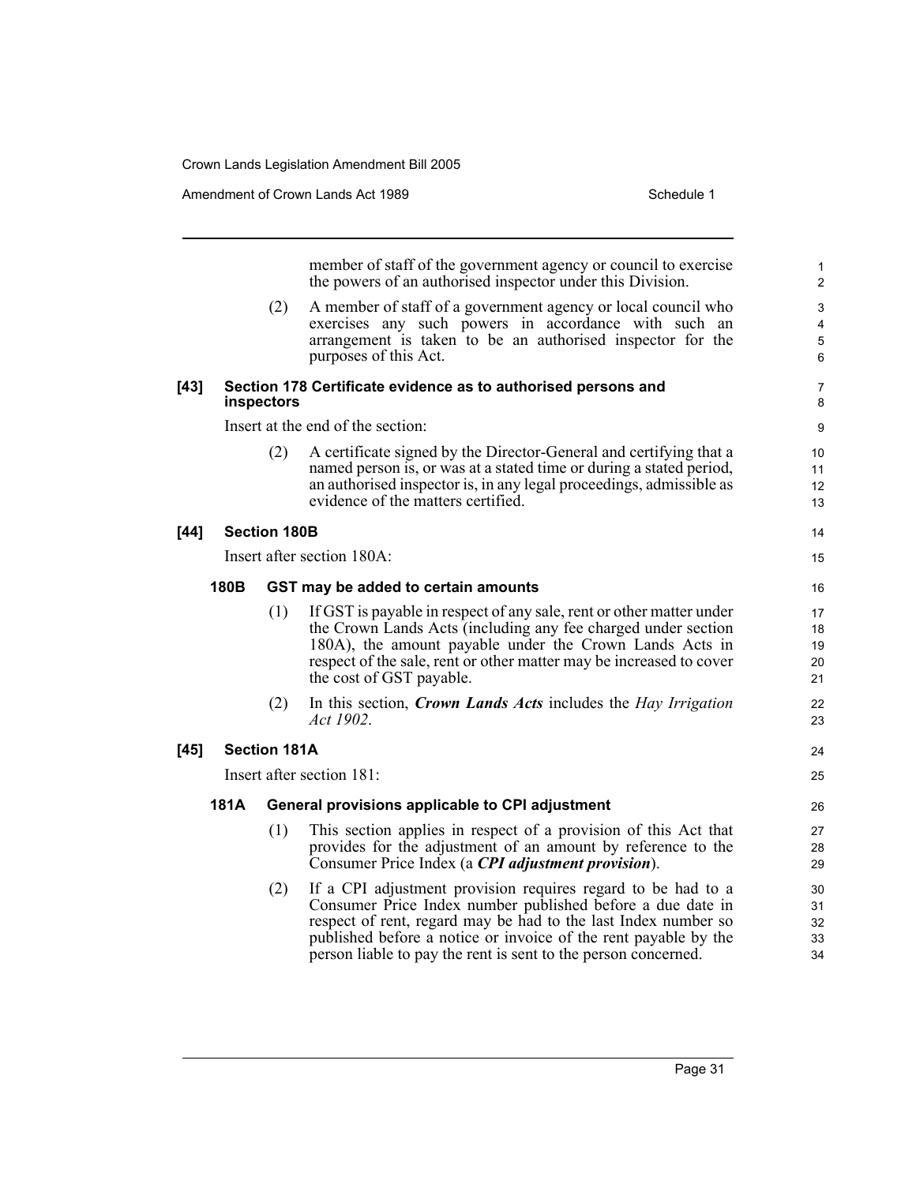member of staff of the government agency or council to exercise the powers of an authorised inspector under this Division.

(2) A member of staff of a government agency or local council who exercises any such powers in accordance with such an arrangement is taken to be an authorised inspector for the purposes of this Act.

**[43] Section 178 Certificate evidence as to authorised persons and inspectors**

Insert at the end of the section:

(2) A certificate signed by the Director-General and certifying that a named person is, or was at a stated time or during a stated period, an authorised inspector is, in any legal proceedings, admissible as evidence of the matters certified.

**[44] Section 180B**

Insert after section 180A:

**180B GST may be added to certain amounts**

(1) If GST is payable in respect of any sale, rent or other matter under the Crown Lands Acts (including any fee charged under section 180A), the amount payable under the Crown Lands Acts in respect of the sale, rent or other matter may be increased to cover the cost of GST payable.

(2) In this section, ***Crown Lands Acts*** includes the *Hay Irrigation Act 1902*.

**[45] Section 181A**

Insert after section 181:

**181A General provisions applicable to CPI adjustment**

(1) This section applies in respect of a provision of this Act that provides for the adjustment of an amount by reference to the Consumer Price Index (a ***CPI adjustment provision***).

(2) If a CPI adjustment provision requires regard to be had to a Consumer Price Index number published before a due date in respect of rent, regard may be had to the last Index number so published before a notice or invoice of the rent payable by the person liable to pay the rent is sent to the person concerned.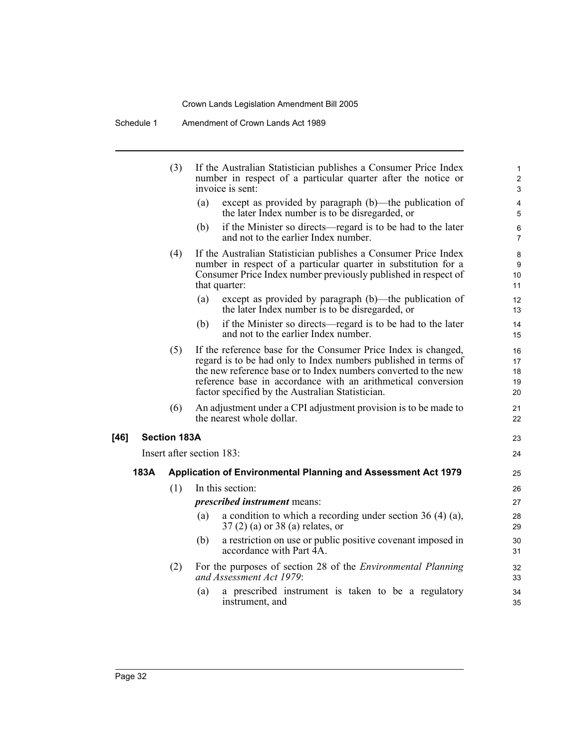(3) If the Australian Statistician publishes a Consumer Price Index number in respect of a particular quarter after the notice or invoice is sent:

(a) except as provided by paragraph (b)—the publication of the later Index number is to be disregarded, or

(b) if the Minister so directs—regard is to be had to the later and not to the earlier Index number.

(4) If the Australian Statistician publishes a Consumer Price Index number in respect of a particular quarter in substitution for a Consumer Price Index number previously published in respect of that quarter:

(a) except as provided by paragraph (b)—the publication of the later Index number is to be disregarded, or

(b) if the Minister so directs—regard is to be had to the later and not to the earlier Index number.

(5) If the reference base for the Consumer Price Index is changed, regard is to be had only to Index numbers published in terms of the new reference base or to Index numbers converted to the new reference base in accordance with an arithmetical conversion factor specified by the Australian Statistician.

(6) An adjustment under a CPI adjustment provision is to be made to the nearest whole dollar.

**[46] Section 183A**

Insert after section 183:

**183A Application of Environmental Planning and Assessment Act 1979**

(1) In this section:

***prescribed instrument*** means:

(a) a condition to which a recording under section 36 (4) (a), 37 (2) (a) or 38 (a) relates, or

(b) a restriction on use or public positive covenant imposed in accordance with Part 4A.

(2) For the purposes of section 28 of the *Environmental Planning and Assessment Act 1979*:

(a) a prescribed instrument is taken to be a regulatory instrument, and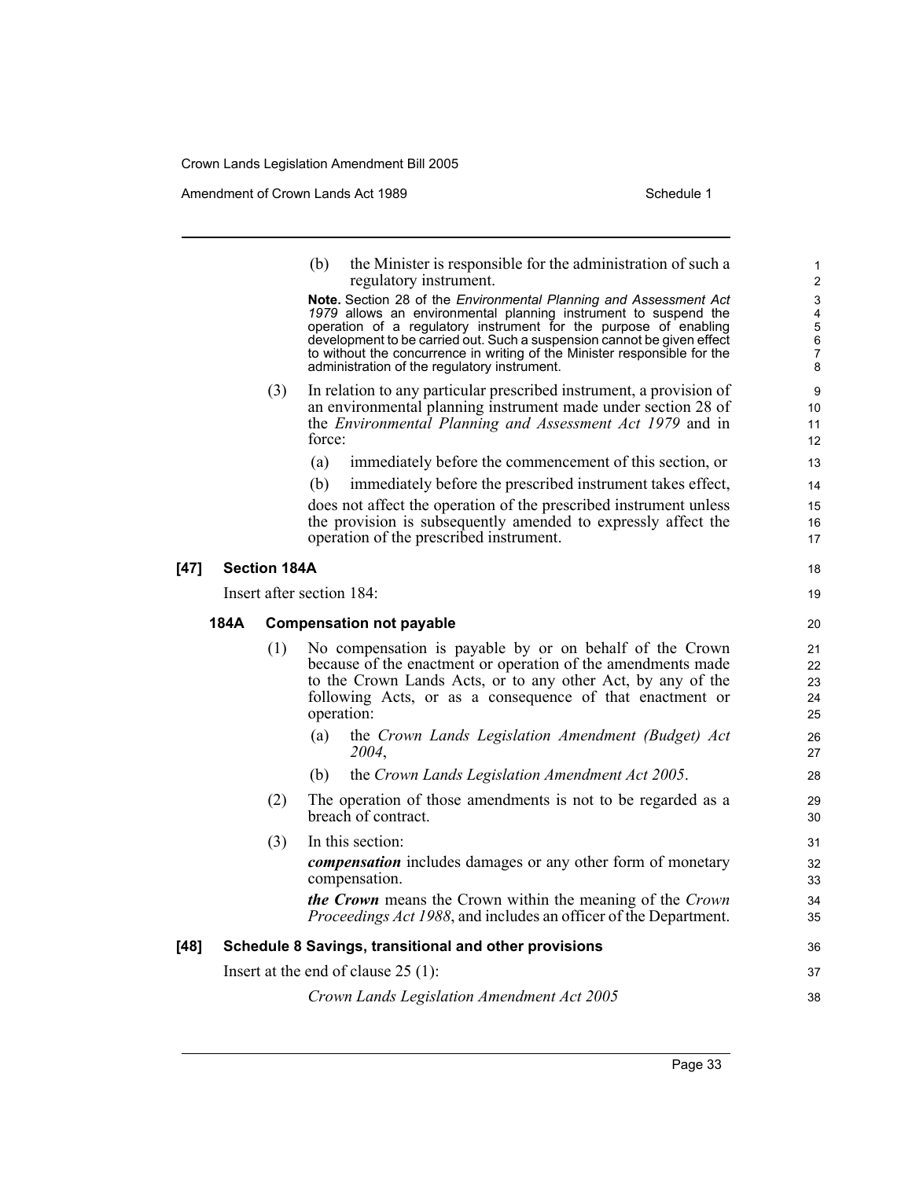(b) the Minister is responsible for the administration of such a regulatory instrument.

**Note.** Section 28 of the *Environmental Planning and Assessment Act 1979* allows an environmental planning instrument to suspend the operation of a regulatory instrument for the purpose of enabling development to be carried out. Such a suspension cannot be given effect to without the concurrence in writing of the Minister responsible for the administration of the regulatory instrument.

(3) In relation to any particular prescribed instrument, a provision of an environmental planning instrument made under section 28 of the *Environmental Planning and Assessment Act 1979* and in force:

(a) immediately before the commencement of this section, or

(b) immediately before the prescribed instrument takes effect,

does not affect the operation of the prescribed instrument unless the provision is subsequently amended to expressly affect the operation of the prescribed instrument.

**[47] Section 184A**

Insert after section 184:

**184A Compensation not payable**

(1) No compensation is payable by or on behalf of the Crown because of the enactment or operation of the amendments made to the Crown Lands Acts, or to any other Act, by any of the following Acts, or as a consequence of that enactment or operation:

(a) the *Crown Lands Legislation Amendment (Budget) Act 2004*,

(b) the *Crown Lands Legislation Amendment Act 2005*.

(2) The operation of those amendments is not to be regarded as a breach of contract.

(3) In this section:

***compensation*** includes damages or any other form of monetary compensation.

***the Crown*** means the Crown within the meaning of the *Crown Proceedings Act 1988*, and includes an officer of the Department.

**[48] Schedule 8 Savings, transitional and other provisions**

Insert at the end of clause 25 (1):

*Crown Lands Legislation Amendment Act 2005*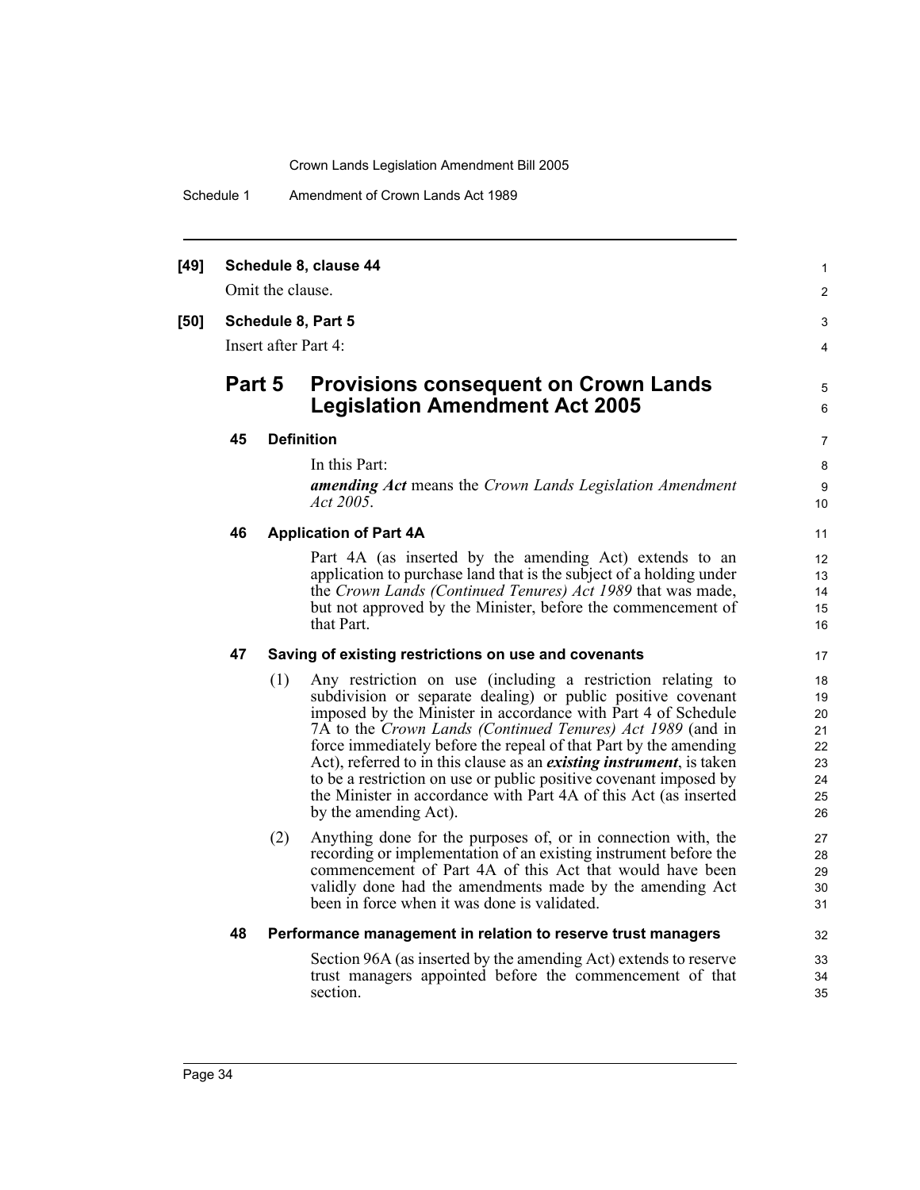**[49] Schedule 8, clause 44**

Omit the clause.

**[50] Schedule 8, Part 5**

Insert after Part 4:

## Part 5 Provisions consequent on Crown Lands Legislation Amendment Act 2005

### 45 Definition

In this Part:

***amending Act*** means the *Crown Lands Legislation Amendment Act 2005*.

### 46 Application of Part 4A

Part 4A (as inserted by the amending Act) extends to an application to purchase land that is the subject of a holding under the *Crown Lands (Continued Tenures) Act 1989* that was made, but not approved by the Minister, before the commencement of that Part.

### 47 Saving of existing restrictions on use and covenants

(1) Any restriction on use (including a restriction relating to subdivision or separate dealing) or public positive covenant imposed by the Minister in accordance with Part 4 of Schedule 7A to the *Crown Lands (Continued Tenures) Act 1989* (and in force immediately before the repeal of that Part by the amending Act), referred to in this clause as an ***existing instrument***, is taken to be a restriction on use or public positive covenant imposed by the Minister in accordance with Part 4A of this Act (as inserted by the amending Act).

(2) Anything done for the purposes of, or in connection with, the recording or implementation of an existing instrument before the commencement of Part 4A of this Act that would have been validly done had the amendments made by the amending Act been in force when it was done is validated.

### 48 Performance management in relation to reserve trust managers

Section 96A (as inserted by the amending Act) extends to reserve trust managers appointed before the commencement of that section.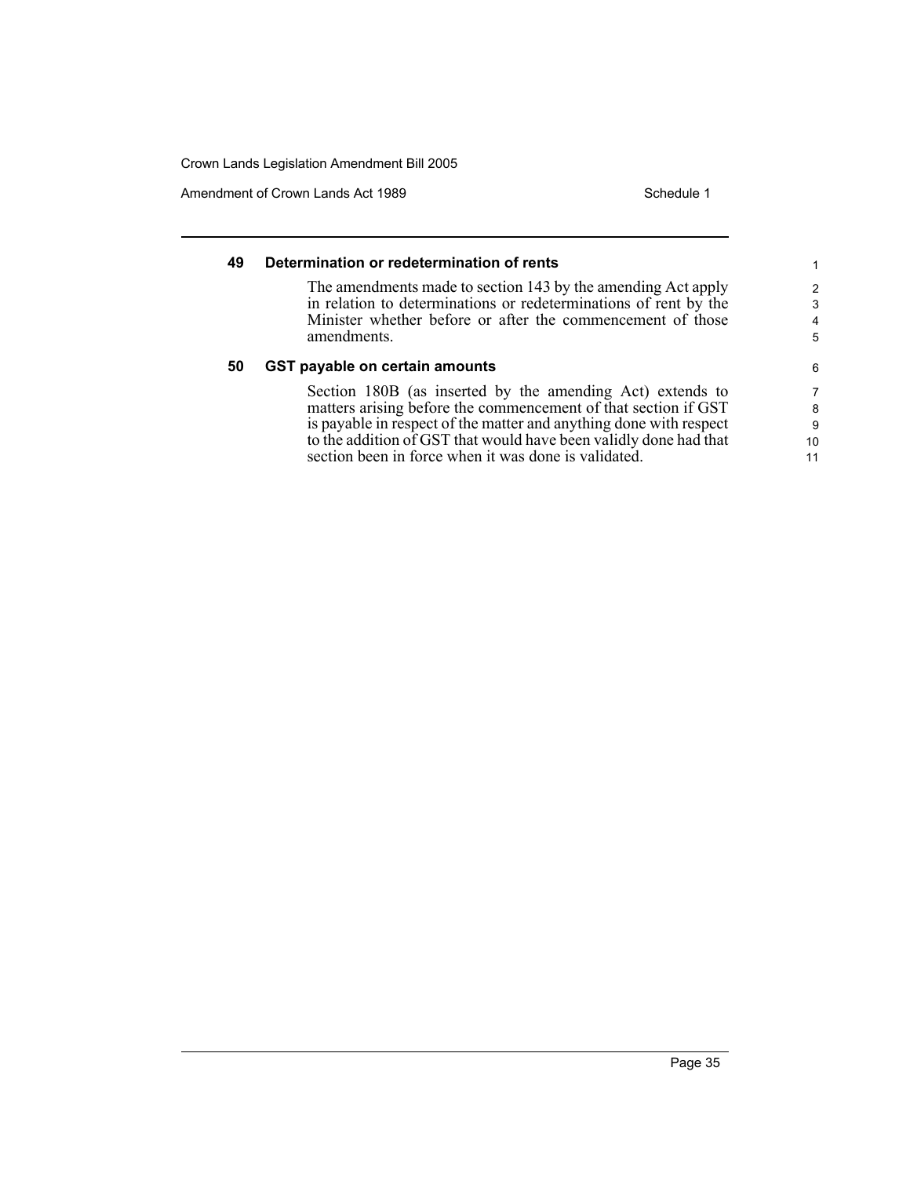### 49 Determination or redetermination of rents

The amendments made to section 143 by the amending Act apply in relation to determinations or redeterminations of rent by the Minister whether before or after the commencement of those amendments.

### 50 GST payable on certain amounts

Section 180B (as inserted by the amending Act) extends to matters arising before the commencement of that section if GST is payable in respect of the matter and anything done with respect to the addition of GST that would have been validly done had that section been in force when it was done is validated.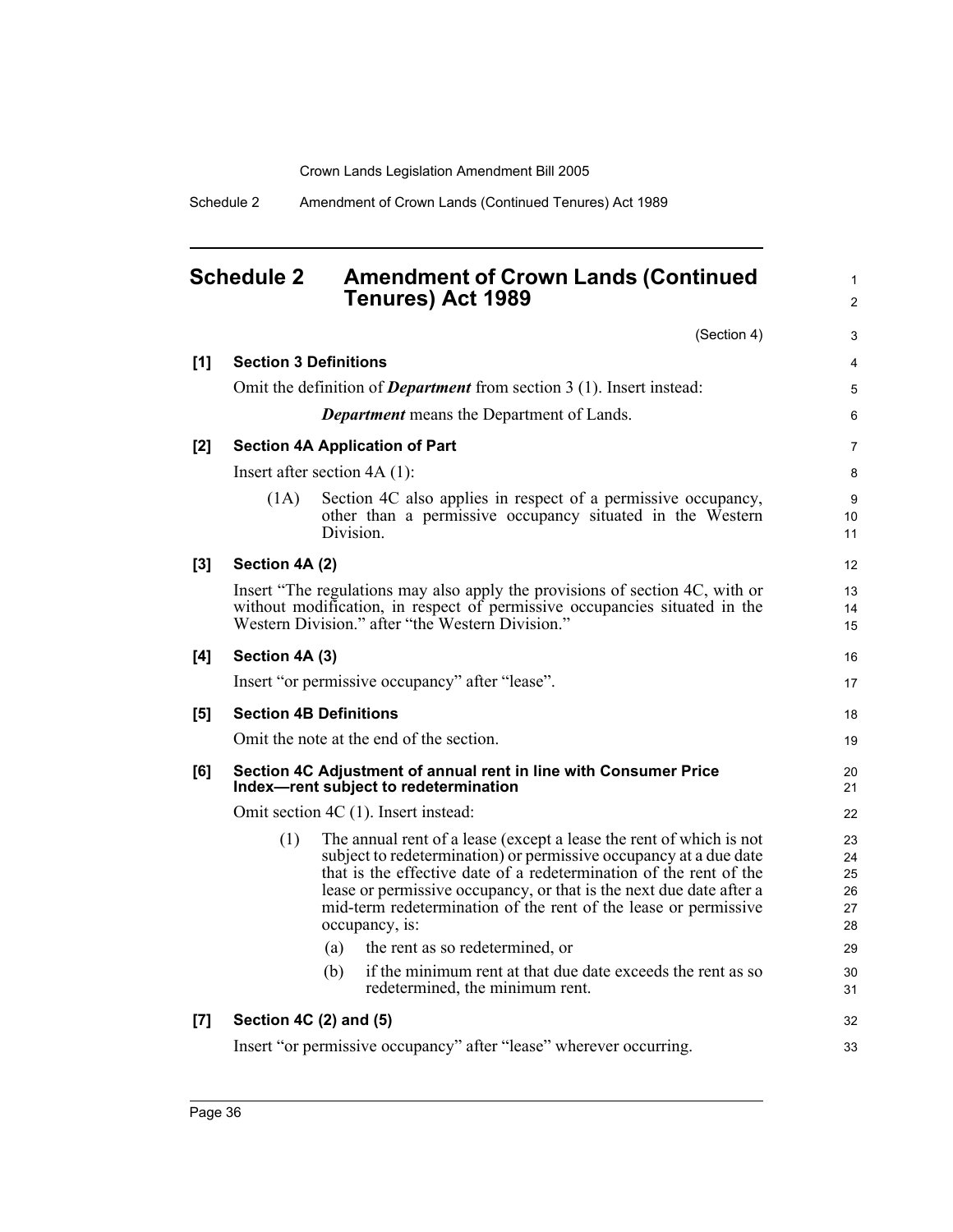# Schedule 2 Amendment of Crown Lands (Continued Tenures) Act 1989

(Section 4)

**[1] Section 3 Definitions**

Omit the definition of ***Department*** from section 3 (1). Insert instead:

> ***Department*** means the Department of Lands.

**[2] Section 4A Application of Part**

Insert after section 4A (1):

> (1A) Section 4C also applies in respect of a permissive occupancy, other than a permissive occupancy situated in the Western Division.

**[3] Section 4A (2)**

Insert "The regulations may also apply the provisions of section 4C, with or without modification, in respect of permissive occupancies situated in the Western Division." after "the Western Division."

**[4] Section 4A (3)**

Insert "or permissive occupancy" after "lease".

**[5] Section 4B Definitions**

Omit the note at the end of the section.

**[6] Section 4C Adjustment of annual rent in line with Consumer Price Index—rent subject to redetermination**

Omit section 4C (1). Insert instead:

> (1) The annual rent of a lease (except a lease the rent of which is not subject to redetermination) or permissive occupancy at a due date that is the effective date of a redetermination of the rent of the lease or permissive occupancy, or that is the next due date after a mid-term redetermination of the rent of the lease or permissive occupancy, is:
>
> (a) the rent as so redetermined, or
>
> (b) if the minimum rent at that due date exceeds the rent as so redetermined, the minimum rent.

**[7] Section 4C (2) and (5)**

Insert "or permissive occupancy" after "lease" wherever occurring.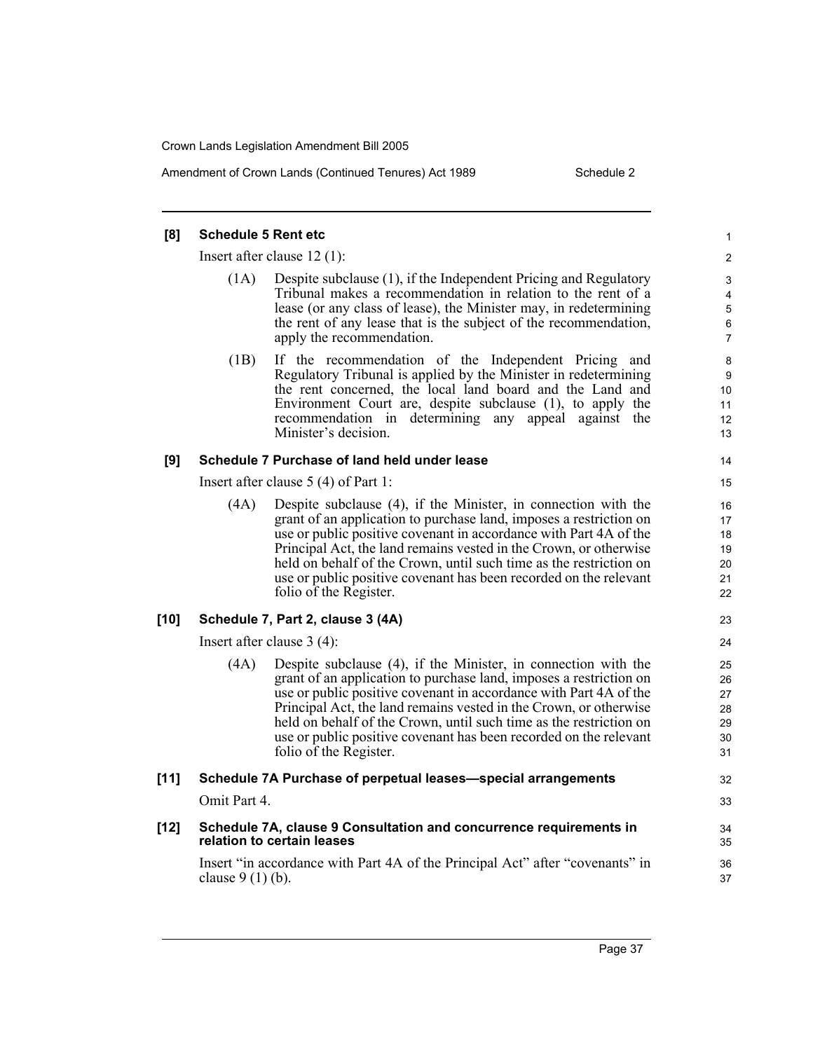#### [8] Schedule 5 Rent etc

Insert after clause 12 (1):

(1A) Despite subclause (1), if the Independent Pricing and Regulatory Tribunal makes a recommendation in relation to the rent of a lease (or any class of lease), the Minister may, in redetermining the rent of any lease that is the subject of the recommendation, apply the recommendation.

(1B) If the recommendation of the Independent Pricing and Regulatory Tribunal is applied by the Minister in redetermining the rent concerned, the local land board and the Land and Environment Court are, despite subclause (1), to apply the recommendation in determining any appeal against the Minister's decision.

#### [9] Schedule 7 Purchase of land held under lease

Insert after clause 5 (4) of Part 1:

(4A) Despite subclause (4), if the Minister, in connection with the grant of an application to purchase land, imposes a restriction on use or public positive covenant in accordance with Part 4A of the Principal Act, the land remains vested in the Crown, or otherwise held on behalf of the Crown, until such time as the restriction on use or public positive covenant has been recorded on the relevant folio of the Register.

#### [10] Schedule 7, Part 2, clause 3 (4A)

Insert after clause 3 (4):

(4A) Despite subclause (4), if the Minister, in connection with the grant of an application to purchase land, imposes a restriction on use or public positive covenant in accordance with Part 4A of the Principal Act, the land remains vested in the Crown, or otherwise held on behalf of the Crown, until such time as the restriction on use or public positive covenant has been recorded on the relevant folio of the Register.

#### [11] Schedule 7A Purchase of perpetual leases—special arrangements

Omit Part 4.

#### [12] Schedule 7A, clause 9 Consultation and concurrence requirements in relation to certain leases

Insert "in accordance with Part 4A of the Principal Act" after "covenants" in clause 9 (1) (b).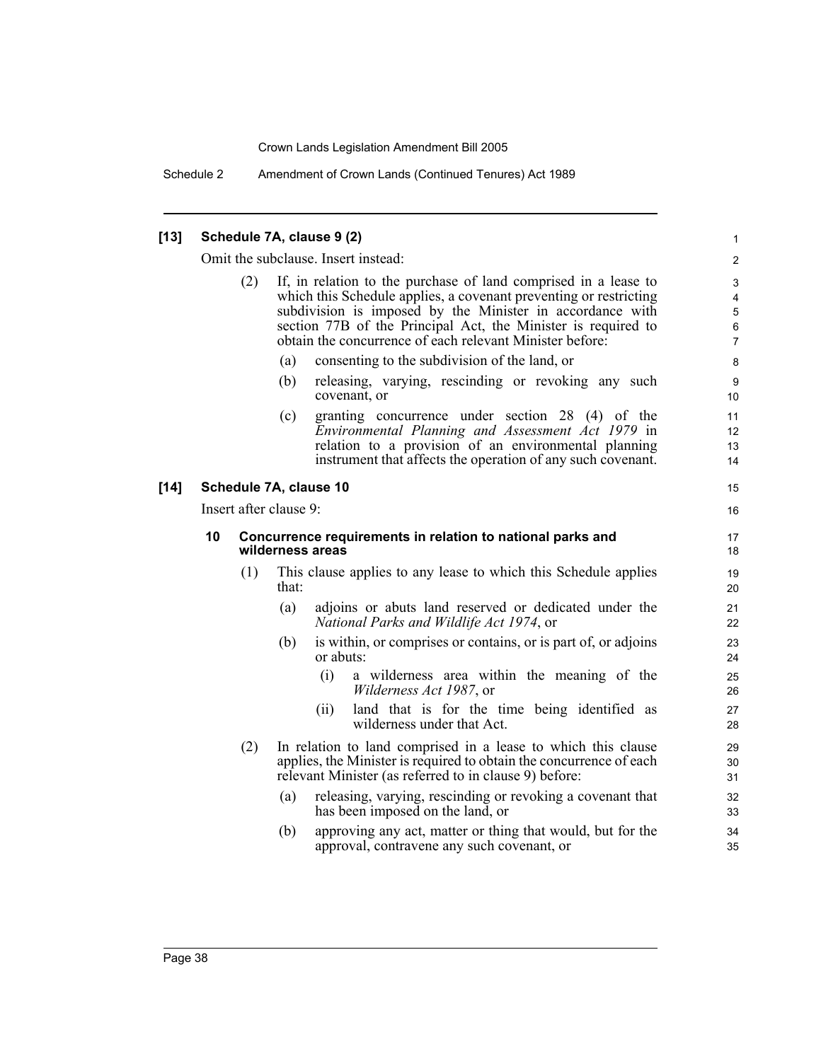**[13] Schedule 7A, clause 9 (2)**

Omit the subclause. Insert instead:

(2) If, in relation to the purchase of land comprised in a lease to which this Schedule applies, a covenant preventing or restricting subdivision is imposed by the Minister in accordance with section 77B of the Principal Act, the Minister is required to obtain the concurrence of each relevant Minister before:

(a) consenting to the subdivision of the land, or

(b) releasing, varying, rescinding or revoking any such covenant, or

(c) granting concurrence under section 28 (4) of the *Environmental Planning and Assessment Act 1979* in relation to a provision of an environmental planning instrument that affects the operation of any such covenant.

**[14] Schedule 7A, clause 10**

Insert after clause 9:

**10 Concurrence requirements in relation to national parks and wilderness areas**

(1) This clause applies to any lease to which this Schedule applies that:

(a) adjoins or abuts land reserved or dedicated under the *National Parks and Wildlife Act 1974*, or

(b) is within, or comprises or contains, or is part of, or adjoins or abuts:

(i) a wilderness area within the meaning of the *Wilderness Act 1987*, or

(ii) land that is for the time being identified as wilderness under that Act.

(2) In relation to land comprised in a lease to which this clause applies, the Minister is required to obtain the concurrence of each relevant Minister (as referred to in clause 9) before:

(a) releasing, varying, rescinding or revoking a covenant that has been imposed on the land, or

(b) approving any act, matter or thing that would, but for the approval, contravene any such covenant, or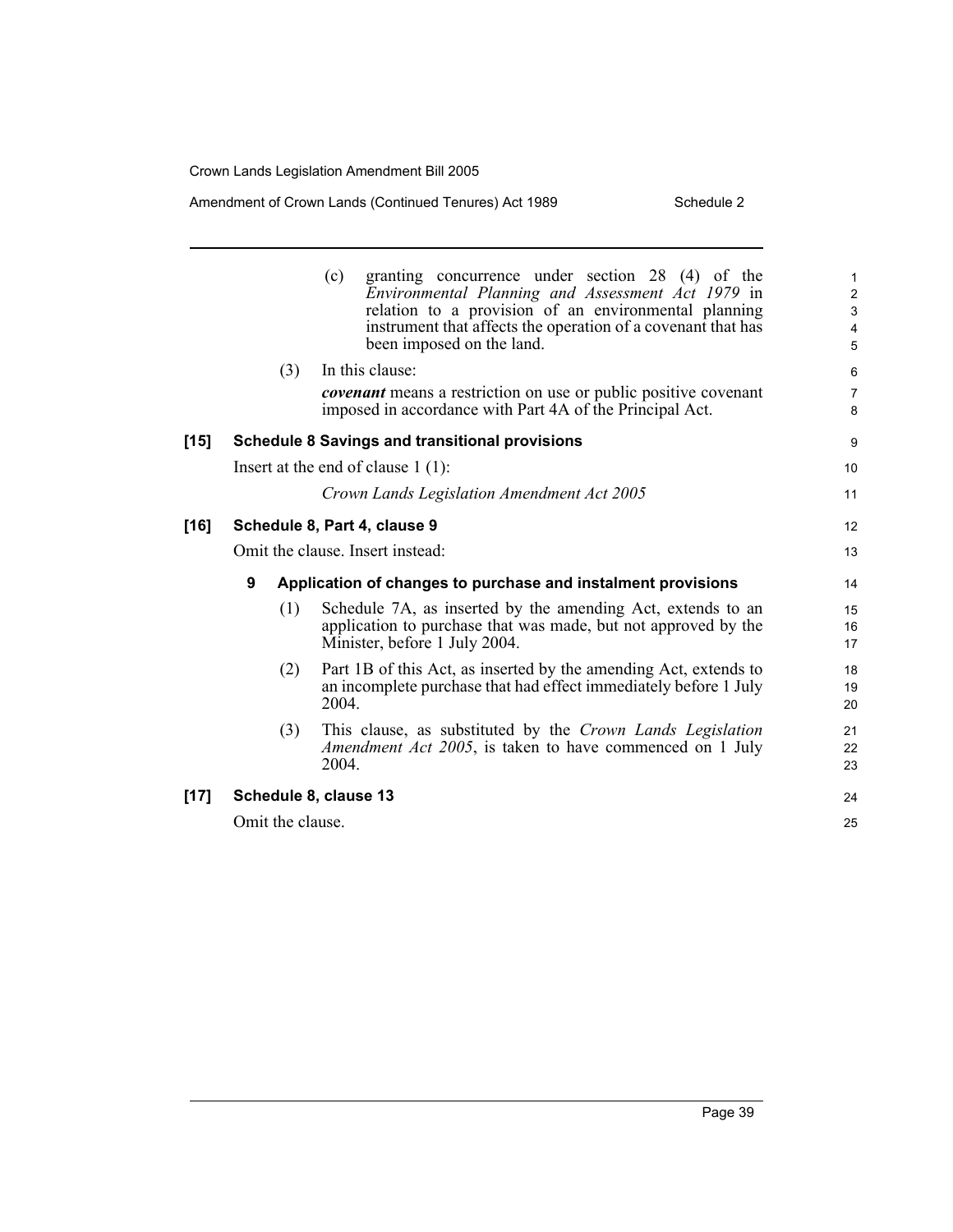(c) granting concurrence under section 28 (4) of the *Environmental Planning and Assessment Act 1979* in relation to a provision of an environmental planning instrument that affects the operation of a covenant that has been imposed on the land.

(3) In this clause:

***covenant*** means a restriction on use or public positive covenant imposed in accordance with Part 4A of the Principal Act.

**[15] Schedule 8 Savings and transitional provisions**

Insert at the end of clause 1 (1):

*Crown Lands Legislation Amendment Act 2005*

**[16] Schedule 8, Part 4, clause 9**

Omit the clause. Insert instead:

**9 Application of changes to purchase and instalment provisions**

(1) Schedule 7A, as inserted by the amending Act, extends to an application to purchase that was made, but not approved by the Minister, before 1 July 2004.

(2) Part 1B of this Act, as inserted by the amending Act, extends to an incomplete purchase that had effect immediately before 1 July 2004.

(3) This clause, as substituted by the *Crown Lands Legislation Amendment Act 2005*, is taken to have commenced on 1 July 2004.

**[17] Schedule 8, clause 13**

Omit the clause.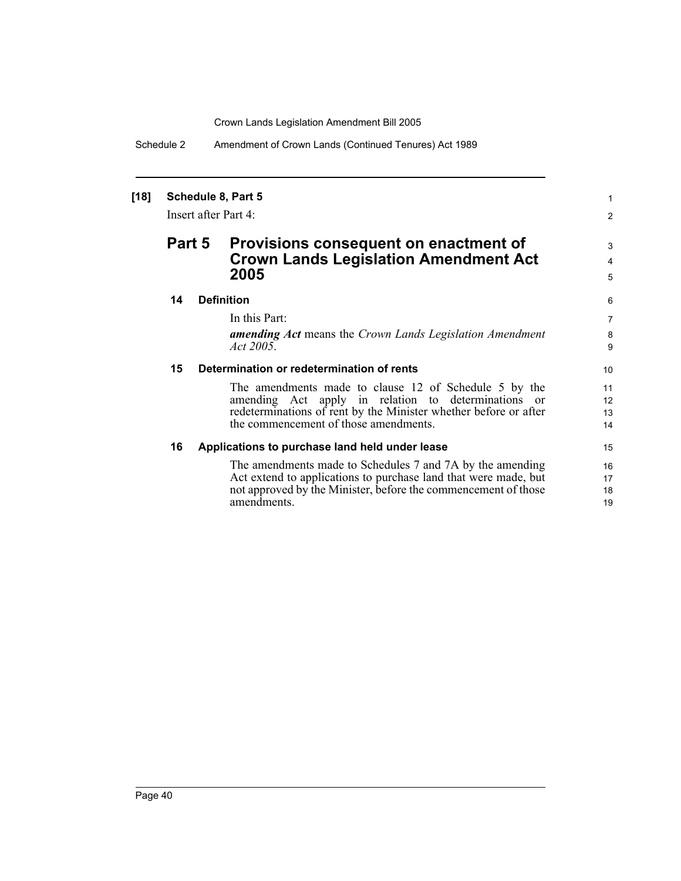**[18] Schedule 8, Part 5**

Insert after Part 4:

## Part 5 Provisions consequent on enactment of Crown Lands Legislation Amendment Act 2005

**14 Definition**

In this Part:

***amending Act*** means the *Crown Lands Legislation Amendment Act 2005*.

**15 Determination or redetermination of rents**

The amendments made to clause 12 of Schedule 5 by the amending Act apply in relation to determinations or redeterminations of rent by the Minister whether before or after the commencement of those amendments.

**16 Applications to purchase land held under lease**

The amendments made to Schedules 7 and 7A by the amending Act extend to applications to purchase land that were made, but not approved by the Minister, before the commencement of those amendments.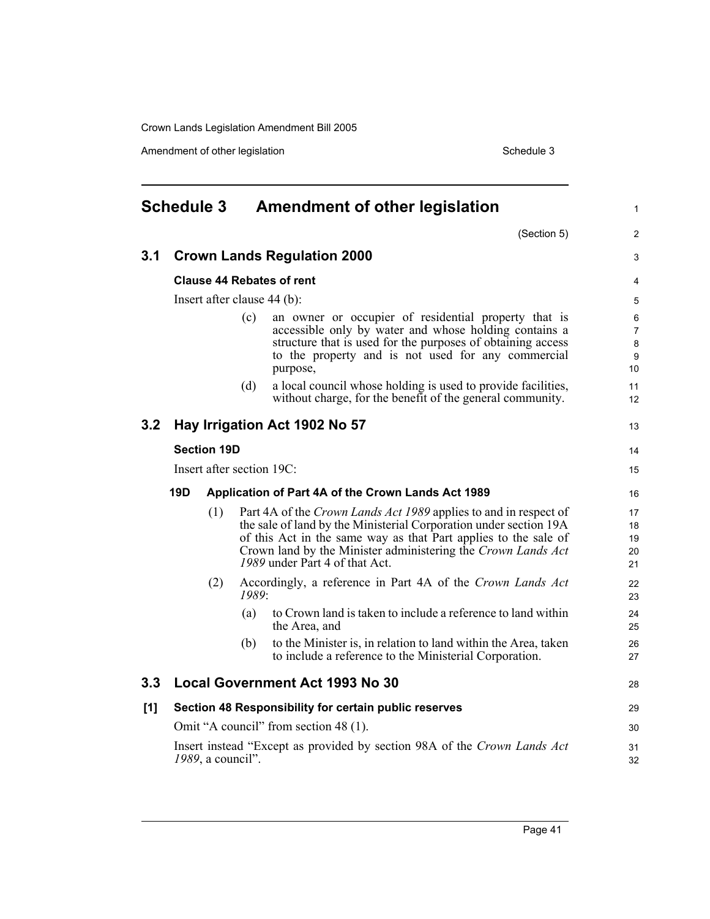# Schedule 3 Amendment of other legislation

(Section 5)

## 3.1 Crown Lands Regulation 2000

### Clause 44 Rebates of rent

Insert after clause 44 (b):

> (c) an owner or occupier of residential property that is accessible only by water and whose holding contains a structure that is used for the purposes of obtaining access to the property and is not used for any commercial purpose,
>
> (d) a local council whose holding is used to provide facilities, without charge, for the benefit of the general community.

## 3.2 Hay Irrigation Act 1902 No 57

### Section 19D

Insert after section 19C:

> **19D Application of Part 4A of the Crown Lands Act 1989**
>
> (1) Part 4A of the *Crown Lands Act 1989* applies to and in respect of the sale of land by the Ministerial Corporation under section 19A of this Act in the same way as that Part applies to the sale of Crown land by the Minister administering the *Crown Lands Act 1989* under Part 4 of that Act.
>
> (2) Accordingly, a reference in Part 4A of the *Crown Lands Act 1989*:
>
> (a) to Crown land is taken to include a reference to land within the Area, and
>
> (b) to the Minister is, in relation to land within the Area, taken to include a reference to the Ministerial Corporation.

## 3.3 Local Government Act 1993 No 30

### [1] Section 48 Responsibility for certain public reserves

Omit "A council" from section 48 (1).

Insert instead "Except as provided by section 98A of the *Crown Lands Act 1989*, a council".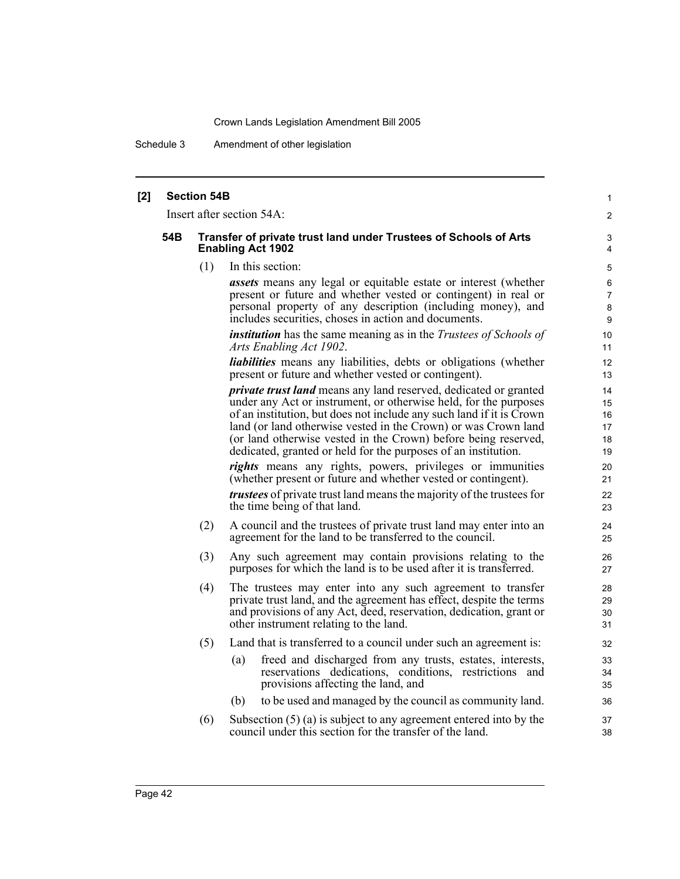**[2] Section 54B**

Insert after section 54A:

### 54B Transfer of private trust land under Trustees of Schools of Arts Enabling Act 1902

(1) In this section:

***assets*** means any legal or equitable estate or interest (whether present or future and whether vested or contingent) in real or personal property of any description (including money), and includes securities, choses in action and documents.

***institution*** has the same meaning as in the *Trustees of Schools of Arts Enabling Act 1902*.

***liabilities*** means any liabilities, debts or obligations (whether present or future and whether vested or contingent).

***private trust land*** means any land reserved, dedicated or granted under any Act or instrument, or otherwise held, for the purposes of an institution, but does not include any such land if it is Crown land (or land otherwise vested in the Crown) or was Crown land (or land otherwise vested in the Crown) before being reserved, dedicated, granted or held for the purposes of an institution.

***rights*** means any rights, powers, privileges or immunities (whether present or future and whether vested or contingent).

***trustees*** of private trust land means the majority of the trustees for the time being of that land.

(2) A council and the trustees of private trust land may enter into an agreement for the land to be transferred to the council.

(3) Any such agreement may contain provisions relating to the purposes for which the land is to be used after it is transferred.

(4) The trustees may enter into any such agreement to transfer private trust land, and the agreement has effect, despite the terms and provisions of any Act, deed, reservation, dedication, grant or other instrument relating to the land.

(5) Land that is transferred to a council under such an agreement is:

(a) freed and discharged from any trusts, estates, interests, reservations dedications, conditions, restrictions and provisions affecting the land, and

(b) to be used and managed by the council as community land.

(6) Subsection (5) (a) is subject to any agreement entered into by the council under this section for the transfer of the land.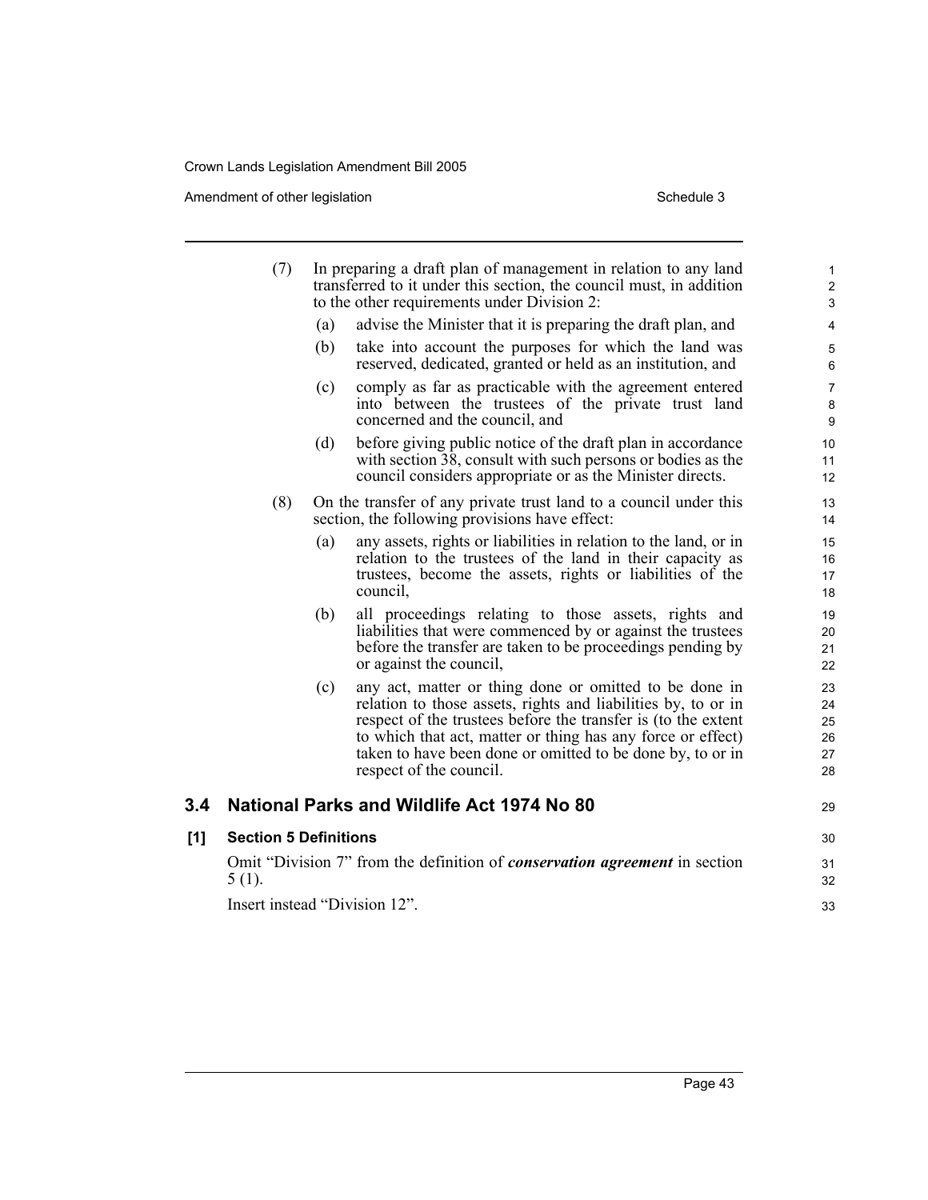(7) In preparing a draft plan of management in relation to any land transferred to it under this section, the council must, in addition to the other requirements under Division 2:

(a) advise the Minister that it is preparing the draft plan, and

(b) take into account the purposes for which the land was reserved, dedicated, granted or held as an institution, and

(c) comply as far as practicable with the agreement entered into between the trustees of the private trust land concerned and the council, and

(d) before giving public notice of the draft plan in accordance with section 38, consult with such persons or bodies as the council considers appropriate or as the Minister directs.

(8) On the transfer of any private trust land to a council under this section, the following provisions have effect:

(a) any assets, rights or liabilities in relation to the land, or in relation to the trustees of the land in their capacity as trustees, become the assets, rights or liabilities of the council,

(b) all proceedings relating to those assets, rights and liabilities that were commenced by or against the trustees before the transfer are taken to be proceedings pending by or against the council,

(c) any act, matter or thing done or omitted to be done in relation to those assets, rights and liabilities by, to or in respect of the trustees before the transfer is (to the extent to which that act, matter or thing has any force or effect) taken to have been done or omitted to be done by, to or in respect of the council.

## 3.4 National Parks and Wildlife Act 1974 No 80

### [1] Section 5 Definitions

Omit "Division 7" from the definition of ***conservation agreement*** in section 5 (1).

Insert instead "Division 12".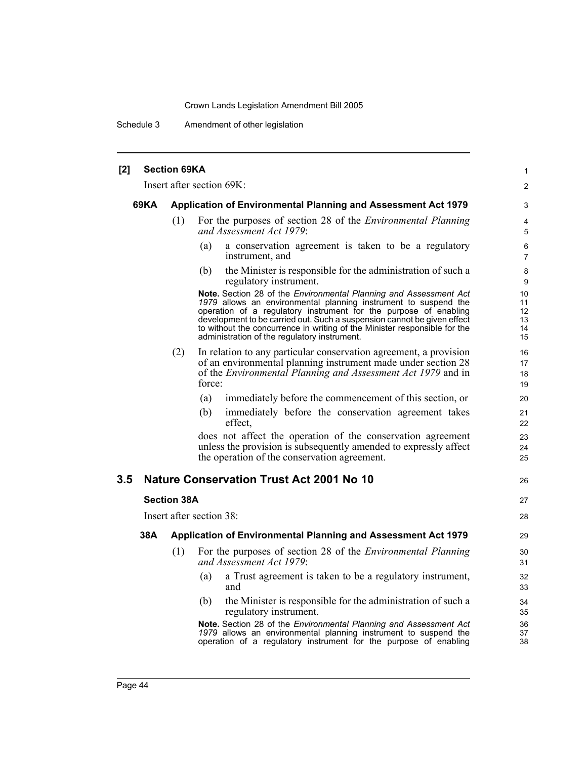**[2] Section 69KA**

Insert after section 69K:

**69KA Application of Environmental Planning and Assessment Act 1979**

(1) For the purposes of section 28 of the *Environmental Planning and Assessment Act 1979*:

(a) a conservation agreement is taken to be a regulatory instrument, and

(b) the Minister is responsible for the administration of such a regulatory instrument.

**Note.** Section 28 of the *Environmental Planning and Assessment Act 1979* allows an environmental planning instrument to suspend the operation of a regulatory instrument for the purpose of enabling development to be carried out. Such a suspension cannot be given effect to without the concurrence in writing of the Minister responsible for the administration of the regulatory instrument.

(2) In relation to any particular conservation agreement, a provision of an environmental planning instrument made under section 28 of the *Environmental Planning and Assessment Act 1979* and in force:

(a) immediately before the commencement of this section, or

(b) immediately before the conservation agreement takes effect,

does not affect the operation of the conservation agreement unless the provision is subsequently amended to expressly affect the operation of the conservation agreement.

## 3.5 Nature Conservation Trust Act 2001 No 10

**Section 38A**

Insert after section 38:

**38A Application of Environmental Planning and Assessment Act 1979**

(1) For the purposes of section 28 of the *Environmental Planning and Assessment Act 1979*:

(a) a Trust agreement is taken to be a regulatory instrument, and

(b) the Minister is responsible for the administration of such a regulatory instrument.

**Note.** Section 28 of the *Environmental Planning and Assessment Act 1979* allows an environmental planning instrument to suspend the operation of a regulatory instrument for the purpose of enabling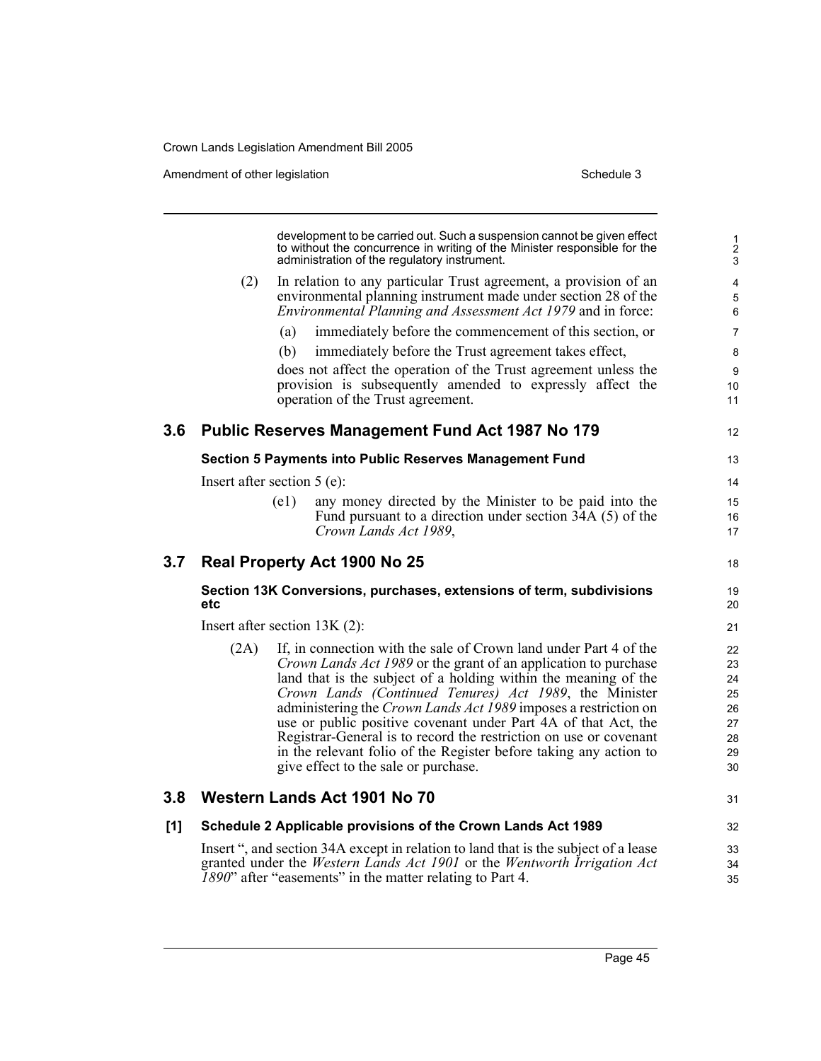development to be carried out. Such a suspension cannot be given effect to without the concurrence in writing of the Minister responsible for the administration of the regulatory instrument.

(2) In relation to any particular Trust agreement, a provision of an environmental planning instrument made under section 28 of the *Environmental Planning and Assessment Act 1979* and in force:

(a) immediately before the commencement of this section, or

(b) immediately before the Trust agreement takes effect,

does not affect the operation of the Trust agreement unless the provision is subsequently amended to expressly affect the operation of the Trust agreement.

## 3.6 Public Reserves Management Fund Act 1987 No 179

### Section 5 Payments into Public Reserves Management Fund

Insert after section 5 (e):

(e1) any money directed by the Minister to be paid into the Fund pursuant to a direction under section 34A (5) of the *Crown Lands Act 1989*,

## 3.7 Real Property Act 1900 No 25

### Section 13K Conversions, purchases, extensions of term, subdivisions etc

Insert after section 13K (2):

(2A) If, in connection with the sale of Crown land under Part 4 of the *Crown Lands Act 1989* or the grant of an application to purchase land that is the subject of a holding within the meaning of the *Crown Lands (Continued Tenures) Act 1989*, the Minister administering the *Crown Lands Act 1989* imposes a restriction on use or public positive covenant under Part 4A of that Act, the Registrar-General is to record the restriction on use or covenant in the relevant folio of the Register before taking any action to give effect to the sale or purchase.

## 3.8 Western Lands Act 1901 No 70

### [1] Schedule 2 Applicable provisions of the Crown Lands Act 1989

Insert ", and section 34A except in relation to land that is the subject of a lease granted under the *Western Lands Act 1901* or the *Wentworth Irrigation Act 1890*" after "easements" in the matter relating to Part 4.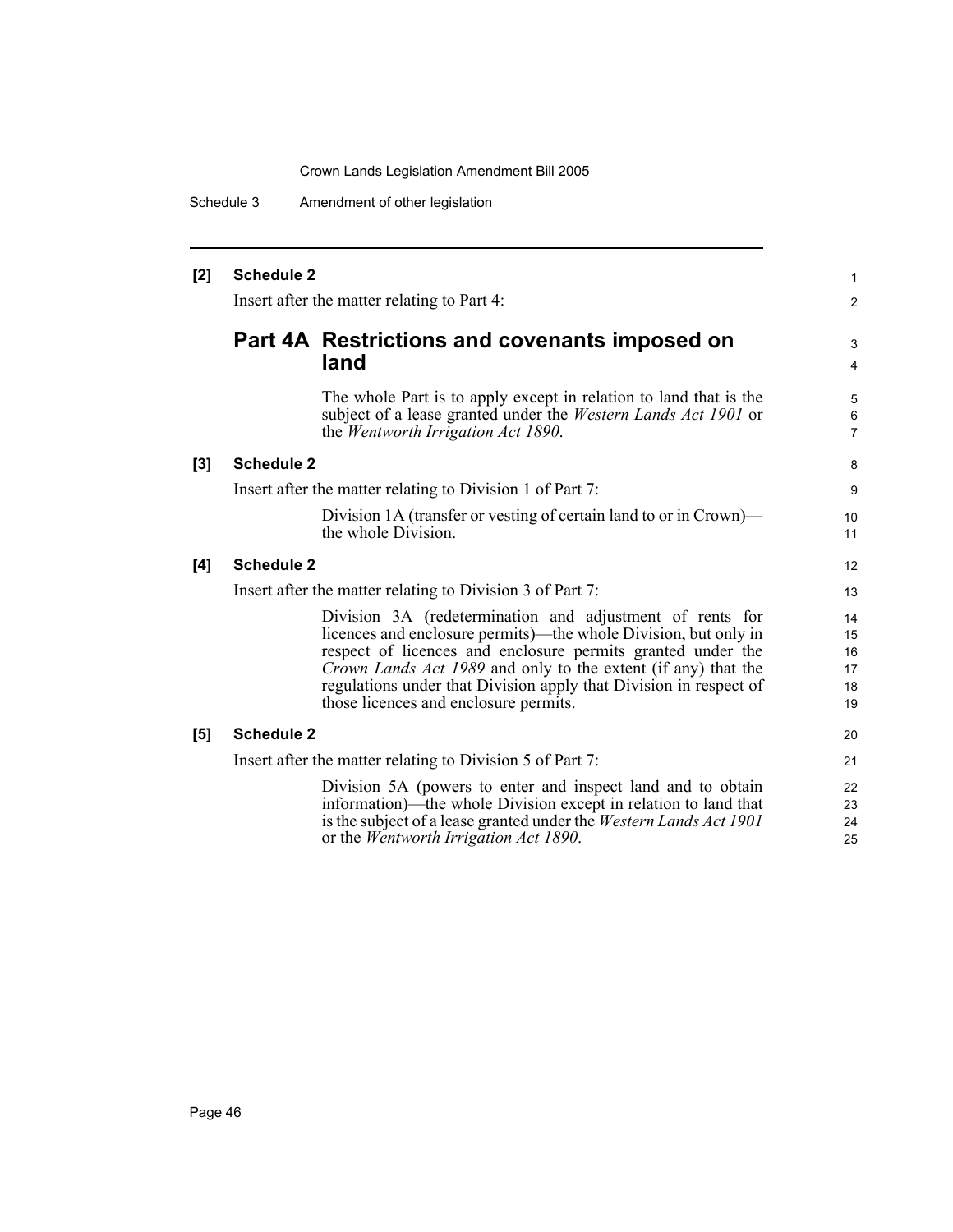**[2] Schedule 2**

Insert after the matter relating to Part 4:

## Part 4A Restrictions and covenants imposed on land

The whole Part is to apply except in relation to land that is the subject of a lease granted under the *Western Lands Act 1901* or the *Wentworth Irrigation Act 1890*.

**[3] Schedule 2**

Insert after the matter relating to Division 1 of Part 7:

Division 1A (transfer or vesting of certain land to or in Crown)—the whole Division.

**[4] Schedule 2**

Insert after the matter relating to Division 3 of Part 7:

Division 3A (redetermination and adjustment of rents for licences and enclosure permits)—the whole Division, but only in respect of licences and enclosure permits granted under the *Crown Lands Act 1989* and only to the extent (if any) that the regulations under that Division apply that Division in respect of those licences and enclosure permits.

**[5] Schedule 2**

Insert after the matter relating to Division 5 of Part 7:

Division 5A (powers to enter and inspect land and to obtain information)—the whole Division except in relation to land that is the subject of a lease granted under the *Western Lands Act 1901* or the *Wentworth Irrigation Act 1890*.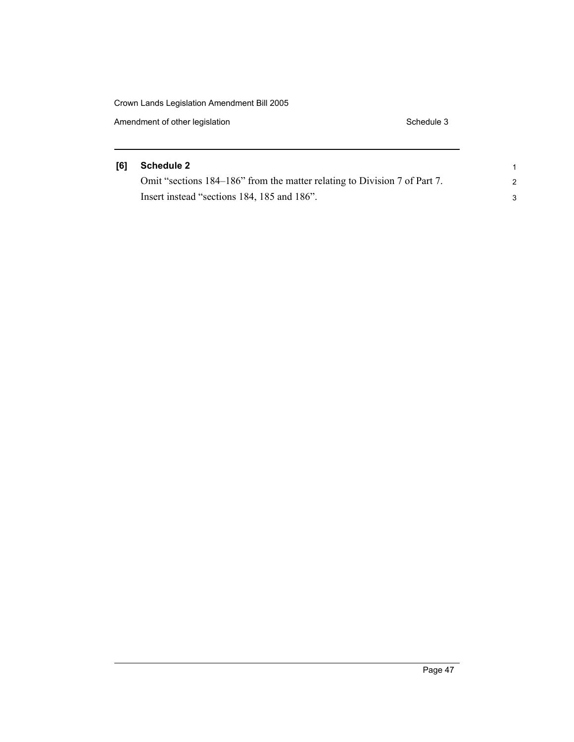**[6] Schedule 2**

Omit "sections 184–186" from the matter relating to Division 7 of Part 7. Insert instead "sections 184, 185 and 186".